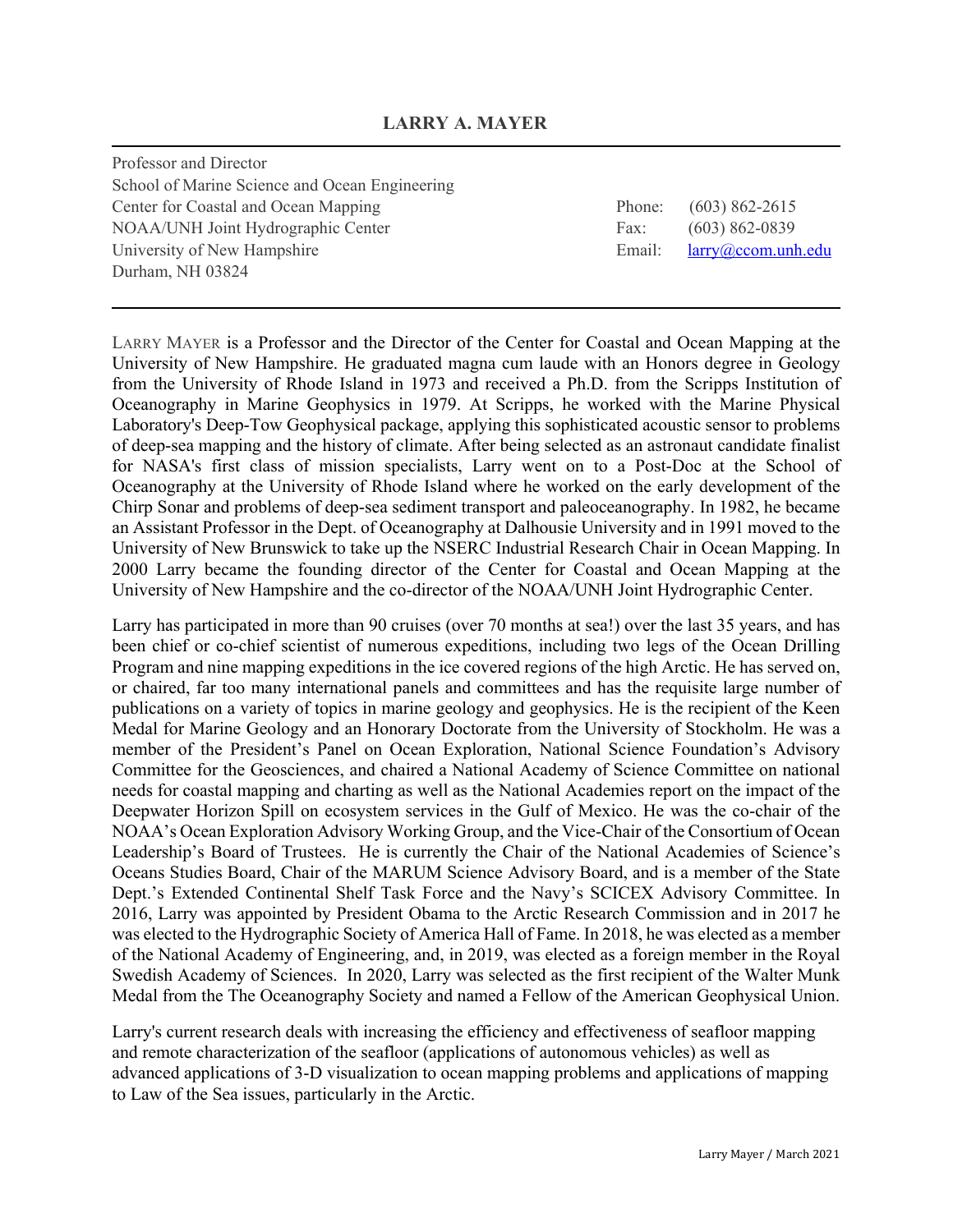# LARRY A. MAYER

Professor and Director
School of Marine Science and Ocean Engineering
Center for Coastal and Ocean Mapping
NOAA/UNH Joint Hydrographic Center
University of New Hampshire
Durham, NH 03824

Phone: (603) 862-2615
Fax: (603) 862-0839
Email: larry@ccom.unh.edu

---

LARRY MAYER is a Professor and the Director of the Center for Coastal and Ocean Mapping at the University of New Hampshire. He graduated magna cum laude with an Honors degree in Geology from the University of Rhode Island in 1973 and received a Ph.D. from the Scripps Institution of Oceanography in Marine Geophysics in 1979. At Scripps, he worked with the Marine Physical Laboratory's Deep-Tow Geophysical package, applying this sophisticated acoustic sensor to problems of deep-sea mapping and the history of climate. After being selected as an astronaut candidate finalist for NASA's first class of mission specialists, Larry went on to a Post-Doc at the School of Oceanography at the University of Rhode Island where he worked on the early development of the Chirp Sonar and problems of deep-sea sediment transport and paleoceanography. In 1982, he became an Assistant Professor in the Dept. of Oceanography at Dalhousie University and in 1991 moved to the University of New Brunswick to take up the NSERC Industrial Research Chair in Ocean Mapping. In 2000 Larry became the founding director of the Center for Coastal and Ocean Mapping at the University of New Hampshire and the co-director of the NOAA/UNH Joint Hydrographic Center.

Larry has participated in more than 90 cruises (over 70 months at sea!) over the last 35 years, and has been chief or co-chief scientist of numerous expeditions, including two legs of the Ocean Drilling Program and nine mapping expeditions in the ice covered regions of the high Arctic. He has served on, or chaired, far too many international panels and committees and has the requisite large number of publications on a variety of topics in marine geology and geophysics. He is the recipient of the Keen Medal for Marine Geology and an Honorary Doctorate from the University of Stockholm. He was a member of the President's Panel on Ocean Exploration, National Science Foundation's Advisory Committee for the Geosciences, and chaired a National Academy of Science Committee on national needs for coastal mapping and charting as well as the National Academies report on the impact of the Deepwater Horizon Spill on ecosystem services in the Gulf of Mexico. He was the co-chair of the NOAA's Ocean Exploration Advisory Working Group, and the Vice-Chair of the Consortium of Ocean Leadership's Board of Trustees. He is currently the Chair of the National Academies of Science's Oceans Studies Board, Chair of the MARUM Science Advisory Board, and is a member of the State Dept.'s Extended Continental Shelf Task Force and the Navy's SCICEX Advisory Committee. In 2016, Larry was appointed by President Obama to the Arctic Research Commission and in 2017 he was elected to the Hydrographic Society of America Hall of Fame. In 2018, he was elected as a member of the National Academy of Engineering, and, in 2019, was elected as a foreign member in the Royal Swedish Academy of Sciences. In 2020, Larry was selected as the first recipient of the Walter Munk Medal from the The Oceanography Society and named a Fellow of the American Geophysical Union.

Larry's current research deals with increasing the efficiency and effectiveness of seafloor mapping and remote characterization of the seafloor (applications of autonomous vehicles) as well as advanced applications of 3-D visualization to ocean mapping problems and applications of mapping to Law of the Sea issues, particularly in the Arctic.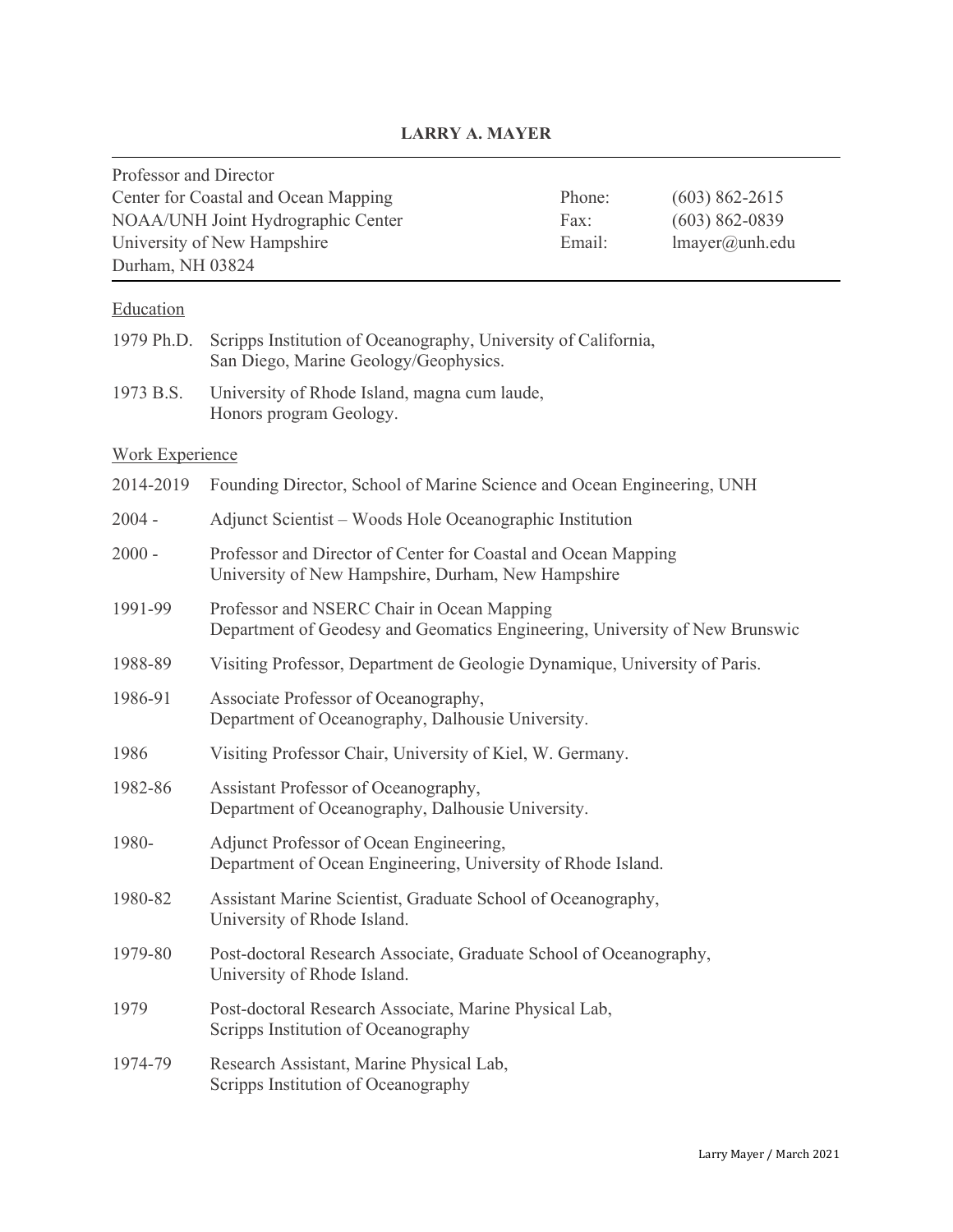# LARRY A. MAYER

Professor and Director
Center for Coastal and Ocean Mapping
NOAA/UNH Joint Hydrographic Center
University of New Hampshire
Durham, NH 03824

Phone: (603) 862-2615
Fax: (603) 862-0839
Email: lmayer@unh.edu

## Education

| | |
|---|---|
| 1979 Ph.D. | Scripps Institution of Oceanography, University of California, San Diego, Marine Geology/Geophysics. |
| 1973 B.S. | University of Rhode Island, magna cum laude, Honors program Geology. |

## Work Experience

| | |
|---|---|
| 2014-2019 | Founding Director, School of Marine Science and Ocean Engineering, UNH |
| 2004 - | Adjunct Scientist – Woods Hole Oceanographic Institution |
| 2000 - | Professor and Director of Center for Coastal and Ocean Mapping<br>University of New Hampshire, Durham, New Hampshire |
| 1991-99 | Professor and NSERC Chair in Ocean Mapping<br>Department of Geodesy and Geomatics Engineering, University of New Brunswic |
| 1988-89 | Visiting Professor, Department de Geologie Dynamique, University of Paris. |
| 1986-91 | Associate Professor of Oceanography,<br>Department of Oceanography, Dalhousie University. |
| 1986 | Visiting Professor Chair, University of Kiel, W. Germany. |
| 1982-86 | Assistant Professor of Oceanography,<br>Department of Oceanography, Dalhousie University. |
| 1980- | Adjunct Professor of Ocean Engineering,<br>Department of Ocean Engineering, University of Rhode Island. |
| 1980-82 | Assistant Marine Scientist, Graduate School of Oceanography,<br>University of Rhode Island. |
| 1979-80 | Post-doctoral Research Associate, Graduate School of Oceanography,<br>University of Rhode Island. |
| 1979 | Post-doctoral Research Associate, Marine Physical Lab,<br>Scripps Institution of Oceanography |
| 1974-79 | Research Assistant, Marine Physical Lab,<br>Scripps Institution of Oceanography |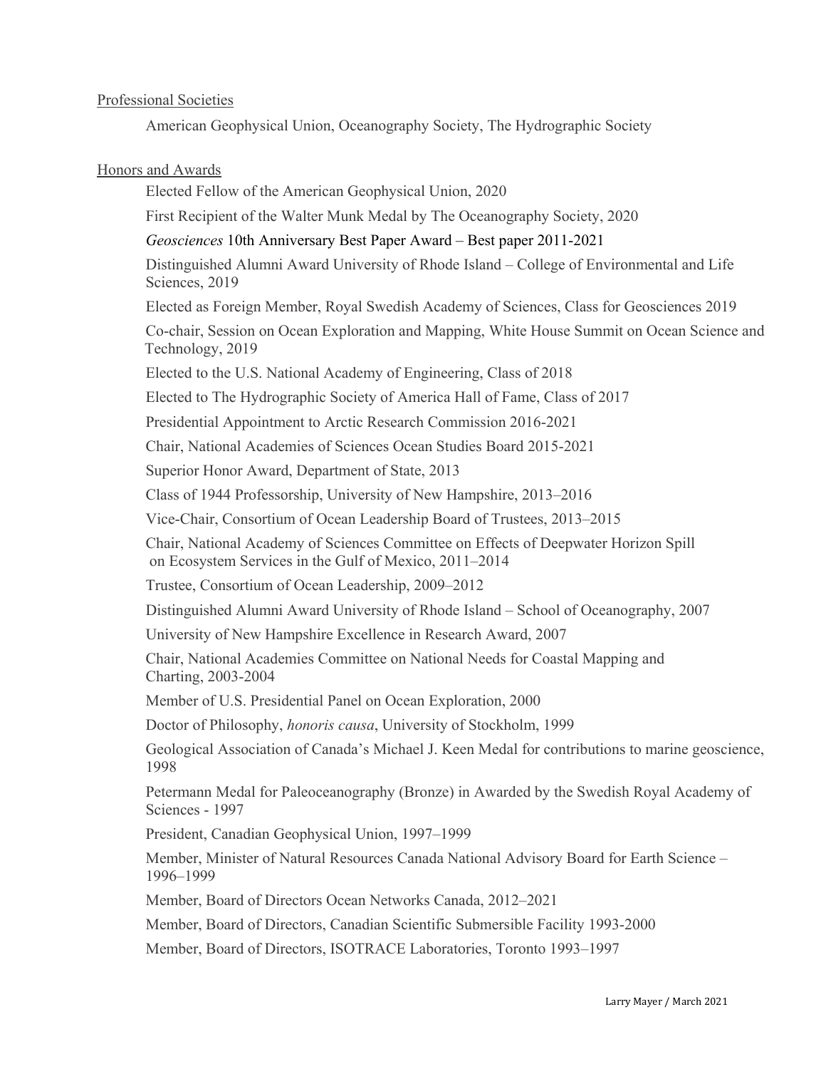## Professional Societies

American Geophysical Union, Oceanography Society, The Hydrographic Society

## Honors and Awards

Elected Fellow of the American Geophysical Union, 2020

First Recipient of the Walter Munk Medal by The Oceanography Society, 2020

*Geosciences* 10th Anniversary Best Paper Award – Best paper 2011-2021

Distinguished Alumni Award University of Rhode Island – College of Environmental and Life Sciences, 2019

Elected as Foreign Member, Royal Swedish Academy of Sciences, Class for Geosciences 2019

Co-chair, Session on Ocean Exploration and Mapping, White House Summit on Ocean Science and Technology, 2019

Elected to the U.S. National Academy of Engineering, Class of 2018

Elected to The Hydrographic Society of America Hall of Fame, Class of 2017

Presidential Appointment to Arctic Research Commission 2016-2021

Chair, National Academies of Sciences Ocean Studies Board 2015-2021

Superior Honor Award, Department of State, 2013

Class of 1944 Professorship, University of New Hampshire, 2013–2016

Vice-Chair, Consortium of Ocean Leadership Board of Trustees, 2013–2015

Chair, National Academy of Sciences Committee on Effects of Deepwater Horizon Spill on Ecosystem Services in the Gulf of Mexico, 2011–2014

Trustee, Consortium of Ocean Leadership, 2009–2012

Distinguished Alumni Award University of Rhode Island – School of Oceanography, 2007

University of New Hampshire Excellence in Research Award, 2007

Chair, National Academies Committee on National Needs for Coastal Mapping and Charting, 2003-2004

Member of U.S. Presidential Panel on Ocean Exploration, 2000

Doctor of Philosophy, *honoris causa*, University of Stockholm, 1999

Geological Association of Canada's Michael J. Keen Medal for contributions to marine geoscience, 1998

Petermann Medal for Paleoceanography (Bronze) in Awarded by the Swedish Royal Academy of Sciences - 1997

President, Canadian Geophysical Union, 1997–1999

Member, Minister of Natural Resources Canada National Advisory Board for Earth Science – 1996–1999

Member, Board of Directors Ocean Networks Canada, 2012–2021

Member, Board of Directors, Canadian Scientific Submersible Facility 1993-2000

Member, Board of Directors, ISOTRACE Laboratories, Toronto 1993–1997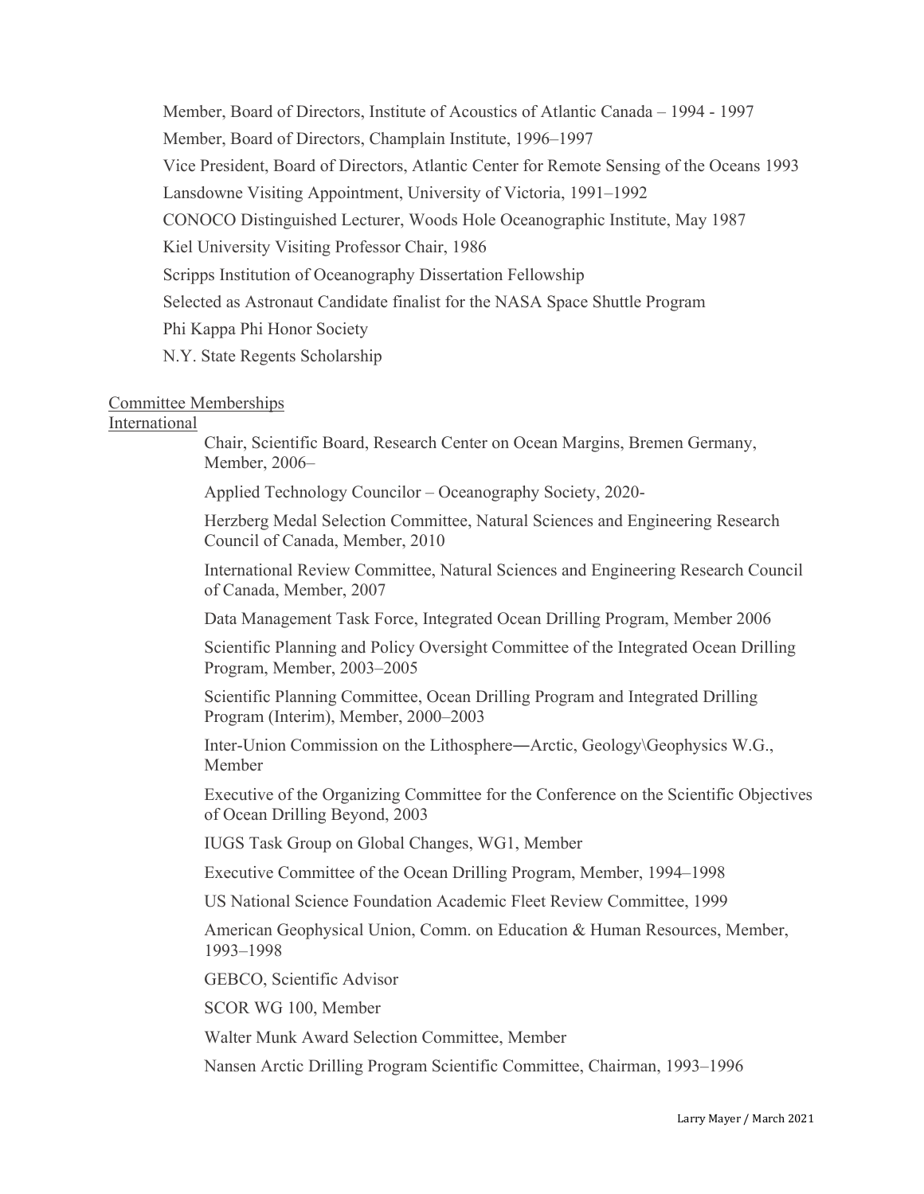Member, Board of Directors, Institute of Acoustics of Atlantic Canada – 1994 - 1997

Member, Board of Directors, Champlain Institute, 1996–1997

Vice President, Board of Directors, Atlantic Center for Remote Sensing of the Oceans 1993

Lansdowne Visiting Appointment, University of Victoria, 1991–1992

CONOCO Distinguished Lecturer, Woods Hole Oceanographic Institute, May 1987

Kiel University Visiting Professor Chair, 1986

Scripps Institution of Oceanography Dissertation Fellowship

Selected as Astronaut Candidate finalist for the NASA Space Shuttle Program

Phi Kappa Phi Honor Society

N.Y. State Regents Scholarship

Committee Memberships

International

Chair, Scientific Board, Research Center on Ocean Margins, Bremen Germany, Member, 2006–

Applied Technology Councilor – Oceanography Society, 2020-

Herzberg Medal Selection Committee, Natural Sciences and Engineering Research Council of Canada, Member, 2010

International Review Committee, Natural Sciences and Engineering Research Council of Canada, Member, 2007

Data Management Task Force, Integrated Ocean Drilling Program, Member 2006

Scientific Planning and Policy Oversight Committee of the Integrated Ocean Drilling Program, Member, 2003–2005

Scientific Planning Committee, Ocean Drilling Program and Integrated Drilling Program (Interim), Member, 2000–2003

Inter-Union Commission on the Lithosphere―Arctic, Geology\Geophysics W.G., Member

Executive of the Organizing Committee for the Conference on the Scientific Objectives of Ocean Drilling Beyond, 2003

IUGS Task Group on Global Changes, WG1, Member

Executive Committee of the Ocean Drilling Program, Member, 1994–1998

US National Science Foundation Academic Fleet Review Committee, 1999

American Geophysical Union, Comm. on Education & Human Resources, Member, 1993–1998

GEBCO, Scientific Advisor

SCOR WG 100, Member

Walter Munk Award Selection Committee, Member

Nansen Arctic Drilling Program Scientific Committee, Chairman, 1993–1996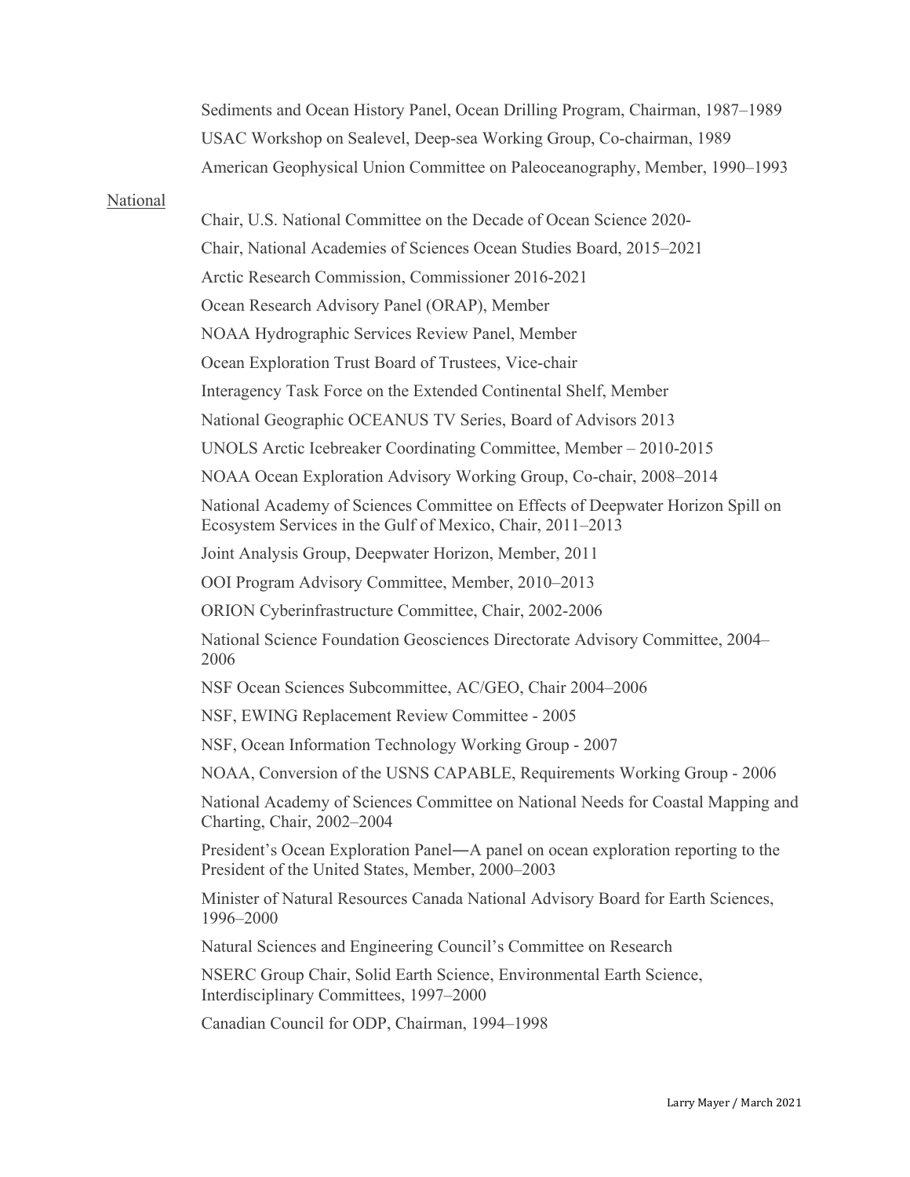Sediments and Ocean History Panel, Ocean Drilling Program, Chairman, 1987–1989

USAC Workshop on Sealevel, Deep-sea Working Group, Co-chairman, 1989

American Geophysical Union Committee on Paleoceanography, Member, 1990–1993

National

Chair, U.S. National Committee on the Decade of Ocean Science 2020-

Chair, National Academies of Sciences Ocean Studies Board, 2015–2021

Arctic Research Commission, Commissioner 2016-2021

Ocean Research Advisory Panel (ORAP), Member

NOAA Hydrographic Services Review Panel, Member

Ocean Exploration Trust Board of Trustees, Vice-chair

Interagency Task Force on the Extended Continental Shelf, Member

National Geographic OCEANUS TV Series, Board of Advisors 2013

UNOLS Arctic Icebreaker Coordinating Committee, Member – 2010-2015

NOAA Ocean Exploration Advisory Working Group, Co-chair, 2008–2014

National Academy of Sciences Committee on Effects of Deepwater Horizon Spill on Ecosystem Services in the Gulf of Mexico, Chair, 2011–2013

Joint Analysis Group, Deepwater Horizon, Member, 2011

OOI Program Advisory Committee, Member, 2010–2013

ORION Cyberinfrastructure Committee, Chair, 2002-2006

National Science Foundation Geosciences Directorate Advisory Committee, 2004–2006

NSF Ocean Sciences Subcommittee, AC/GEO, Chair 2004–2006

NSF, EWING Replacement Review Committee - 2005

NSF, Ocean Information Technology Working Group - 2007

NOAA, Conversion of the USNS CAPABLE, Requirements Working Group - 2006

National Academy of Sciences Committee on National Needs for Coastal Mapping and Charting, Chair, 2002–2004

President's Ocean Exploration Panel—A panel on ocean exploration reporting to the President of the United States, Member, 2000–2003

Minister of Natural Resources Canada National Advisory Board for Earth Sciences, 1996–2000

Natural Sciences and Engineering Council's Committee on Research

NSERC Group Chair, Solid Earth Science, Environmental Earth Science, Interdisciplinary Committees, 1997–2000

Canadian Council for ODP, Chairman, 1994–1998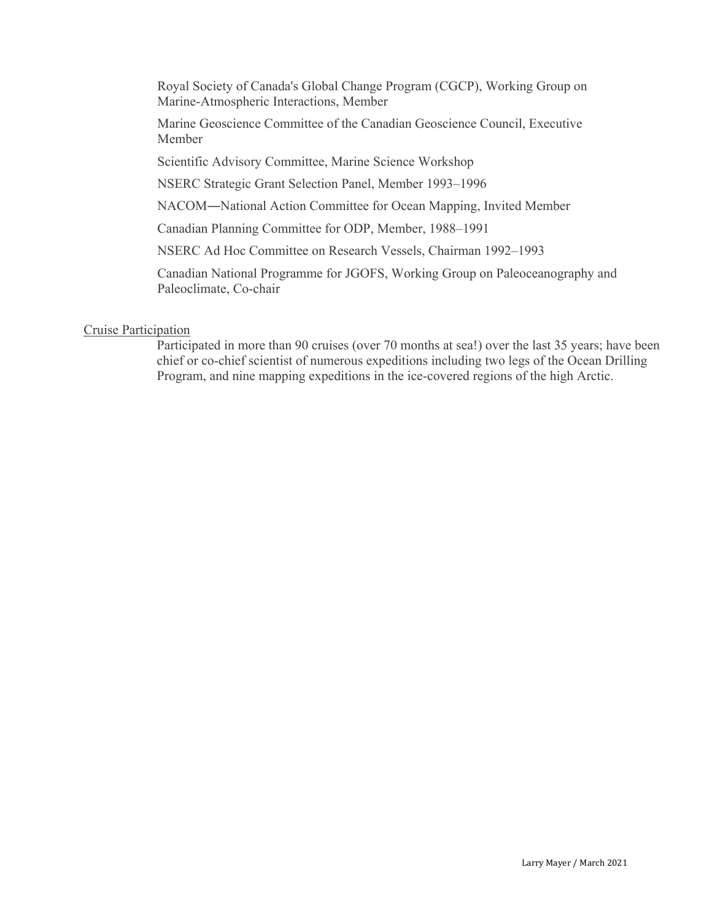Royal Society of Canada's Global Change Program (CGCP), Working Group on Marine-Atmospheric Interactions, Member

Marine Geoscience Committee of the Canadian Geoscience Council, Executive Member

Scientific Advisory Committee, Marine Science Workshop

NSERC Strategic Grant Selection Panel, Member 1993–1996

NACOM―National Action Committee for Ocean Mapping, Invited Member

Canadian Planning Committee for ODP, Member, 1988–1991

NSERC Ad Hoc Committee on Research Vessels, Chairman 1992–1993

Canadian National Programme for JGOFS, Working Group on Paleoceanography and Paleoclimate, Co-chair

<u>Cruise Participation</u>

Participated in more than 90 cruises (over 70 months at sea!) over the last 35 years; have been chief or co-chief scientist of numerous expeditions including two legs of the Ocean Drilling Program, and nine mapping expeditions in the ice-covered regions of the high Arctic.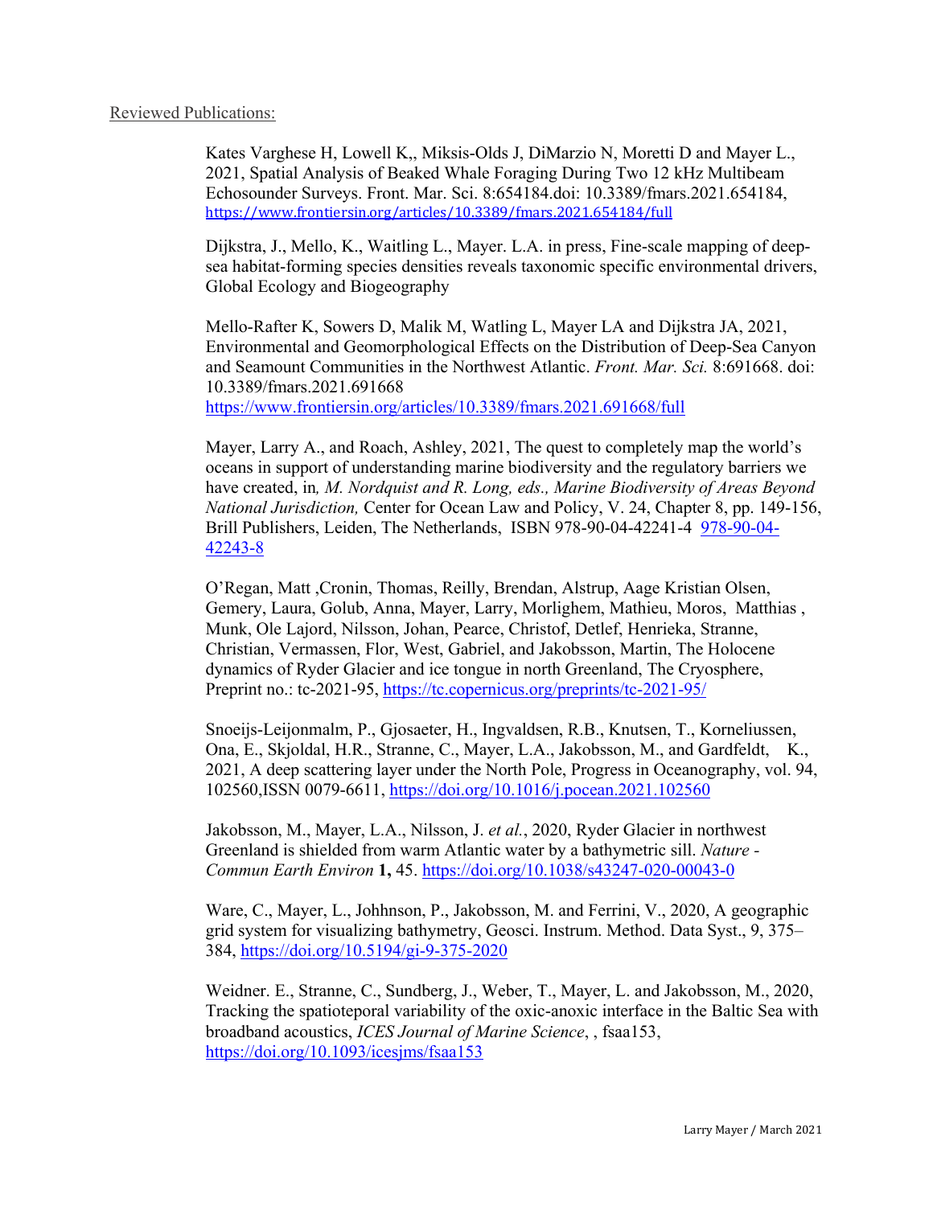Reviewed Publications:

Kates Varghese H, Lowell K,, Miksis-Olds J, DiMarzio N, Moretti D and Mayer L., 2021, Spatial Analysis of Beaked Whale Foraging During Two 12 kHz Multibeam Echosounder Surveys. Front. Mar. Sci. 8:654184.doi: 10.3389/fmars.2021.654184, https://www.frontiersin.org/articles/10.3389/fmars.2021.654184/full

Dijkstra, J., Mello, K., Waitling L., Mayer. L.A. in press, Fine-scale mapping of deep-sea habitat-forming species densities reveals taxonomic specific environmental drivers, Global Ecology and Biogeography

Mello-Rafter K, Sowers D, Malik M, Watling L, Mayer LA and Dijkstra JA, 2021, Environmental and Geomorphological Effects on the Distribution of Deep-Sea Canyon and Seamount Communities in the Northwest Atlantic. *Front. Mar. Sci.* 8:691668. doi: 10.3389/fmars.2021.691668 https://www.frontiersin.org/articles/10.3389/fmars.2021.691668/full

Mayer, Larry A., and Roach, Ashley, 2021, The quest to completely map the world's oceans in support of understanding marine biodiversity and the regulatory barriers we have created, in*, M. Nordquist and R. Long, eds., Marine Biodiversity of Areas Beyond National Jurisdiction,* Center for Ocean Law and Policy, V. 24, Chapter 8, pp. 149-156, Brill Publishers, Leiden, The Netherlands, ISBN 978-90-04-42241-4 978-90-04-42243-8

O'Regan, Matt ,Cronin, Thomas, Reilly, Brendan, Alstrup, Aage Kristian Olsen, Gemery, Laura, Golub, Anna, Mayer, Larry, Morlighem, Mathieu, Moros, Matthias , Munk, Ole Lajord, Nilsson, Johan, Pearce, Christof, Detlef, Henrieka, Stranne, Christian, Vermassen, Flor, West, Gabriel, and Jakobsson, Martin, The Holocene dynamics of Ryder Glacier and ice tongue in north Greenland, The Cryosphere, Preprint no.: tc-2021-95, https://tc.copernicus.org/preprints/tc-2021-95/

Snoeijs-Leijonmalm, P., Gjosaeter, H., Ingvaldsen, R.B., Knutsen, T., Korneliussen, Ona, E., Skjoldal, H.R., Stranne, C., Mayer, L.A., Jakobsson, M., and Gardfeldt, K., 2021, A deep scattering layer under the North Pole, Progress in Oceanography, vol. 94, 102560,ISSN 0079-6611, https://doi.org/10.1016/j.pocean.2021.102560

Jakobsson, M., Mayer, L.A., Nilsson, J. *et al.*, 2020, Ryder Glacier in northwest Greenland is shielded from warm Atlantic water by a bathymetric sill. *Nature - Commun Earth Environ* **1,** 45. https://doi.org/10.1038/s43247-020-00043-0

Ware, C., Mayer, L., Johhnson, P., Jakobsson, M. and Ferrini, V., 2020, A geographic grid system for visualizing bathymetry, Geosci. Instrum. Method. Data Syst., 9, 375–384, https://doi.org/10.5194/gi-9-375-2020

Weidner. E., Stranne, C., Sundberg, J., Weber, T., Mayer, L. and Jakobsson, M., 2020, Tracking the spatioteporal variability of the oxic-anoxic interface in the Baltic Sea with broadband acoustics, *ICES Journal of Marine Science*, , fsaa153, https://doi.org/10.1093/icesjms/fsaa153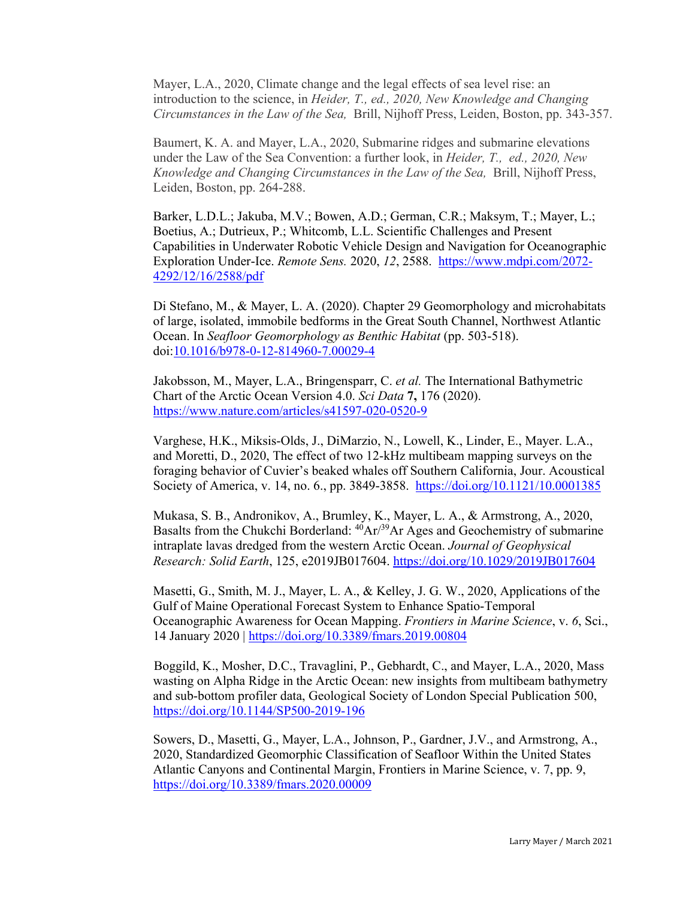Mayer, L.A., 2020, Climate change and the legal effects of sea level rise: an introduction to the science, in *Heider, T., ed., 2020, New Knowledge and Changing Circumstances in the Law of the Sea,* Brill, Nijhoff Press, Leiden, Boston, pp. 343-357.

Baumert, K. A. and Mayer, L.A., 2020, Submarine ridges and submarine elevations under the Law of the Sea Convention: a further look, in *Heider, T., ed., 2020, New Knowledge and Changing Circumstances in the Law of the Sea,* Brill, Nijhoff Press, Leiden, Boston, pp. 264-288.

Barker, L.D.L.; Jakuba, M.V.; Bowen, A.D.; German, C.R.; Maksym, T.; Mayer, L.; Boetius, A.; Dutrieux, P.; Whitcomb, L.L. Scientific Challenges and Present Capabilities in Underwater Robotic Vehicle Design and Navigation for Oceanographic Exploration Under-Ice. *Remote Sens.* 2020, *12*, 2588. https://www.mdpi.com/2072-4292/12/16/2588/pdf

Di Stefano, M., & Mayer, L. A. (2020). Chapter 29 Geomorphology and microhabitats of large, isolated, immobile bedforms in the Great South Channel, Northwest Atlantic Ocean. In *Seafloor Geomorphology as Benthic Habitat* (pp. 503-518). doi:10.1016/b978-0-12-814960-7.00029-4

Jakobsson, M., Mayer, L.A., Bringensparr, C. *et al.* The International Bathymetric Chart of the Arctic Ocean Version 4.0. *Sci Data* **7,** 176 (2020). https://www.nature.com/articles/s41597-020-0520-9

Varghese, H.K., Miksis-Olds, J., DiMarzio, N., Lowell, K., Linder, E., Mayer. L.A., and Moretti, D., 2020, The effect of two 12-kHz multibeam mapping surveys on the foraging behavior of Cuvier's beaked whales off Southern California, Jour. Acoustical Society of America, v. 14, no. 6., pp. 3849-3858. https://doi.org/10.1121/10.0001385

Mukasa, S. B., Andronikov, A., Brumley, K., Mayer, L. A., & Armstrong, A., 2020, Basalts from the Chukchi Borderland: $^{40}$Ar/$^{39}$Ar Ages and Geochemistry of submarine intraplate lavas dredged from the western Arctic Ocean. *Journal of Geophysical Research: Solid Earth*, 125, e2019JB017604. https://doi.org/10.1029/2019JB017604

Masetti, G., Smith, M. J., Mayer, L. A., & Kelley, J. G. W., 2020, Applications of the Gulf of Maine Operational Forecast System to Enhance Spatio-Temporal Oceanographic Awareness for Ocean Mapping. *Frontiers in Marine Science*, v. *6*, Sci., 14 January 2020 | https://doi.org/10.3389/fmars.2019.00804

Boggild, K., Mosher, D.C., Travaglini, P., Gebhardt, C., and Mayer, L.A., 2020, Mass wasting on Alpha Ridge in the Arctic Ocean: new insights from multibeam bathymetry and sub-bottom profiler data, Geological Society of London Special Publication 500, https://doi.org/10.1144/SP500-2019-196

Sowers, D., Masetti, G., Mayer, L.A., Johnson, P., Gardner, J.V., and Armstrong, A., 2020, Standardized Geomorphic Classification of Seafloor Within the United States Atlantic Canyons and Continental Margin, Frontiers in Marine Science, v. 7, pp. 9, https://doi.org/10.3389/fmars.2020.00009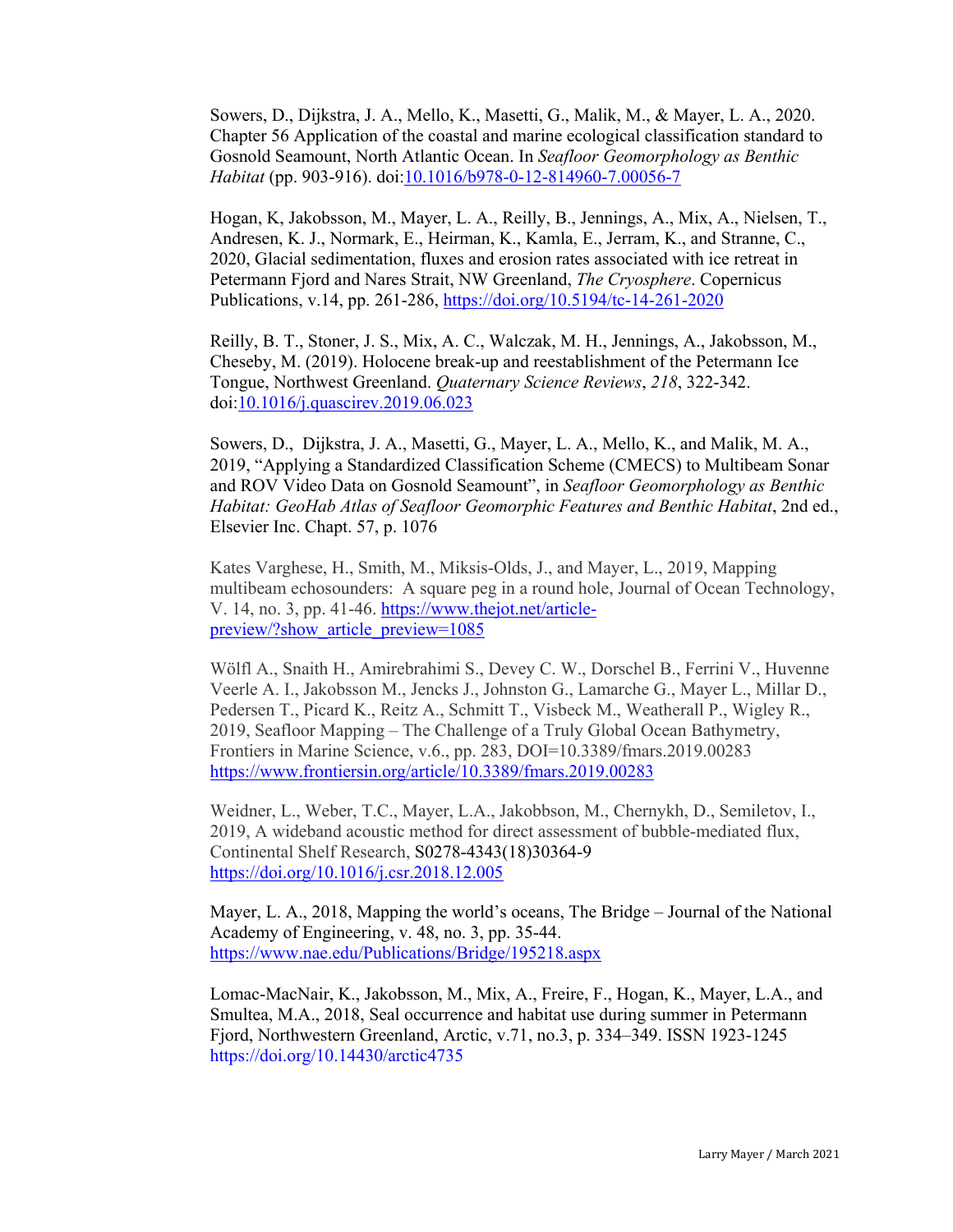Sowers, D., Dijkstra, J. A., Mello, K., Masetti, G., Malik, M., & Mayer, L. A., 2020. Chapter 56 Application of the coastal and marine ecological classification standard to Gosnold Seamount, North Atlantic Ocean. In *Seafloor Geomorphology as Benthic Habitat* (pp. 903-916). doi:10.1016/b978-0-12-814960-7.00056-7

Hogan, K, Jakobsson, M., Mayer, L. A., Reilly, B., Jennings, A., Mix, A., Nielsen, T., Andresen, K. J., Normark, E., Heirman, K., Kamla, E., Jerram, K., and Stranne, C., 2020, Glacial sedimentation, fluxes and erosion rates associated with ice retreat in Petermann Fjord and Nares Strait, NW Greenland, *The Cryosphere*. Copernicus Publications, v.14, pp. 261-286, https://doi.org/10.5194/tc-14-261-2020

Reilly, B. T., Stoner, J. S., Mix, A. C., Walczak, M. H., Jennings, A., Jakobsson, M., Cheseby, M. (2019). Holocene break-up and reestablishment of the Petermann Ice Tongue, Northwest Greenland. *Quaternary Science Reviews*, *218*, 322-342. doi:10.1016/j.quascirev.2019.06.023

Sowers, D., Dijkstra, J. A., Masetti, G., Mayer, L. A., Mello, K., and Malik, M. A., 2019, "Applying a Standardized Classification Scheme (CMECS) to Multibeam Sonar and ROV Video Data on Gosnold Seamount", in *Seafloor Geomorphology as Benthic Habitat: GeoHab Atlas of Seafloor Geomorphic Features and Benthic Habitat*, 2nd ed., Elsevier Inc. Chapt. 57, p. 1076

Kates Varghese, H., Smith, M., Miksis-Olds, J., and Mayer, L., 2019, Mapping multibeam echosounders: A square peg in a round hole, Journal of Ocean Technology, V. 14, no. 3, pp. 41-46. https://www.thejot.net/article-preview/?show_article_preview=1085

Wölfl A., Snaith H., Amirebrahimi S., Devey C. W., Dorschel B., Ferrini V., Huvenne Veerle A. I., Jakobsson M., Jencks J., Johnston G., Lamarche G., Mayer L., Millar D., Pedersen T., Picard K., Reitz A., Schmitt T., Visbeck M., Weatherall P., Wigley R., 2019, Seafloor Mapping – The Challenge of a Truly Global Ocean Bathymetry, Frontiers in Marine Science, v.6., pp. 283, DOI=10.3389/fmars.2019.00283 https://www.frontiersin.org/article/10.3389/fmars.2019.00283

Weidner, L., Weber, T.C., Mayer, L.A., Jakobbson, M., Chernykh, D., Semiletov, I., 2019, A wideband acoustic method for direct assessment of bubble-mediated flux, Continental Shelf Research, S0278-4343(18)30364-9 https://doi.org/10.1016/j.csr.2018.12.005

Mayer, L. A., 2018, Mapping the world's oceans, The Bridge – Journal of the National Academy of Engineering, v. 48, no. 3, pp. 35-44. https://www.nae.edu/Publications/Bridge/195218.aspx

Lomac-MacNair, K., Jakobsson, M., Mix, A., Freire, F., Hogan, K., Mayer, L.A., and Smultea, M.A., 2018, Seal occurrence and habitat use during summer in Petermann Fjord, Northwestern Greenland, Arctic, v.71, no.3, p. 334–349. ISSN 1923-1245 https://doi.org/10.14430/arctic4735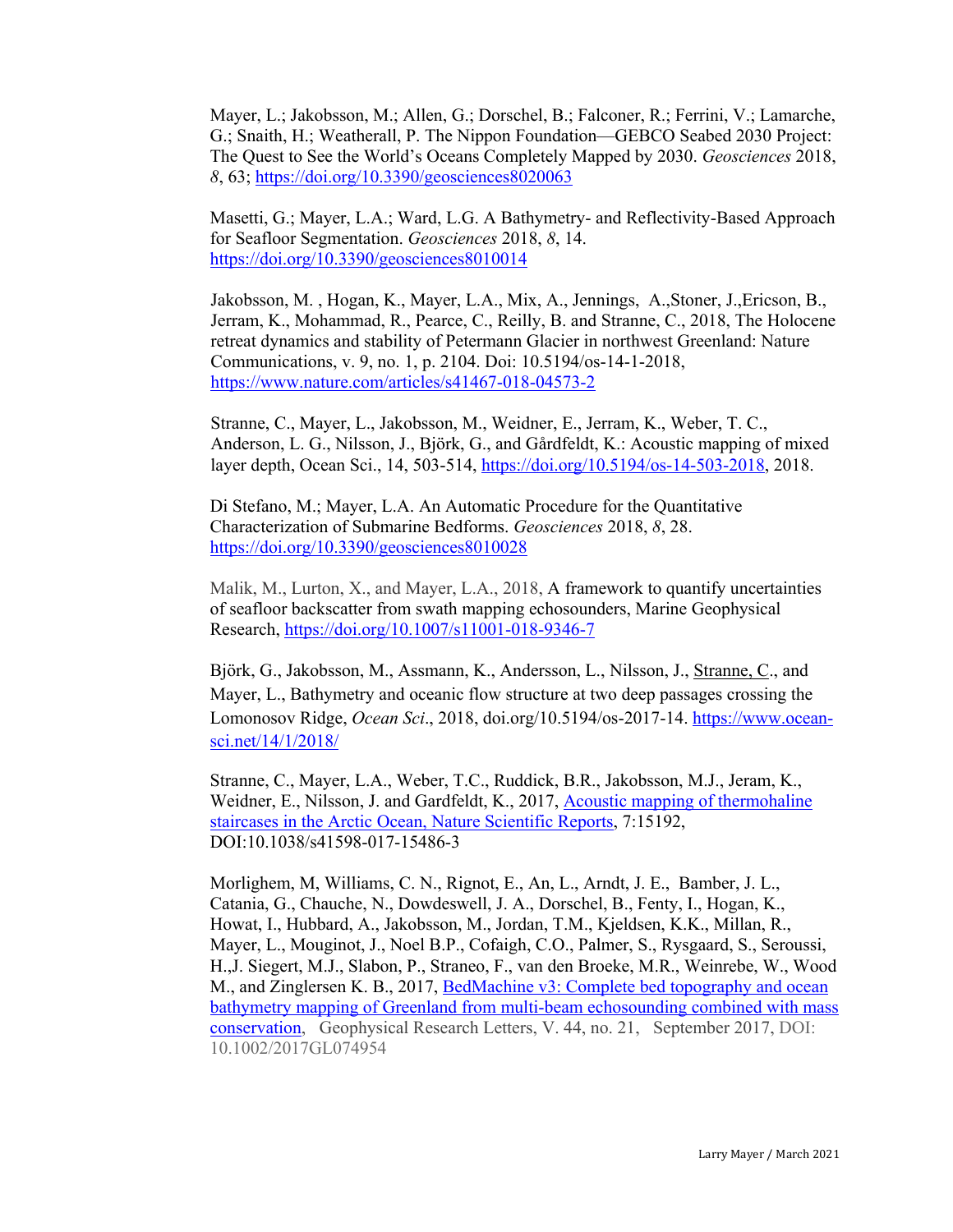Mayer, L.; Jakobsson, M.; Allen, G.; Dorschel, B.; Falconer, R.; Ferrini, V.; Lamarche, G.; Snaith, H.; Weatherall, P. The Nippon Foundation—GEBCO Seabed 2030 Project: The Quest to See the World's Oceans Completely Mapped by 2030. *Geosciences* 2018, *8*, 63; https://doi.org/10.3390/geosciences8020063

Masetti, G.; Mayer, L.A.; Ward, L.G. A Bathymetry- and Reflectivity-Based Approach for Seafloor Segmentation. *Geosciences* 2018, *8*, 14. https://doi.org/10.3390/geosciences8010014

Jakobsson, M. , Hogan, K., Mayer, L.A., Mix, A., Jennings, A.,Stoner, J.,Ericson, B., Jerram, K., Mohammad, R., Pearce, C., Reilly, B. and Stranne, C., 2018, The Holocene retreat dynamics and stability of Petermann Glacier in northwest Greenland: Nature Communications, v. 9, no. 1, p. 2104. Doi: 10.5194/os-14-1-2018, https://www.nature.com/articles/s41467-018-04573-2

Stranne, C., Mayer, L., Jakobsson, M., Weidner, E., Jerram, K., Weber, T. C., Anderson, L. G., Nilsson, J., Björk, G., and Gårdfeldt, K.: Acoustic mapping of mixed layer depth, Ocean Sci., 14, 503-514, https://doi.org/10.5194/os-14-503-2018, 2018.

Di Stefano, M.; Mayer, L.A. An Automatic Procedure for the Quantitative Characterization of Submarine Bedforms. *Geosciences* 2018, *8*, 28. https://doi.org/10.3390/geosciences8010028

Malik, M., Lurton, X., and Mayer, L.A., 2018, A framework to quantify uncertainties of seafloor backscatter from swath mapping echosounders, Marine Geophysical Research, https://doi.org/10.1007/s11001-018-9346-7

Björk, G., Jakobsson, M., Assmann, K., Andersson, L., Nilsson, J., Stranne, C., and Mayer, L., Bathymetry and oceanic flow structure at two deep passages crossing the Lomonosov Ridge, *Ocean Sci*., 2018, doi.org/10.5194/os-2017-14. https://www.ocean-sci.net/14/1/2018/

Stranne, C., Mayer, L.A., Weber, T.C., Ruddick, B.R., Jakobsson, M.J., Jeram, K., Weidner, E., Nilsson, J. and Gardfeldt, K., 2017, Acoustic mapping of thermohaline staircases in the Arctic Ocean, Nature Scientific Reports, 7:15192, DOI:10.1038/s41598-017-15486-3

Morlighem, M, Williams, C. N., Rignot, E., An, L., Arndt, J. E., Bamber, J. L., Catania, G., Chauche, N., Dowdeswell, J. A., Dorschel, B., Fenty, I., Hogan, K., Howat, I., Hubbard, A., Jakobsson, M., Jordan, T.M., Kjeldsen, K.K., Millan, R., Mayer, L., Mouginot, J., Noel B.P., Cofaigh, C.O., Palmer, S., Rysgaard, S., Seroussi, H.,J. Siegert, M.J., Slabon, P., Straneo, F., van den Broeke, M.R., Weinrebe, W., Wood M., and Zinglersen K. B., 2017, BedMachine v3: Complete bed topography and ocean bathymetry mapping of Greenland from multi-beam echosounding combined with mass conservation, Geophysical Research Letters, V. 44, no. 21, September 2017, DOI: 10.1002/2017GL074954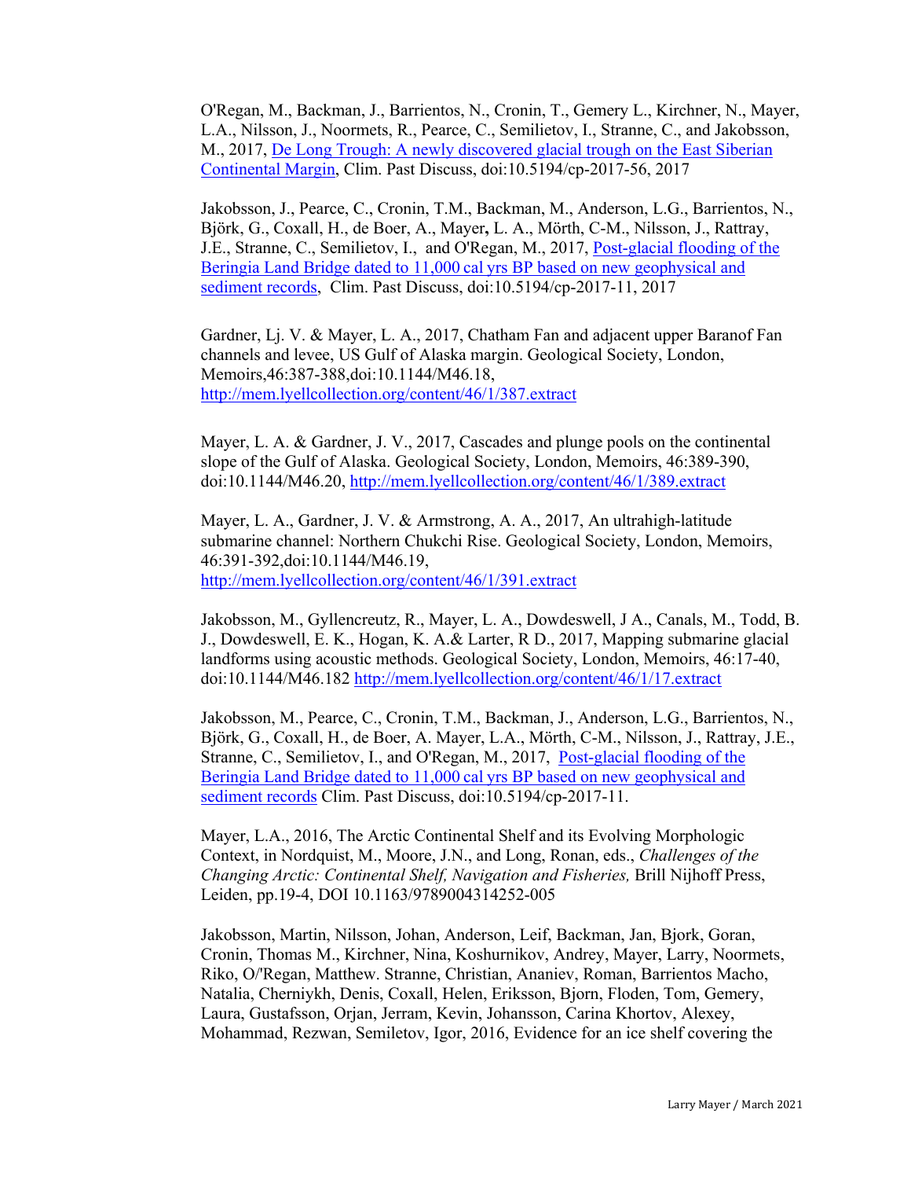O'Regan, M., Backman, J., Barrientos, N., Cronin, T., Gemery L., Kirchner, N., Mayer, L.A., Nilsson, J., Noormets, R., Pearce, C., Semilietov, I., Stranne, C., and Jakobsson, M., 2017, [De Long Trough: A newly discovered glacial trough on the East Siberian Continental Margin](), Clim. Past Discuss, doi:10.5194/cp-2017-56, 2017

Jakobsson, J., Pearce, C., Cronin, T.M., Backman, M., Anderson, L.G., Barrientos, N., Björk, G., Coxall, H., de Boer, A., Mayer**,** L. A., Mörth, C-M., Nilsson, J., Rattray, J.E., Stranne, C., Semilietov, I., and O'Regan, M., 2017, [Post-glacial flooding of the Beringia Land Bridge dated to 11,000 cal yrs BP based on new geophysical and sediment records](), Clim. Past Discuss, doi:10.5194/cp-2017-11, 2017

Gardner, Lj. V. & Mayer, L. A., 2017, Chatham Fan and adjacent upper Baranof Fan channels and levee, US Gulf of Alaska margin. Geological Society, London, Memoirs,46:387-388,doi:10.1144/M46.18, http://mem.lyellcollection.org/content/46/1/387.extract

Mayer, L. A. & Gardner, J. V., 2017, Cascades and plunge pools on the continental slope of the Gulf of Alaska. Geological Society, London, Memoirs, 46:389-390, doi:10.1144/M46.20, http://mem.lyellcollection.org/content/46/1/389.extract

Mayer, L. A., Gardner, J. V. & Armstrong, A. A., 2017, An ultrahigh-latitude submarine channel: Northern Chukchi Rise. Geological Society, London, Memoirs, 46:391-392,doi:10.1144/M46.19, http://mem.lyellcollection.org/content/46/1/391.extract

Jakobsson, M., Gyllencreutz, R., Mayer, L. A., Dowdeswell, J A., Canals, M., Todd, B. J., Dowdeswell, E. K., Hogan, K. A.& Larter, R D., 2017, Mapping submarine glacial landforms using acoustic methods. Geological Society, London, Memoirs, 46:17-40, doi:10.1144/M46.182 http://mem.lyellcollection.org/content/46/1/17.extract

Jakobsson, M., Pearce, C., Cronin, T.M., Backman, J., Anderson, L.G., Barrientos, N., Björk, G., Coxall, H., de Boer, A. Mayer, L.A., Mörth, C-M., Nilsson, J., Rattray, J.E., Stranne, C., Semilietov, I., and O'Regan, M., 2017, [Post-glacial flooding of the Beringia Land Bridge dated to 11,000 cal yrs BP based on new geophysical and sediment records]() Clim. Past Discuss, doi:10.5194/cp-2017-11.

Mayer, L.A., 2016, The Arctic Continental Shelf and its Evolving Morphologic Context, in Nordquist, M., Moore, J.N., and Long, Ronan, eds., *Challenges of the Changing Arctic: Continental Shelf, Navigation and Fisheries,* Brill Nijhoff Press, Leiden, pp.19-4, DOI 10.1163/9789004314252-005

Jakobsson, Martin, Nilsson, Johan, Anderson, Leif, Backman, Jan, Bjork, Goran, Cronin, Thomas M., Kirchner, Nina, Koshurnikov, Andrey, Mayer, Larry, Noormets, Riko, O/'Regan, Matthew. Stranne, Christian, Ananiev, Roman, Barrientos Macho, Natalia, Cherniykh, Denis, Coxall, Helen, Eriksson, Bjorn, Floden, Tom, Gemery, Laura, Gustafsson, Orjan, Jerram, Kevin, Johansson, Carina Khortov, Alexey, Mohammad, Rezwan, Semiletov, Igor, 2016, Evidence for an ice shelf covering the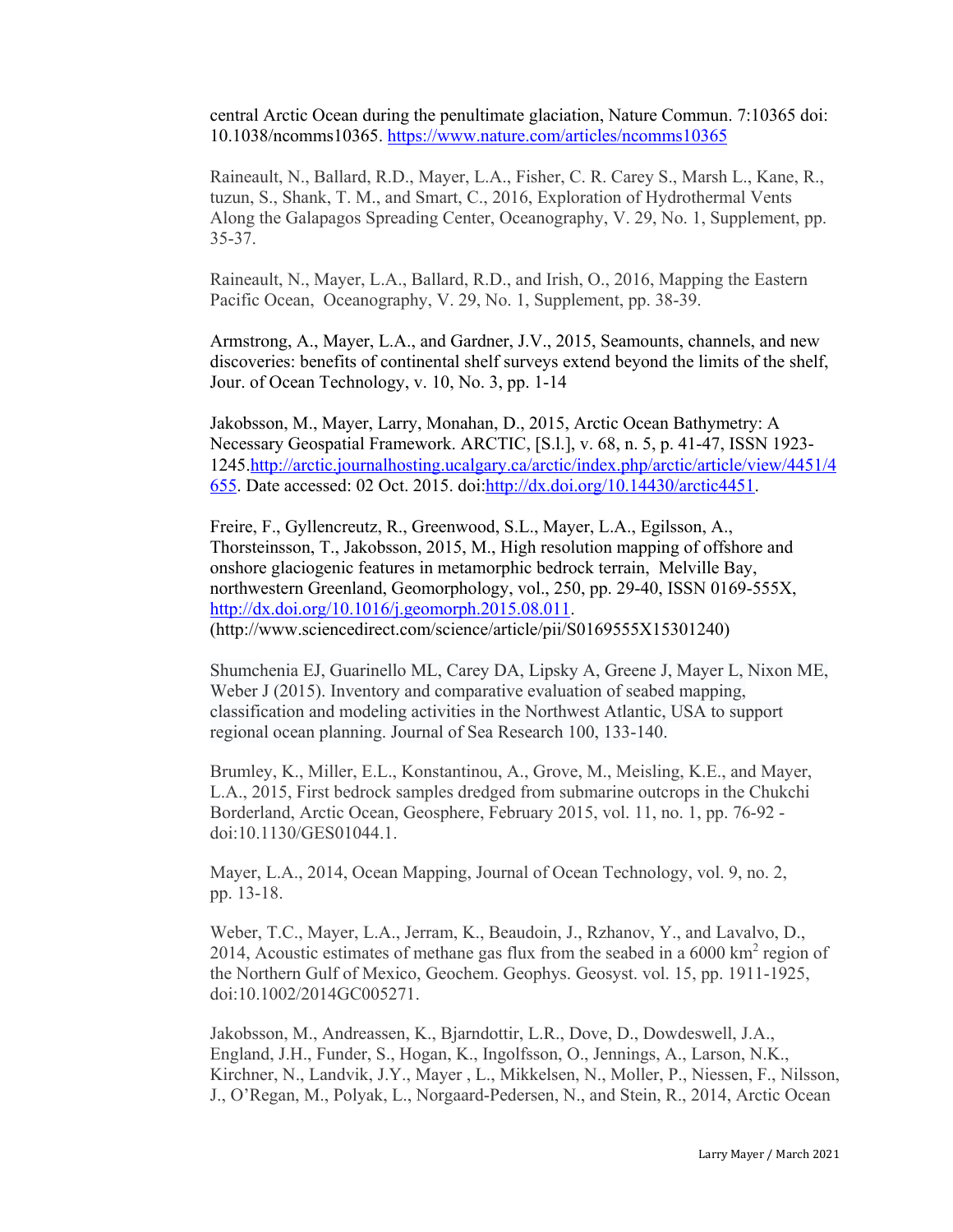central Arctic Ocean during the penultimate glaciation, Nature Commun. 7:10365 doi: 10.1038/ncomms10365. https://www.nature.com/articles/ncomms10365

Raineault, N., Ballard, R.D., Mayer, L.A., Fisher, C. R. Carey S., Marsh L., Kane, R., tuzun, S., Shank, T. M., and Smart, C., 2016, Exploration of Hydrothermal Vents Along the Galapagos Spreading Center, Oceanography, V. 29, No. 1, Supplement, pp. 35-37.

Raineault, N., Mayer, L.A., Ballard, R.D., and Irish, O., 2016, Mapping the Eastern Pacific Ocean, Oceanography, V. 29, No. 1, Supplement, pp. 38-39.

Armstrong, A., Mayer, L.A., and Gardner, J.V., 2015, Seamounts, channels, and new discoveries: benefits of continental shelf surveys extend beyond the limits of the shelf, Jour. of Ocean Technology, v. 10, No. 3, pp. 1-14

Jakobsson, M., Mayer, Larry, Monahan, D., 2015, Arctic Ocean Bathymetry: A Necessary Geospatial Framework. ARCTIC, [S.l.], v. 68, n. 5, p. 41-47, ISSN 1923-1245.http://arctic.journalhosting.ucalgary.ca/arctic/index.php/arctic/article/view/4451/4655. Date accessed: 02 Oct. 2015. doi:http://dx.doi.org/10.14430/arctic4451.

Freire, F., Gyllencreutz, R., Greenwood, S.L., Mayer, L.A., Egilsson, A., Thorsteinsson, T., Jakobsson, 2015, M., High resolution mapping of offshore and onshore glaciogenic features in metamorphic bedrock terrain, Melville Bay, northwestern Greenland, Geomorphology, vol., 250, pp. 29-40, ISSN 0169-555X, http://dx.doi.org/10.1016/j.geomorph.2015.08.011.
(http://www.sciencedirect.com/science/article/pii/S0169555X15301240)

Shumchenia EJ, Guarinello ML, Carey DA, Lipsky A, Greene J, Mayer L, Nixon ME, Weber J (2015). Inventory and comparative evaluation of seabed mapping, classification and modeling activities in the Northwest Atlantic, USA to support regional ocean planning. Journal of Sea Research 100, 133-140.

Brumley, K., Miller, E.L., Konstantinou, A., Grove, M., Meisling, K.E., and Mayer, L.A., 2015, First bedrock samples dredged from submarine outcrops in the Chukchi Borderland, Arctic Ocean, Geosphere, February 2015, vol. 11, no. 1, pp. 76-92 - doi:10.1130/GES01044.1.

Mayer, L.A., 2014, Ocean Mapping, Journal of Ocean Technology, vol. 9, no. 2, pp. 13-18.

Weber, T.C., Mayer, L.A., Jerram, K., Beaudoin, J., Rzhanov, Y., and Lavalvo, D., 2014, Acoustic estimates of methane gas flux from the seabed in a 6000 $km^2$ region of the Northern Gulf of Mexico, Geochem. Geophys. Geosyst. vol. 15, pp. 1911-1925, doi:10.1002/2014GC005271.

Jakobsson, M., Andreassen, K., Bjarndottir, L.R., Dove, D., Dowdeswell, J.A., England, J.H., Funder, S., Hogan, K., Ingolfsson, O., Jennings, A., Larson, N.K., Kirchner, N., Landvik, J.Y., Mayer , L., Mikkelsen, N., Moller, P., Niessen, F., Nilsson, J., O'Regan, M., Polyak, L., Norgaard-Pedersen, N., and Stein, R., 2014, Arctic Ocean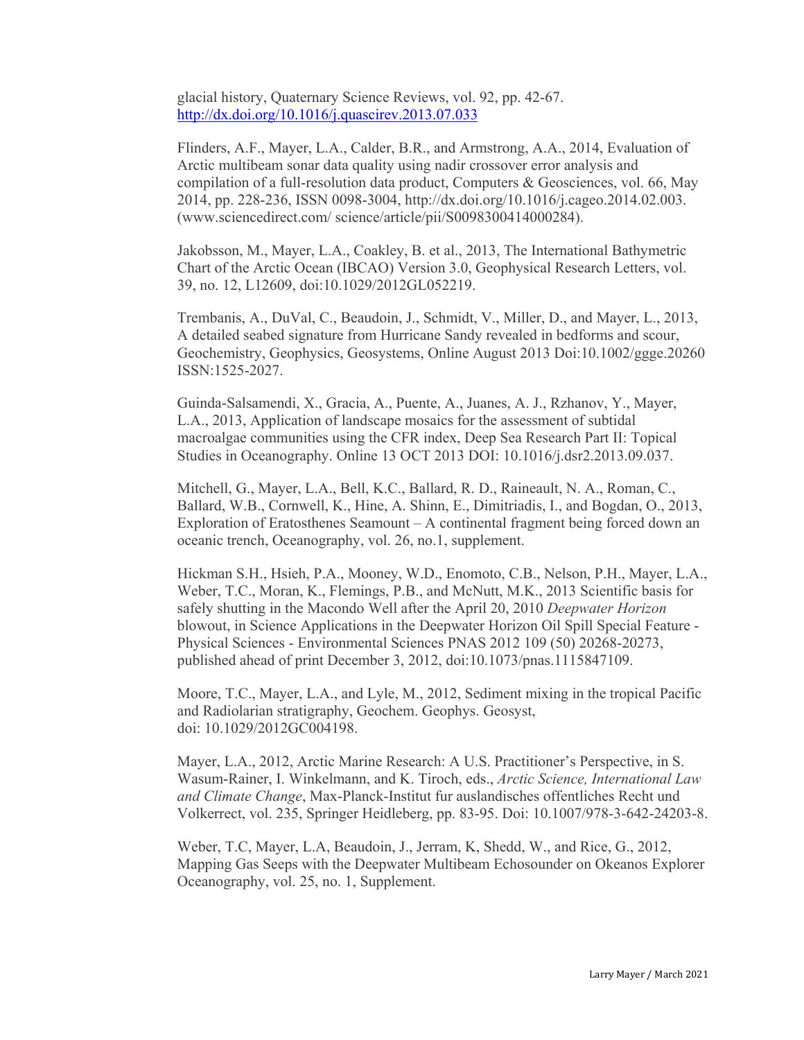glacial history, Quaternary Science Reviews, vol. 92, pp. 42-67. http://dx.doi.org/10.1016/j.quascirev.2013.07.033

Flinders, A.F., Mayer, L.A., Calder, B.R., and Armstrong, A.A., 2014, Evaluation of Arctic multibeam sonar data quality using nadir crossover error analysis and compilation of a full-resolution data product, Computers & Geosciences, vol. 66, May 2014, pp. 228-236, ISSN 0098-3004, http://dx.doi.org/10.1016/j.cageo.2014.02.003. (www.sciencedirect.com/ science/article/pii/S0098300414000284).

Jakobsson, M., Mayer, L.A., Coakley, B. et al., 2013, The International Bathymetric Chart of the Arctic Ocean (IBCAO) Version 3.0, Geophysical Research Letters, vol. 39, no. 12, L12609, doi:10.1029/2012GL052219.

Trembanis, A., DuVal, C., Beaudoin, J., Schmidt, V., Miller, D., and Mayer, L., 2013, A detailed seabed signature from Hurricane Sandy revealed in bedforms and scour, Geochemistry, Geophysics, Geosystems, Online August 2013 Doi:10.1002/ggge.20260 ISSN:1525-2027.

Guinda-Salsamendi, X., Gracia, A., Puente, A., Juanes, A. J., Rzhanov, Y., Mayer, L.A., 2013, Application of landscape mosaics for the assessment of subtidal macroalgae communities using the CFR index, Deep Sea Research Part II: Topical Studies in Oceanography. Online 13 OCT 2013 DOI: 10.1016/j.dsr2.2013.09.037.

Mitchell, G., Mayer, L.A., Bell, K.C., Ballard, R. D., Raineault, N. A., Roman, C., Ballard, W.B., Cornwell, K., Hine, A. Shinn, E., Dimitriadis, I., and Bogdan, O., 2013, Exploration of Eratosthenes Seamount – A continental fragment being forced down an oceanic trench, Oceanography, vol. 26, no.1, supplement.

Hickman S.H., Hsieh, P.A., Mooney, W.D., Enomoto, C.B., Nelson, P.H., Mayer, L.A., Weber, T.C., Moran, K., Flemings, P.B., and McNutt, M.K., 2013 Scientific basis for safely shutting in the Macondo Well after the April 20, 2010 *Deepwater Horizon* blowout, in Science Applications in the Deepwater Horizon Oil Spill Special Feature - Physical Sciences - Environmental Sciences PNAS 2012 109 (50) 20268-20273, published ahead of print December 3, 2012, doi:10.1073/pnas.1115847109.

Moore, T.C., Mayer, L.A., and Lyle, M., 2012, Sediment mixing in the tropical Pacific and Radiolarian stratigraphy, Geochem. Geophys. Geosyst, doi: 10.1029/2012GC004198.

Mayer, L.A., 2012, Arctic Marine Research: A U.S. Practitioner's Perspective, in S. Wasum-Rainer, I. Winkelmann, and K. Tiroch, eds., *Arctic Science, International Law and Climate Change*, Max-Planck-Institut fur auslandisches offentliches Recht und Volkerrect, vol. 235, Springer Heidleberg, pp. 83-95. Doi: 10.1007/978-3-642-24203-8.

Weber, T.C, Mayer, L.A, Beaudoin, J., Jerram, K, Shedd, W., and Rice, G., 2012, Mapping Gas Seeps with the Deepwater Multibeam Echosounder on Okeanos Explorer Oceanography, vol. 25, no. 1, Supplement.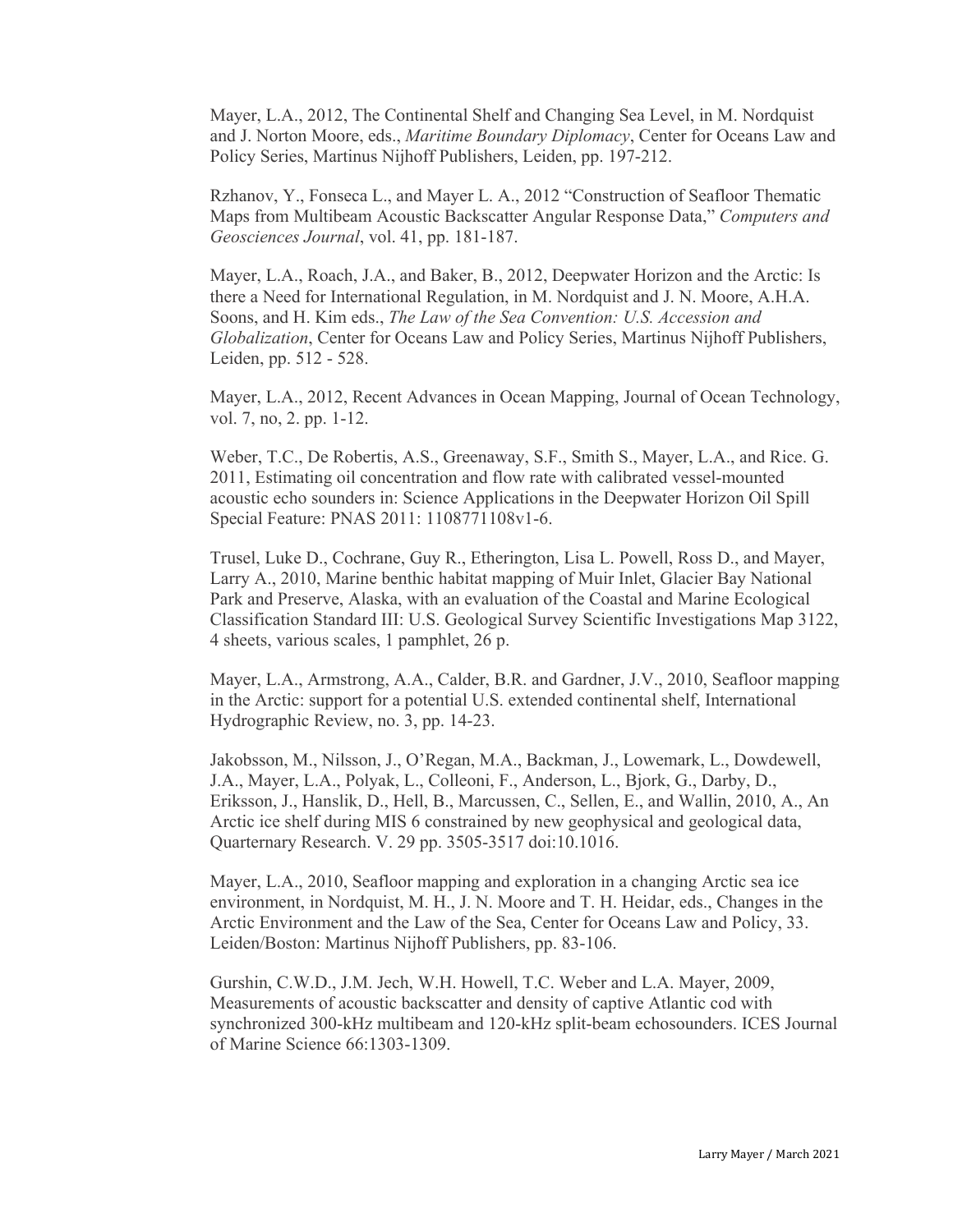Mayer, L.A., 2012, The Continental Shelf and Changing Sea Level, in M. Nordquist and J. Norton Moore, eds., *Maritime Boundary Diplomacy*, Center for Oceans Law and Policy Series, Martinus Nijhoff Publishers, Leiden, pp. 197-212.

Rzhanov, Y., Fonseca L., and Mayer L. A., 2012 "Construction of Seafloor Thematic Maps from Multibeam Acoustic Backscatter Angular Response Data," *Computers and Geosciences Journal*, vol. 41, pp. 181-187.

Mayer, L.A., Roach, J.A., and Baker, B., 2012, Deepwater Horizon and the Arctic: Is there a Need for International Regulation, in M. Nordquist and J. N. Moore, A.H.A. Soons, and H. Kim eds., *The Law of the Sea Convention: U.S. Accession and Globalization*, Center for Oceans Law and Policy Series, Martinus Nijhoff Publishers, Leiden, pp. 512 - 528.

Mayer, L.A., 2012, Recent Advances in Ocean Mapping, Journal of Ocean Technology, vol. 7, no, 2. pp. 1-12.

Weber, T.C., De Robertis, A.S., Greenaway, S.F., Smith S., Mayer, L.A., and Rice. G. 2011, Estimating oil concentration and flow rate with calibrated vessel-mounted acoustic echo sounders in: Science Applications in the Deepwater Horizon Oil Spill Special Feature: PNAS 2011: 1108771108v1-6.

Trusel, Luke D., Cochrane, Guy R., Etherington, Lisa L. Powell, Ross D., and Mayer, Larry A., 2010, Marine benthic habitat mapping of Muir Inlet, Glacier Bay National Park and Preserve, Alaska, with an evaluation of the Coastal and Marine Ecological Classification Standard III: U.S. Geological Survey Scientific Investigations Map 3122, 4 sheets, various scales, 1 pamphlet, 26 p.

Mayer, L.A., Armstrong, A.A., Calder, B.R. and Gardner, J.V., 2010, Seafloor mapping in the Arctic: support for a potential U.S. extended continental shelf, International Hydrographic Review, no. 3, pp. 14-23.

Jakobsson, M., Nilsson, J., O'Regan, M.A., Backman, J., Lowemark, L., Dowdewell, J.A., Mayer, L.A., Polyak, L., Colleoni, F., Anderson, L., Bjork, G., Darby, D., Eriksson, J., Hanslik, D., Hell, B., Marcussen, C., Sellen, E., and Wallin, 2010, A., An Arctic ice shelf during MIS 6 constrained by new geophysical and geological data, Quarternary Research. V. 29 pp. 3505-3517 doi:10.1016.

Mayer, L.A., 2010, Seafloor mapping and exploration in a changing Arctic sea ice environment, in Nordquist, M. H., J. N. Moore and T. H. Heidar, eds., Changes in the Arctic Environment and the Law of the Sea, Center for Oceans Law and Policy, 33. Leiden/Boston: Martinus Nijhoff Publishers, pp. 83-106.

Gurshin, C.W.D., J.M. Jech, W.H. Howell, T.C. Weber and L.A. Mayer, 2009, Measurements of acoustic backscatter and density of captive Atlantic cod with synchronized 300-kHz multibeam and 120-kHz split-beam echosounders. ICES Journal of Marine Science 66:1303-1309.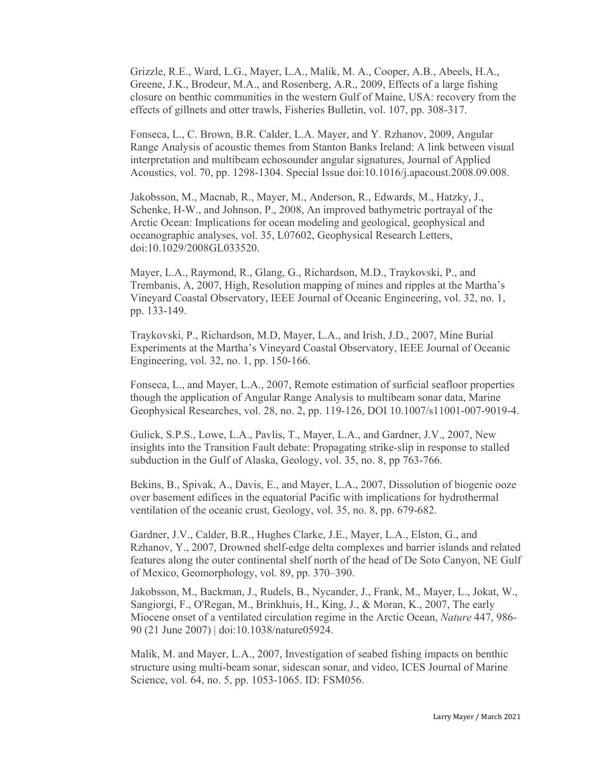Grizzle, R.E., Ward, L.G., Mayer, L.A., Malik, M. A., Cooper, A.B., Abeels, H.A., Greene, J.K., Brodeur, M.A., and Rosenberg, A.R., 2009, Effects of a large fishing closure on benthic communities in the western Gulf of Maine, USA: recovery from the effects of gillnets and otter trawls, Fisheries Bulletin, vol. 107, pp. 308-317.

Fonseca, L., C. Brown, B.R. Calder, L.A. Mayer, and Y. Rzhanov, 2009, Angular Range Analysis of acoustic themes from Stanton Banks Ireland: A link between visual interpretation and multibeam echosounder angular signatures, Journal of Applied Acoustics, vol. 70, pp. 1298-1304. Special Issue doi:10.1016/j.apacoust.2008.09.008.

Jakobsson, M., Macnab, R., Mayer, M., Anderson, R., Edwards, M., Hatzky, J., Schenke, H-W., and Johnson, P., 2008, An improved bathymetric portrayal of the Arctic Ocean: Implications for ocean modeling and geological, geophysical and oceanographic analyses, vol. 35, L07602, Geophysical Research Letters, doi:10.1029/2008GL033520.

Mayer, L.A., Raymond, R., Glang, G., Richardson, M.D., Traykovski, P., and Trembanis, A, 2007, High, Resolution mapping of mines and ripples at the Martha's Vineyard Coastal Observatory, IEEE Journal of Oceanic Engineering, vol. 32, no. 1, pp. 133-149.

Traykovski, P., Richardson, M.D, Mayer, L.A., and Irish, J.D., 2007, Mine Burial Experiments at the Martha's Vineyard Coastal Observatory, IEEE Journal of Oceanic Engineering, vol. 32, no. 1, pp. 150-166.

Fonseca, L., and Mayer, L.A., 2007, Remote estimation of surficial seafloor properties though the application of Angular Range Analysis to multibeam sonar data, Marine Geophysical Researches, vol. 28, no. 2, pp. 119-126, DOI 10.1007/s11001-007-9019-4.

Gulick, S.P.S., Lowe, L.A., Pavlis, T., Mayer, L.A., and Gardner, J.V., 2007, New insights into the Transition Fault debate: Propagating strike-slip in response to stalled subduction in the Gulf of Alaska, Geology, vol. 35, no. 8, pp 763-766.

Bekins, B., Spivak, A., Davis, E., and Mayer, L.A., 2007, Dissolution of biogenic ooze over basement edifices in the equatorial Pacific with implications for hydrothermal ventilation of the oceanic crust, Geology, vol. 35, no. 8, pp. 679-682.

Gardner, J.V., Calder, B.R., Hughes Clarke, J.E., Mayer, L.A., Elston, G., and Rzhanov, Y., 2007, Drowned shelf-edge delta complexes and barrier islands and related features along the outer continental shelf north of the head of De Soto Canyon, NE Gulf of Mexico, Geomorphology, vol. 89, pp. 370–390.

Jakobsson, M., Backman, J., Rudels, B., Nycander, J., Frank, M., Mayer, L., Jokat, W., Sangiorgi, F., O'Regan, M., Brinkhuis, H., King, J., & Moran, K., 2007, The early Miocene onset of a ventilated circulation regime in the Arctic Ocean, *Nature* 447, 986-90 (21 June 2007) | doi:10.1038/nature05924.

Malik, M. and Mayer, L.A., 2007, Investigation of seabed fishing impacts on benthic structure using multi-beam sonar, sidescan sonar, and video, ICES Journal of Marine Science, vol. 64, no. 5, pp. 1053-1065. ID: FSM056.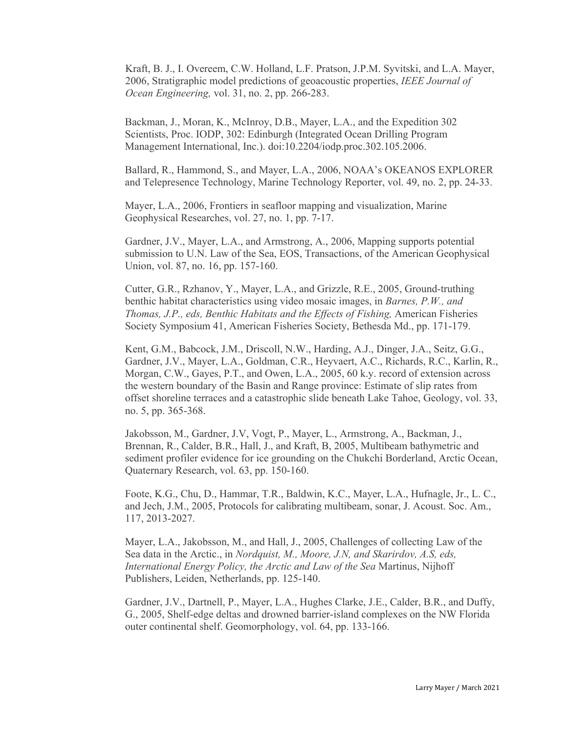Kraft, B. J., I. Overeem, C.W. Holland, L.F. Pratson, J.P.M. Syvitski, and L.A. Mayer, 2006, Stratigraphic model predictions of geoacoustic properties, *IEEE Journal of Ocean Engineering,* vol. 31, no. 2, pp. 266-283.

Backman, J., Moran, K., McInroy, D.B., Mayer, L.A., and the Expedition 302 Scientists, Proc. IODP, 302: Edinburgh (Integrated Ocean Drilling Program Management International, Inc.). doi:10.2204/iodp.proc.302.105.2006.

Ballard, R., Hammond, S., and Mayer, L.A., 2006, NOAA's OKEANOS EXPLORER and Telepresence Technology, Marine Technology Reporter, vol. 49, no. 2, pp. 24-33.

Mayer, L.A., 2006, Frontiers in seafloor mapping and visualization, Marine Geophysical Researches, vol. 27, no. 1, pp. 7-17.

Gardner, J.V., Mayer, L.A., and Armstrong, A., 2006, Mapping supports potential submission to U.N. Law of the Sea, EOS, Transactions, of the American Geophysical Union, vol. 87, no. 16, pp. 157-160.

Cutter, G.R., Rzhanov, Y., Mayer, L.A., and Grizzle, R.E., 2005, Ground-truthing benthic habitat characteristics using video mosaic images, in *Barnes, P.W., and Thomas, J.P., eds, Benthic Habitats and the Effects of Fishing,* American Fisheries Society Symposium 41, American Fisheries Society, Bethesda Md., pp. 171-179.

Kent, G.M., Babcock, J.M., Driscoll, N.W., Harding, A.J., Dinger, J.A., Seitz, G.G., Gardner, J.V., Mayer, L.A., Goldman, C.R., Heyvaert, A.C., Richards, R.C., Karlin, R., Morgan, C.W., Gayes, P.T., and Owen, L.A., 2005, 60 k.y. record of extension across the western boundary of the Basin and Range province: Estimate of slip rates from offset shoreline terraces and a catastrophic slide beneath Lake Tahoe, Geology, vol. 33, no. 5, pp. 365-368.

Jakobsson, M., Gardner, J.V, Vogt, P., Mayer, L., Armstrong, A., Backman, J., Brennan, R., Calder, B.R., Hall, J., and Kraft, B, 2005, Multibeam bathymetric and sediment profiler evidence for ice grounding on the Chukchi Borderland, Arctic Ocean, Quaternary Research, vol. 63, pp. 150-160.

Foote, K.G., Chu, D., Hammar, T.R., Baldwin, K.C., Mayer, L.A., Hufnagle, Jr., L. C., and Jech, J.M., 2005, Protocols for calibrating multibeam, sonar, J. Acoust. Soc. Am., 117, 2013-2027.

Mayer, L.A., Jakobsson, M., and Hall, J., 2005, Challenges of collecting Law of the Sea data in the Arctic., in *Nordquist, M., Moore, J.N, and Skarirdov, A.S, eds, International Energy Policy, the Arctic and Law of the Sea* Martinus, Nijhoff Publishers, Leiden, Netherlands, pp. 125-140.

Gardner, J.V., Dartnell, P., Mayer, L.A., Hughes Clarke, J.E., Calder, B.R., and Duffy, G., 2005, Shelf-edge deltas and drowned barrier-island complexes on the NW Florida outer continental shelf. Geomorphology, vol. 64, pp. 133-166.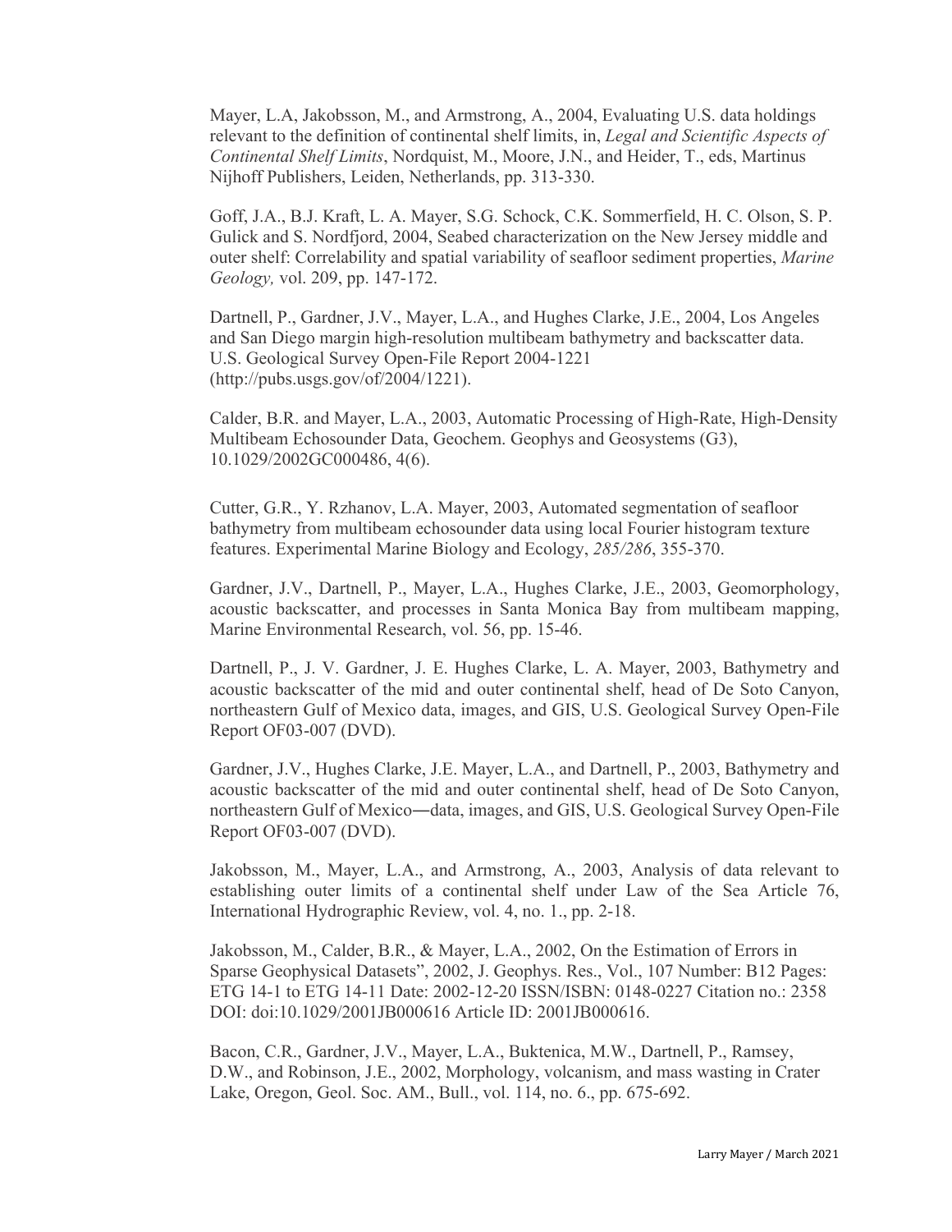Mayer, L.A, Jakobsson, M., and Armstrong, A., 2004, Evaluating U.S. data holdings relevant to the definition of continental shelf limits, in, *Legal and Scientific Aspects of Continental Shelf Limits*, Nordquist, M., Moore, J.N., and Heider, T., eds, Martinus Nijhoff Publishers, Leiden, Netherlands, pp. 313-330.

Goff, J.A., B.J. Kraft, L. A. Mayer, S.G. Schock, C.K. Sommerfield, H. C. Olson, S. P. Gulick and S. Nordfjord, 2004, Seabed characterization on the New Jersey middle and outer shelf: Correlability and spatial variability of seafloor sediment properties, *Marine Geology,* vol. 209, pp. 147-172.

Dartnell, P., Gardner, J.V., Mayer, L.A., and Hughes Clarke, J.E., 2004, Los Angeles and San Diego margin high-resolution multibeam bathymetry and backscatter data. U.S. Geological Survey Open-File Report 2004-1221 (http://pubs.usgs.gov/of/2004/1221).

Calder, B.R. and Mayer, L.A., 2003, Automatic Processing of High-Rate, High-Density Multibeam Echosounder Data, Geochem. Geophys and Geosystems (G3), 10.1029/2002GC000486, 4(6).

Cutter, G.R., Y. Rzhanov, L.A. Mayer, 2003, Automated segmentation of seafloor bathymetry from multibeam echosounder data using local Fourier histogram texture features. Experimental Marine Biology and Ecology, *285/286*, 355-370.

Gardner, J.V., Dartnell, P., Mayer, L.A., Hughes Clarke, J.E., 2003, Geomorphology, acoustic backscatter, and processes in Santa Monica Bay from multibeam mapping, Marine Environmental Research, vol. 56, pp. 15-46.

Dartnell, P., J. V. Gardner, J. E. Hughes Clarke, L. A. Mayer, 2003, Bathymetry and acoustic backscatter of the mid and outer continental shelf, head of De Soto Canyon, northeastern Gulf of Mexico data, images, and GIS, U.S. Geological Survey Open-File Report OF03-007 (DVD).

Gardner, J.V., Hughes Clarke, J.E. Mayer, L.A., and Dartnell, P., 2003, Bathymetry and acoustic backscatter of the mid and outer continental shelf, head of De Soto Canyon, northeastern Gulf of Mexico—data, images, and GIS, U.S. Geological Survey Open-File Report OF03-007 (DVD).

Jakobsson, M., Mayer, L.A., and Armstrong, A., 2003, Analysis of data relevant to establishing outer limits of a continental shelf under Law of the Sea Article 76, International Hydrographic Review, vol. 4, no. 1., pp. 2-18.

Jakobsson, M., Calder, B.R., & Mayer, L.A., 2002, On the Estimation of Errors in Sparse Geophysical Datasets", 2002, J. Geophys. Res., Vol., 107 Number: B12 Pages: ETG 14-1 to ETG 14-11 Date: 2002-12-20 ISSN/ISBN: 0148-0227 Citation no.: 2358 DOI: doi:10.1029/2001JB000616 Article ID: 2001JB000616.

Bacon, C.R., Gardner, J.V., Mayer, L.A., Buktenica, M.W., Dartnell, P., Ramsey, D.W., and Robinson, J.E., 2002, Morphology, volcanism, and mass wasting in Crater Lake, Oregon, Geol. Soc. AM., Bull., vol. 114, no. 6., pp. 675-692.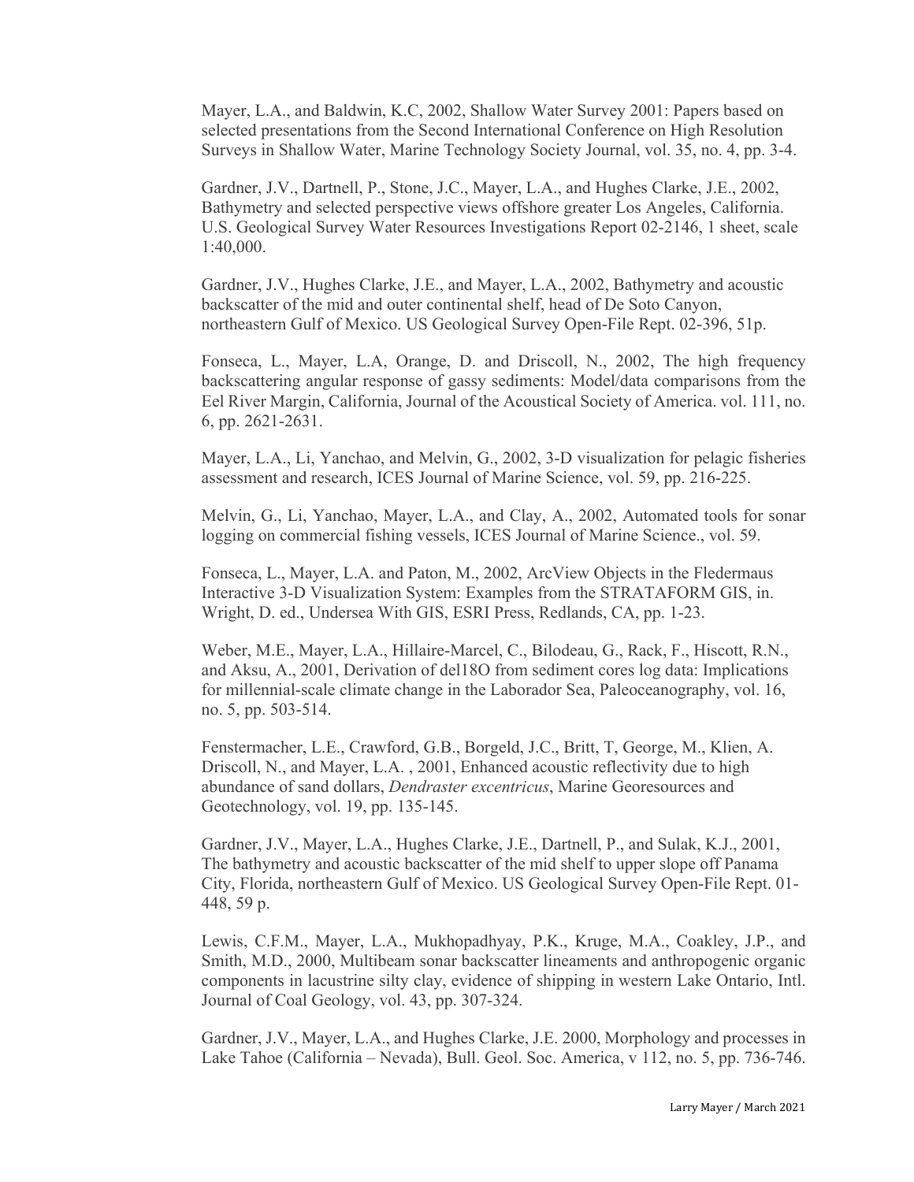Mayer, L.A., and Baldwin, K.C, 2002, Shallow Water Survey 2001: Papers based on selected presentations from the Second International Conference on High Resolution Surveys in Shallow Water, Marine Technology Society Journal, vol. 35, no. 4, pp. 3-4.

Gardner, J.V., Dartnell, P., Stone, J.C., Mayer, L.A., and Hughes Clarke, J.E., 2002, Bathymetry and selected perspective views offshore greater Los Angeles, California. U.S. Geological Survey Water Resources Investigations Report 02-2146, 1 sheet, scale 1:40,000.

Gardner, J.V., Hughes Clarke, J.E., and Mayer, L.A., 2002, Bathymetry and acoustic backscatter of the mid and outer continental shelf, head of De Soto Canyon, northeastern Gulf of Mexico. US Geological Survey Open-File Rept. 02-396, 51p.

Fonseca, L., Mayer, L.A, Orange, D. and Driscoll, N., 2002, The high frequency backscattering angular response of gassy sediments: Model/data comparisons from the Eel River Margin, California, Journal of the Acoustical Society of America. vol. 111, no. 6, pp. 2621-2631.

Mayer, L.A., Li, Yanchao, and Melvin, G., 2002, 3-D visualization for pelagic fisheries assessment and research, ICES Journal of Marine Science, vol. 59, pp. 216-225.

Melvin, G., Li, Yanchao, Mayer, L.A., and Clay, A., 2002, Automated tools for sonar logging on commercial fishing vessels, ICES Journal of Marine Science., vol. 59.

Fonseca, L., Mayer, L.A. and Paton, M., 2002, ArcView Objects in the Fledermaus Interactive 3-D Visualization System: Examples from the STRATAFORM GIS, in. Wright, D. ed., Undersea With GIS, ESRI Press, Redlands, CA, pp. 1-23.

Weber, M.E., Mayer, L.A., Hillaire-Marcel, C., Bilodeau, G., Rack, F., Hiscott, R.N., and Aksu, A., 2001, Derivation of del18O from sediment cores log data: Implications for millennial-scale climate change in the Laborador Sea, Paleoceanography, vol. 16, no. 5, pp. 503-514.

Fenstermacher, L.E., Crawford, G.B., Borgeld, J.C., Britt, T, George, M., Klien, A. Driscoll, N., and Mayer, L.A. , 2001, Enhanced acoustic reflectivity due to high abundance of sand dollars, *Dendraster excentricus*, Marine Georesources and Geotechnology, vol. 19, pp. 135-145.

Gardner, J.V., Mayer, L.A., Hughes Clarke, J.E., Dartnell, P., and Sulak, K.J., 2001, The bathymetry and acoustic backscatter of the mid shelf to upper slope off Panama City, Florida, northeastern Gulf of Mexico. US Geological Survey Open-File Rept. 01-448, 59 p.

Lewis, C.F.M., Mayer, L.A., Mukhopadhyay, P.K., Kruge, M.A., Coakley, J.P., and Smith, M.D., 2000, Multibeam sonar backscatter lineaments and anthropogenic organic components in lacustrine silty clay, evidence of shipping in western Lake Ontario, Intl. Journal of Coal Geology, vol. 43, pp. 307-324.

Gardner, J.V., Mayer, L.A., and Hughes Clarke, J.E. 2000, Morphology and processes in Lake Tahoe (California – Nevada), Bull. Geol. Soc. America, v 112, no. 5, pp. 736-746.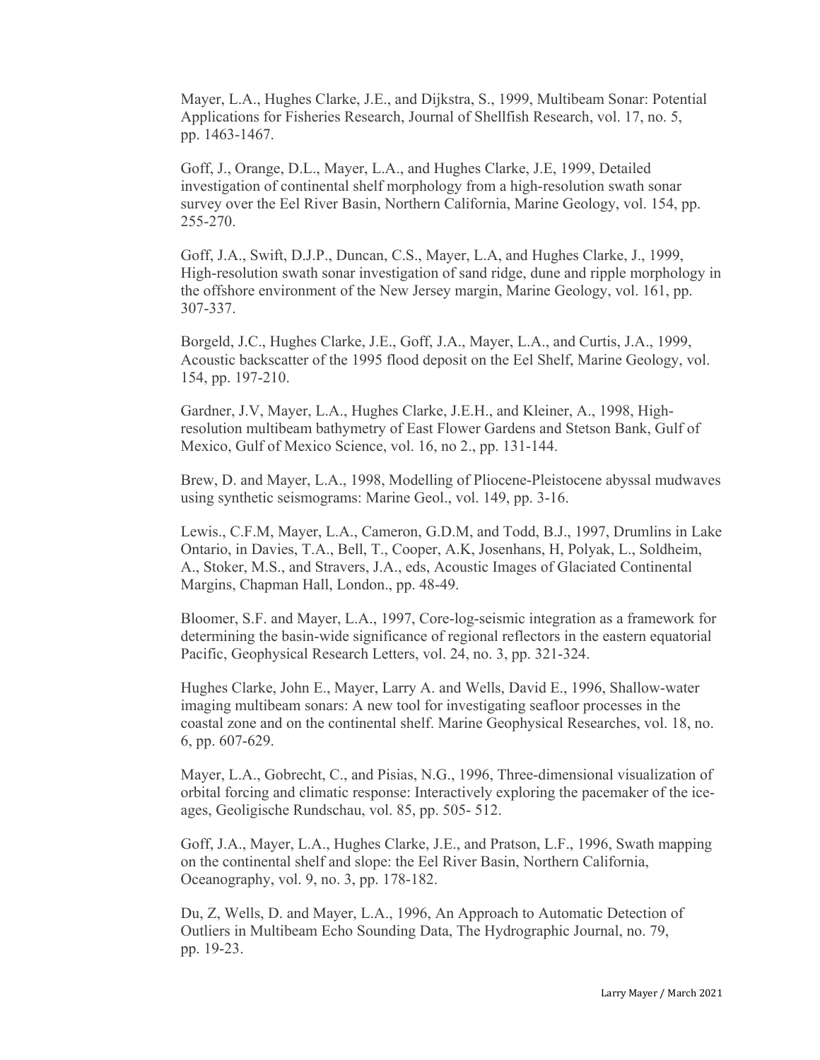Mayer, L.A., Hughes Clarke, J.E., and Dijkstra, S., 1999, Multibeam Sonar: Potential Applications for Fisheries Research, Journal of Shellfish Research, vol. 17, no. 5, pp. 1463-1467.

Goff, J., Orange, D.L., Mayer, L.A., and Hughes Clarke, J.E, 1999, Detailed investigation of continental shelf morphology from a high-resolution swath sonar survey over the Eel River Basin, Northern California, Marine Geology, vol. 154, pp. 255-270.

Goff, J.A., Swift, D.J.P., Duncan, C.S., Mayer, L.A, and Hughes Clarke, J., 1999, High-resolution swath sonar investigation of sand ridge, dune and ripple morphology in the offshore environment of the New Jersey margin, Marine Geology, vol. 161, pp. 307-337.

Borgeld, J.C., Hughes Clarke, J.E., Goff, J.A., Mayer, L.A., and Curtis, J.A., 1999, Acoustic backscatter of the 1995 flood deposit on the Eel Shelf, Marine Geology, vol. 154, pp. 197-210.

Gardner, J.V, Mayer, L.A., Hughes Clarke, J.E.H., and Kleiner, A., 1998, High-resolution multibeam bathymetry of East Flower Gardens and Stetson Bank, Gulf of Mexico, Gulf of Mexico Science, vol. 16, no 2., pp. 131-144.

Brew, D. and Mayer, L.A., 1998, Modelling of Pliocene-Pleistocene abyssal mudwaves using synthetic seismograms: Marine Geol., vol. 149, pp. 3-16.

Lewis., C.F.M, Mayer, L.A., Cameron, G.D.M, and Todd, B.J., 1997, Drumlins in Lake Ontario, in Davies, T.A., Bell, T., Cooper, A.K, Josenhans, H, Polyak, L., Soldheim, A., Stoker, M.S., and Stravers, J.A., eds, Acoustic Images of Glaciated Continental Margins, Chapman Hall, London., pp. 48-49.

Bloomer, S.F. and Mayer, L.A., 1997, Core-log-seismic integration as a framework for determining the basin-wide significance of regional reflectors in the eastern equatorial Pacific, Geophysical Research Letters, vol. 24, no. 3, pp. 321-324.

Hughes Clarke, John E., Mayer, Larry A. and Wells, David E., 1996, Shallow-water imaging multibeam sonars: A new tool for investigating seafloor processes in the coastal zone and on the continental shelf. Marine Geophysical Researches, vol. 18, no. 6, pp. 607-629.

Mayer, L.A., Gobrecht, C., and Pisias, N.G., 1996, Three-dimensional visualization of orbital forcing and climatic response: Interactively exploring the pacemaker of the ice-ages, Geoligische Rundschau, vol. 85, pp. 505- 512.

Goff, J.A., Mayer, L.A., Hughes Clarke, J.E., and Pratson, L.F., 1996, Swath mapping on the continental shelf and slope: the Eel River Basin, Northern California, Oceanography, vol. 9, no. 3, pp. 178-182.

Du, Z, Wells, D. and Mayer, L.A., 1996, An Approach to Automatic Detection of Outliers in Multibeam Echo Sounding Data, The Hydrographic Journal, no. 79, pp. 19-23.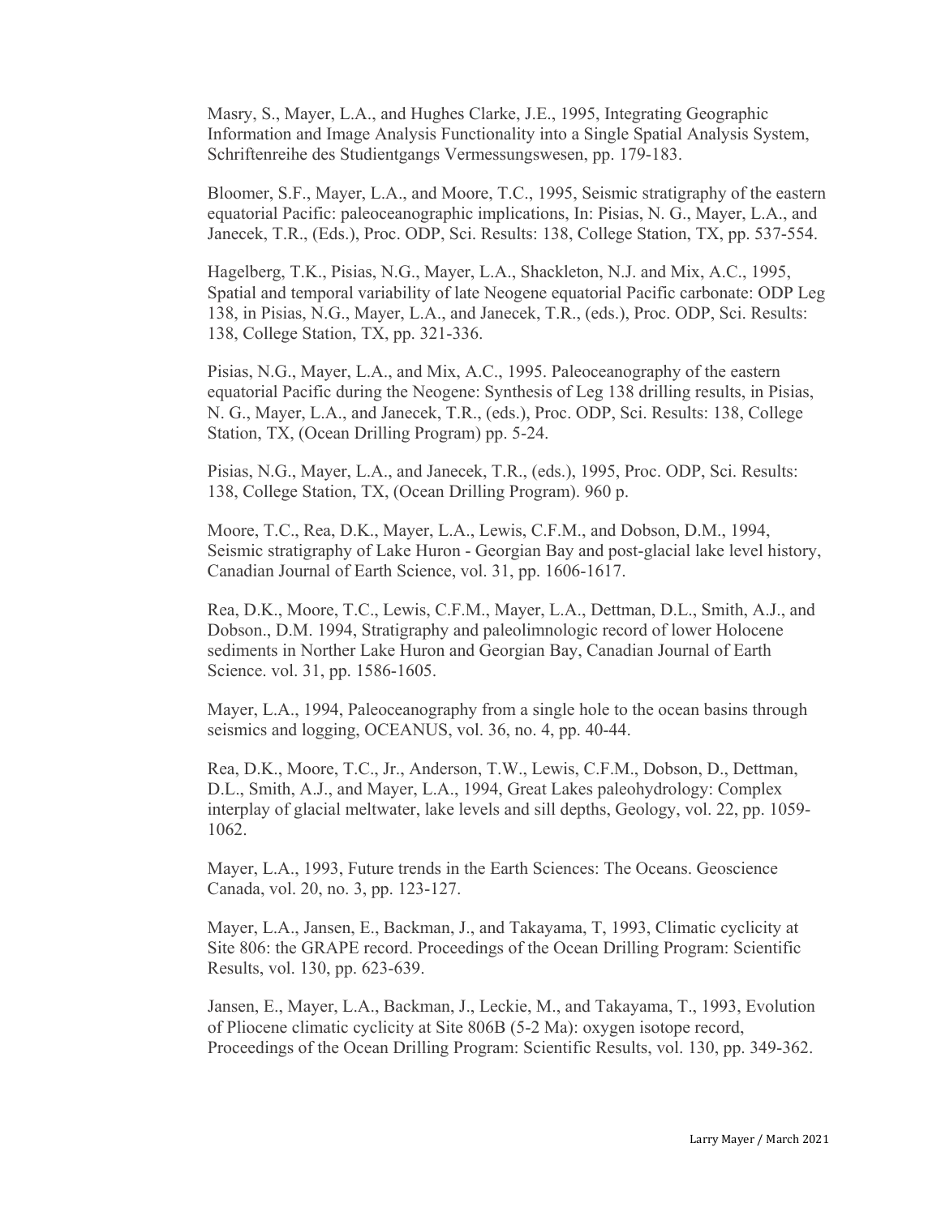Masry, S., Mayer, L.A., and Hughes Clarke, J.E., 1995, Integrating Geographic Information and Image Analysis Functionality into a Single Spatial Analysis System, Schriftenreihe des Studientgangs Vermessungswesen, pp. 179-183.

Bloomer, S.F., Mayer, L.A., and Moore, T.C., 1995, Seismic stratigraphy of the eastern equatorial Pacific: paleoceanographic implications, In: Pisias, N. G., Mayer, L.A., and Janecek, T.R., (Eds.), Proc. ODP, Sci. Results: 138, College Station, TX, pp. 537-554.

Hagelberg, T.K., Pisias, N.G., Mayer, L.A., Shackleton, N.J. and Mix, A.C., 1995, Spatial and temporal variability of late Neogene equatorial Pacific carbonate: ODP Leg 138, in Pisias, N.G., Mayer, L.A., and Janecek, T.R., (eds.), Proc. ODP, Sci. Results: 138, College Station, TX, pp. 321-336.

Pisias, N.G., Mayer, L.A., and Mix, A.C., 1995. Paleoceanography of the eastern equatorial Pacific during the Neogene: Synthesis of Leg 138 drilling results, in Pisias, N. G., Mayer, L.A., and Janecek, T.R., (eds.), Proc. ODP, Sci. Results: 138, College Station, TX, (Ocean Drilling Program) pp. 5-24.

Pisias, N.G., Mayer, L.A., and Janecek, T.R., (eds.), 1995, Proc. ODP, Sci. Results: 138, College Station, TX, (Ocean Drilling Program). 960 p.

Moore, T.C., Rea, D.K., Mayer, L.A., Lewis, C.F.M., and Dobson, D.M., 1994, Seismic stratigraphy of Lake Huron - Georgian Bay and post-glacial lake level history, Canadian Journal of Earth Science, vol. 31, pp. 1606-1617.

Rea, D.K., Moore, T.C., Lewis, C.F.M., Mayer, L.A., Dettman, D.L., Smith, A.J., and Dobson., D.M. 1994, Stratigraphy and paleolimnologic record of lower Holocene sediments in Norther Lake Huron and Georgian Bay, Canadian Journal of Earth Science. vol. 31, pp. 1586-1605.

Mayer, L.A., 1994, Paleoceanography from a single hole to the ocean basins through seismics and logging, OCEANUS, vol. 36, no. 4, pp. 40-44.

Rea, D.K., Moore, T.C., Jr., Anderson, T.W., Lewis, C.F.M., Dobson, D., Dettman, D.L., Smith, A.J., and Mayer, L.A., 1994, Great Lakes paleohydrology: Complex interplay of glacial meltwater, lake levels and sill depths, Geology, vol. 22, pp. 1059-1062.

Mayer, L.A., 1993, Future trends in the Earth Sciences: The Oceans. Geoscience Canada, vol. 20, no. 3, pp. 123-127.

Mayer, L.A., Jansen, E., Backman, J., and Takayama, T, 1993, Climatic cyclicity at Site 806: the GRAPE record. Proceedings of the Ocean Drilling Program: Scientific Results, vol. 130, pp. 623-639.

Jansen, E., Mayer, L.A., Backman, J., Leckie, M., and Takayama, T., 1993, Evolution of Pliocene climatic cyclicity at Site 806B (5-2 Ma): oxygen isotope record, Proceedings of the Ocean Drilling Program: Scientific Results, vol. 130, pp. 349-362.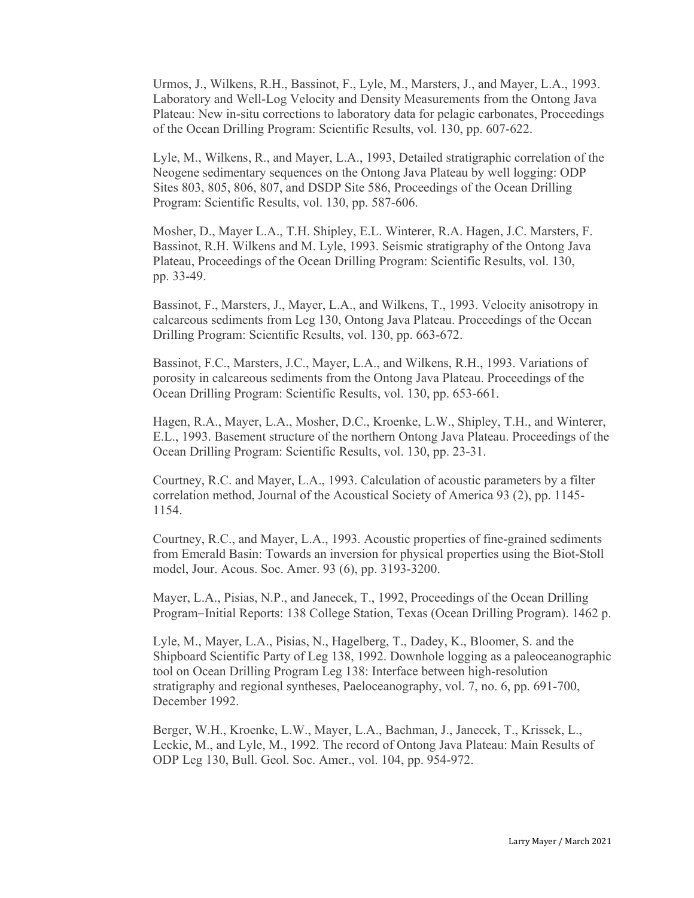Urmos, J., Wilkens, R.H., Bassinot, F., Lyle, M., Marsters, J., and Mayer, L.A., 1993. Laboratory and Well-Log Velocity and Density Measurements from the Ontong Java Plateau: New in-situ corrections to laboratory data for pelagic carbonates, Proceedings of the Ocean Drilling Program: Scientific Results, vol. 130, pp. 607-622.

Lyle, M., Wilkens, R., and Mayer, L.A., 1993, Detailed stratigraphic correlation of the Neogene sedimentary sequences on the Ontong Java Plateau by well logging: ODP Sites 803, 805, 806, 807, and DSDP Site 586, Proceedings of the Ocean Drilling Program: Scientific Results, vol. 130, pp. 587-606.

Mosher, D., Mayer L.A., T.H. Shipley, E.L. Winterer, R.A. Hagen, J.C. Marsters, F. Bassinot, R.H. Wilkens and M. Lyle, 1993. Seismic stratigraphy of the Ontong Java Plateau, Proceedings of the Ocean Drilling Program: Scientific Results, vol. 130, pp. 33-49.

Bassinot, F., Marsters, J., Mayer, L.A., and Wilkens, T., 1993. Velocity anisotropy in calcareous sediments from Leg 130, Ontong Java Plateau. Proceedings of the Ocean Drilling Program: Scientific Results, vol. 130, pp. 663-672.

Bassinot, F.C., Marsters, J.C., Mayer, L.A., and Wilkens, R.H., 1993. Variations of porosity in calcareous sediments from the Ontong Java Plateau. Proceedings of the Ocean Drilling Program: Scientific Results, vol. 130, pp. 653-661.

Hagen, R.A., Mayer, L.A., Mosher, D.C., Kroenke, L.W., Shipley, T.H., and Winterer, E.L., 1993. Basement structure of the northern Ontong Java Plateau. Proceedings of the Ocean Drilling Program: Scientific Results, vol. 130, pp. 23-31.

Courtney, R.C. and Mayer, L.A., 1993. Calculation of acoustic parameters by a filter correlation method, Journal of the Acoustical Society of America 93 (2), pp. 1145-1154.

Courtney, R.C., and Mayer, L.A., 1993. Acoustic properties of fine-grained sediments from Emerald Basin: Towards an inversion for physical properties using the Biot-Stoll model, Jour. Acous. Soc. Amer. 93 (6), pp. 3193-3200.

Mayer, L.A., Pisias, N.P., and Janecek, T., 1992, Proceedings of the Ocean Drilling Program−Initial Reports: 138 College Station, Texas (Ocean Drilling Program). 1462 p.

Lyle, M., Mayer, L.A., Pisias, N., Hagelberg, T., Dadey, K., Bloomer, S. and the Shipboard Scientific Party of Leg 138, 1992. Downhole logging as a paleoceanographic tool on Ocean Drilling Program Leg 138: Interface between high-resolution stratigraphy and regional syntheses, Paeloceanography, vol. 7, no. 6, pp. 691-700, December 1992.

Berger, W.H., Kroenke, L.W., Mayer, L.A., Bachman, J., Janecek, T., Krissek, L., Leckie, M., and Lyle, M., 1992. The record of Ontong Java Plateau: Main Results of ODP Leg 130, Bull. Geol. Soc. Amer., vol. 104, pp. 954-972.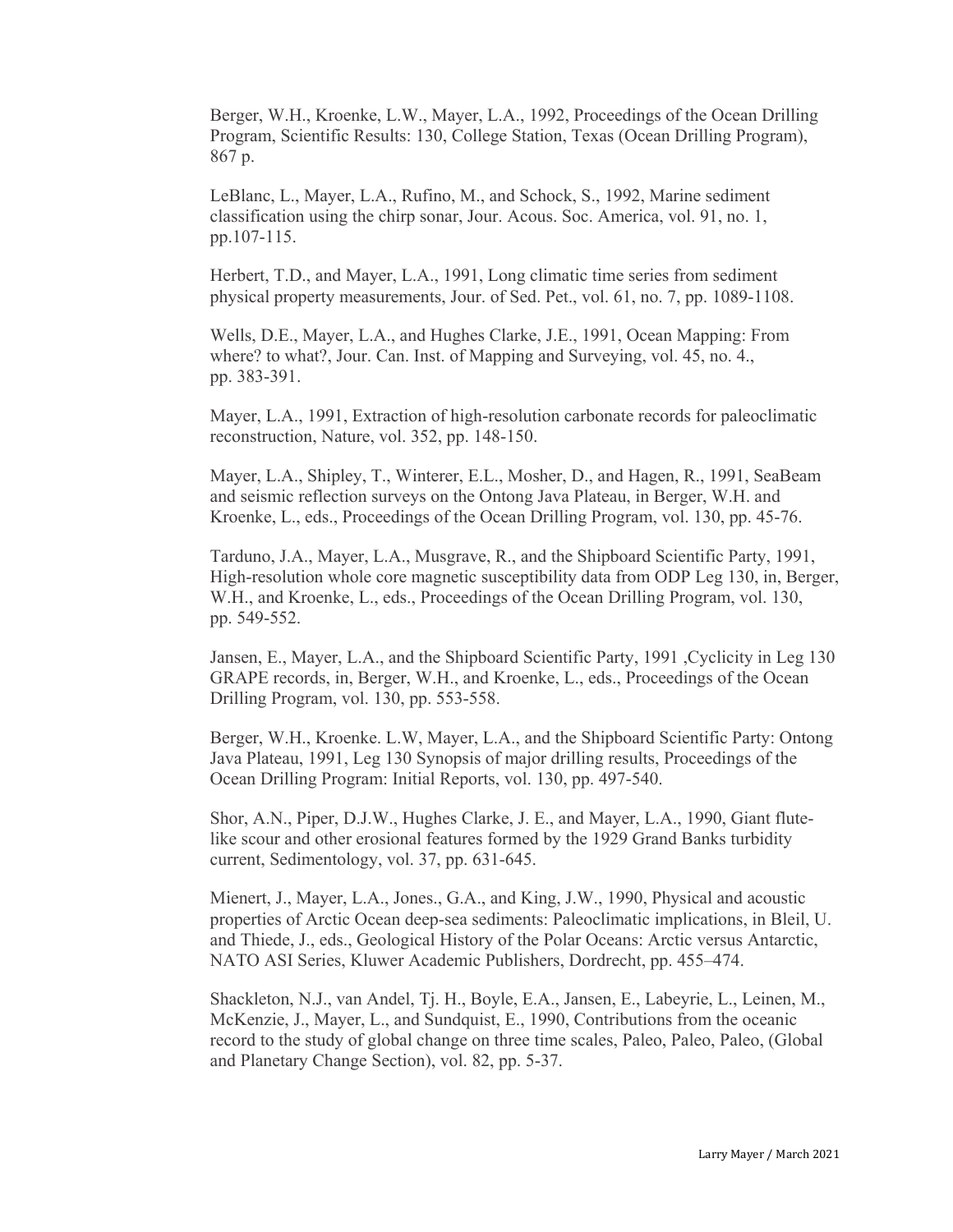Berger, W.H., Kroenke, L.W., Mayer, L.A., 1992, Proceedings of the Ocean Drilling Program, Scientific Results: 130, College Station, Texas (Ocean Drilling Program), 867 p.

LeBlanc, L., Mayer, L.A., Rufino, M., and Schock, S., 1992, Marine sediment classification using the chirp sonar, Jour. Acous. Soc. America, vol. 91, no. 1, pp.107-115.

Herbert, T.D., and Mayer, L.A., 1991, Long climatic time series from sediment physical property measurements, Jour. of Sed. Pet., vol. 61, no. 7, pp. 1089-1108.

Wells, D.E., Mayer, L.A., and Hughes Clarke, J.E., 1991, Ocean Mapping: From where? to what?, Jour. Can. Inst. of Mapping and Surveying, vol. 45, no. 4., pp. 383-391.

Mayer, L.A., 1991, Extraction of high-resolution carbonate records for paleoclimatic reconstruction, Nature, vol. 352, pp. 148-150.

Mayer, L.A., Shipley, T., Winterer, E.L., Mosher, D., and Hagen, R., 1991, SeaBeam and seismic reflection surveys on the Ontong Java Plateau, in Berger, W.H. and Kroenke, L., eds., Proceedings of the Ocean Drilling Program, vol. 130, pp. 45-76.

Tarduno, J.A., Mayer, L.A., Musgrave, R., and the Shipboard Scientific Party, 1991, High-resolution whole core magnetic susceptibility data from ODP Leg 130, in, Berger, W.H., and Kroenke, L., eds., Proceedings of the Ocean Drilling Program, vol. 130, pp. 549-552.

Jansen, E., Mayer, L.A., and the Shipboard Scientific Party, 1991 ,Cyclicity in Leg 130 GRAPE records, in, Berger, W.H., and Kroenke, L., eds., Proceedings of the Ocean Drilling Program, vol. 130, pp. 553-558.

Berger, W.H., Kroenke. L.W, Mayer, L.A., and the Shipboard Scientific Party: Ontong Java Plateau, 1991, Leg 130 Synopsis of major drilling results, Proceedings of the Ocean Drilling Program: Initial Reports, vol. 130, pp. 497-540.

Shor, A.N., Piper, D.J.W., Hughes Clarke, J. E., and Mayer, L.A., 1990, Giant flute-like scour and other erosional features formed by the 1929 Grand Banks turbidity current, Sedimentology, vol. 37, pp. 631-645.

Mienert, J., Mayer, L.A., Jones., G.A., and King, J.W., 1990, Physical and acoustic properties of Arctic Ocean deep-sea sediments: Paleoclimatic implications, in Bleil, U. and Thiede, J., eds., Geological History of the Polar Oceans: Arctic versus Antarctic, NATO ASI Series, Kluwer Academic Publishers, Dordrecht, pp. 455–474.

Shackleton, N.J., van Andel, Tj. H., Boyle, E.A., Jansen, E., Labeyrie, L., Leinen, M., McKenzie, J., Mayer, L., and Sundquist, E., 1990, Contributions from the oceanic record to the study of global change on three time scales, Paleo, Paleo, Paleo, (Global and Planetary Change Section), vol. 82, pp. 5-37.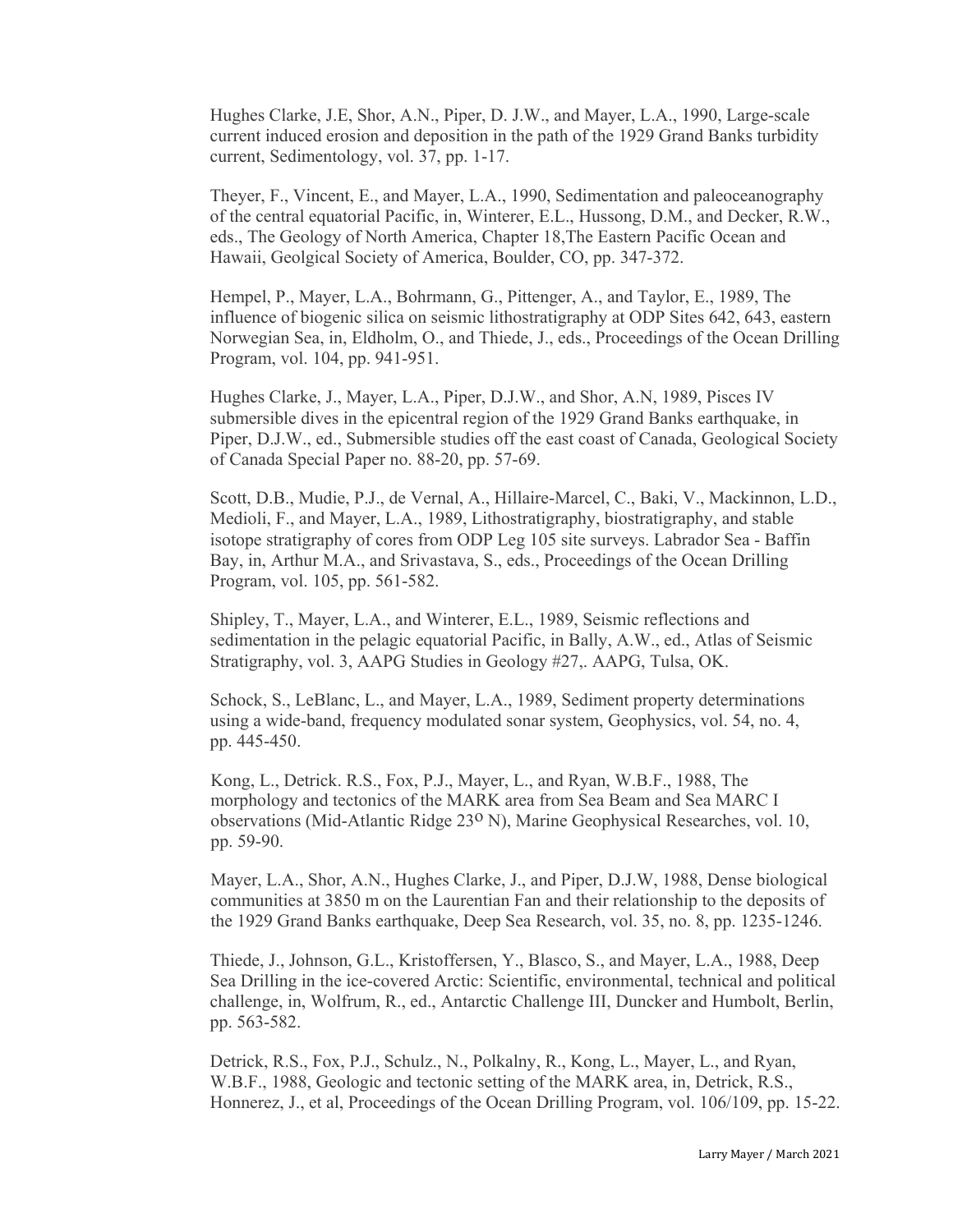Hughes Clarke, J.E, Shor, A.N., Piper, D. J.W., and Mayer, L.A., 1990, Large-scale current induced erosion and deposition in the path of the 1929 Grand Banks turbidity current, Sedimentology, vol. 37, pp. 1-17.

Theyer, F., Vincent, E., and Mayer, L.A., 1990, Sedimentation and paleoceanography of the central equatorial Pacific, in, Winterer, E.L., Hussong, D.M., and Decker, R.W., eds., The Geology of North America, Chapter 18,The Eastern Pacific Ocean and Hawaii, Geolgical Society of America, Boulder, CO, pp. 347-372.

Hempel, P., Mayer, L.A., Bohrmann, G., Pittenger, A., and Taylor, E., 1989, The influence of biogenic silica on seismic lithostratigraphy at ODP Sites 642, 643, eastern Norwegian Sea, in, Eldholm, O., and Thiede, J., eds., Proceedings of the Ocean Drilling Program, vol. 104, pp. 941-951.

Hughes Clarke, J., Mayer, L.A., Piper, D.J.W., and Shor, A.N, 1989, Pisces IV submersible dives in the epicentral region of the 1929 Grand Banks earthquake, in Piper, D.J.W., ed., Submersible studies off the east coast of Canada, Geological Society of Canada Special Paper no. 88-20, pp. 57-69.

Scott, D.B., Mudie, P.J., de Vernal, A., Hillaire-Marcel, C., Baki, V., Mackinnon, L.D., Medioli, F., and Mayer, L.A., 1989, Lithostratigraphy, biostratigraphy, and stable isotope stratigraphy of cores from ODP Leg 105 site surveys. Labrador Sea - Baffin Bay, in, Arthur M.A., and Srivastava, S., eds., Proceedings of the Ocean Drilling Program, vol. 105, pp. 561-582.

Shipley, T., Mayer, L.A., and Winterer, E.L., 1989, Seismic reflections and sedimentation in the pelagic equatorial Pacific, in Bally, A.W., ed., Atlas of Seismic Stratigraphy, vol. 3, AAPG Studies in Geology #27,. AAPG, Tulsa, OK.

Schock, S., LeBlanc, L., and Mayer, L.A., 1989, Sediment property determinations using a wide-band, frequency modulated sonar system, Geophysics, vol. 54, no. 4, pp. 445-450.

Kong, L., Detrick. R.S., Fox, P.J., Mayer, L., and Ryan, W.B.F., 1988, The morphology and tectonics of the MARK area from Sea Beam and Sea MARC I observations (Mid-Atlantic Ridge 23$^{o}$ N), Marine Geophysical Researches, vol. 10, pp. 59-90.

Mayer, L.A., Shor, A.N., Hughes Clarke, J., and Piper, D.J.W, 1988, Dense biological communities at 3850 m on the Laurentian Fan and their relationship to the deposits of the 1929 Grand Banks earthquake, Deep Sea Research, vol. 35, no. 8, pp. 1235-1246.

Thiede, J., Johnson, G.L., Kristoffersen, Y., Blasco, S., and Mayer, L.A., 1988, Deep Sea Drilling in the ice-covered Arctic: Scientific, environmental, technical and political challenge, in, Wolfrum, R., ed., Antarctic Challenge III, Duncker and Humbolt, Berlin, pp. 563-582.

Detrick, R.S., Fox, P.J., Schulz., N., Polkalny, R., Kong, L., Mayer, L., and Ryan, W.B.F., 1988, Geologic and tectonic setting of the MARK area, in, Detrick, R.S., Honnerez, J., et al, Proceedings of the Ocean Drilling Program, vol. 106/109, pp. 15-22.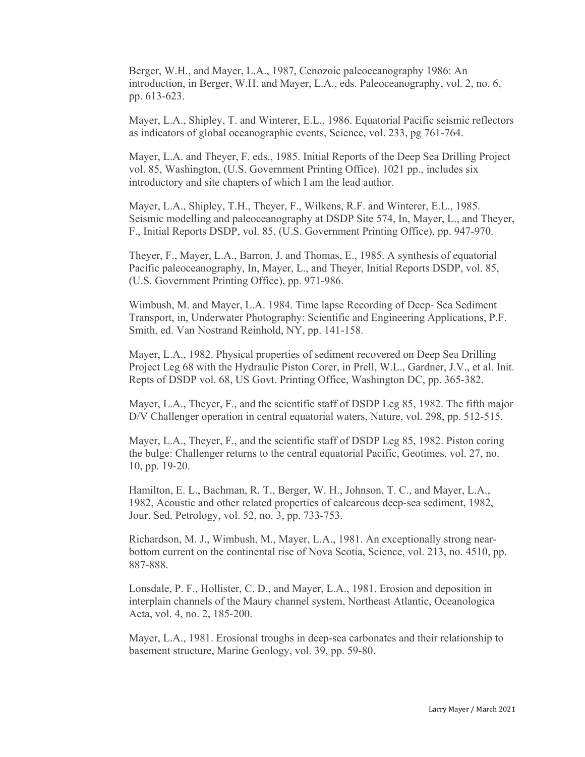Berger, W.H., and Mayer, L.A., 1987, Cenozoic paleoceanography 1986: An introduction, in Berger, W.H. and Mayer, L.A., eds. Paleoceanography, vol. 2, no. 6, pp. 613-623.

Mayer, L.A., Shipley, T. and Winterer, E.L., 1986. Equatorial Pacific seismic reflectors as indicators of global oceanographic events, Science, vol. 233, pg 761-764.

Mayer, L.A. and Theyer, F. eds., 1985. Initial Reports of the Deep Sea Drilling Project vol. 85, Washington, (U.S. Government Printing Office). 1021 pp., includes six introductory and site chapters of which I am the lead author.

Mayer, L.A., Shipley, T.H., Theyer, F., Wilkens, R.F. and Winterer, E.L., 1985. Seismic modelling and paleoceanography at DSDP Site 574, In, Mayer, L., and Theyer, F., Initial Reports DSDP, vol. 85, (U.S. Government Printing Office), pp. 947-970.

Theyer, F., Mayer, L.A., Barron, J. and Thomas, E., 1985. A synthesis of equatorial Pacific paleoceanography, In, Mayer, L., and Theyer, Initial Reports DSDP, vol. 85, (U.S. Government Printing Office), pp. 971-986.

Wimbush, M. and Mayer, L.A. 1984. Time lapse Recording of Deep- Sea Sediment Transport, in, Underwater Photography: Scientific and Engineering Applications, P.F. Smith, ed. Van Nostrand Reinhold, NY, pp. 141-158.

Mayer, L.A., 1982. Physical properties of sediment recovered on Deep Sea Drilling Project Leg 68 with the Hydraulic Piston Corer, in Prell, W.L., Gardner, J.V., et al. Init. Repts of DSDP vol. 68, US Govt. Printing Office, Washington DC, pp. 365-382.

Mayer, L.A., Theyer, F., and the scientific staff of DSDP Leg 85, 1982. The fifth major D/V Challenger operation in central equatorial waters, Nature, vol. 298, pp. 512-515.

Mayer, L.A., Theyer, F., and the scientific staff of DSDP Leg 85, 1982. Piston coring the bulge: Challenger returns to the central equatorial Pacific, Geotimes, vol. 27, no. 10, pp. 19-20.

Hamilton, E. L., Bachman, R. T., Berger, W. H., Johnson, T. C., and Mayer, L.A., 1982, Acoustic and other related properties of calcareous deep-sea sediment, 1982, Jour. Sed. Petrology, vol. 52, no. 3, pp. 733-753.

Richardson, M. J., Wimbush, M., Mayer, L.A., 1981. An exceptionally strong near-bottom current on the continental rise of Nova Scotia, Science, vol. 213, no. 4510, pp. 887-888.

Lonsdale, P. F., Hollister, C. D., and Mayer, L.A., 1981. Erosion and deposition in interplain channels of the Maury channel system, Northeast Atlantic, Oceanologica Acta, vol. 4, no. 2, 185-200.

Mayer, L.A., 1981. Erosional troughs in deep-sea carbonates and their relationship to basement structure, Marine Geology, vol. 39, pp. 59-80.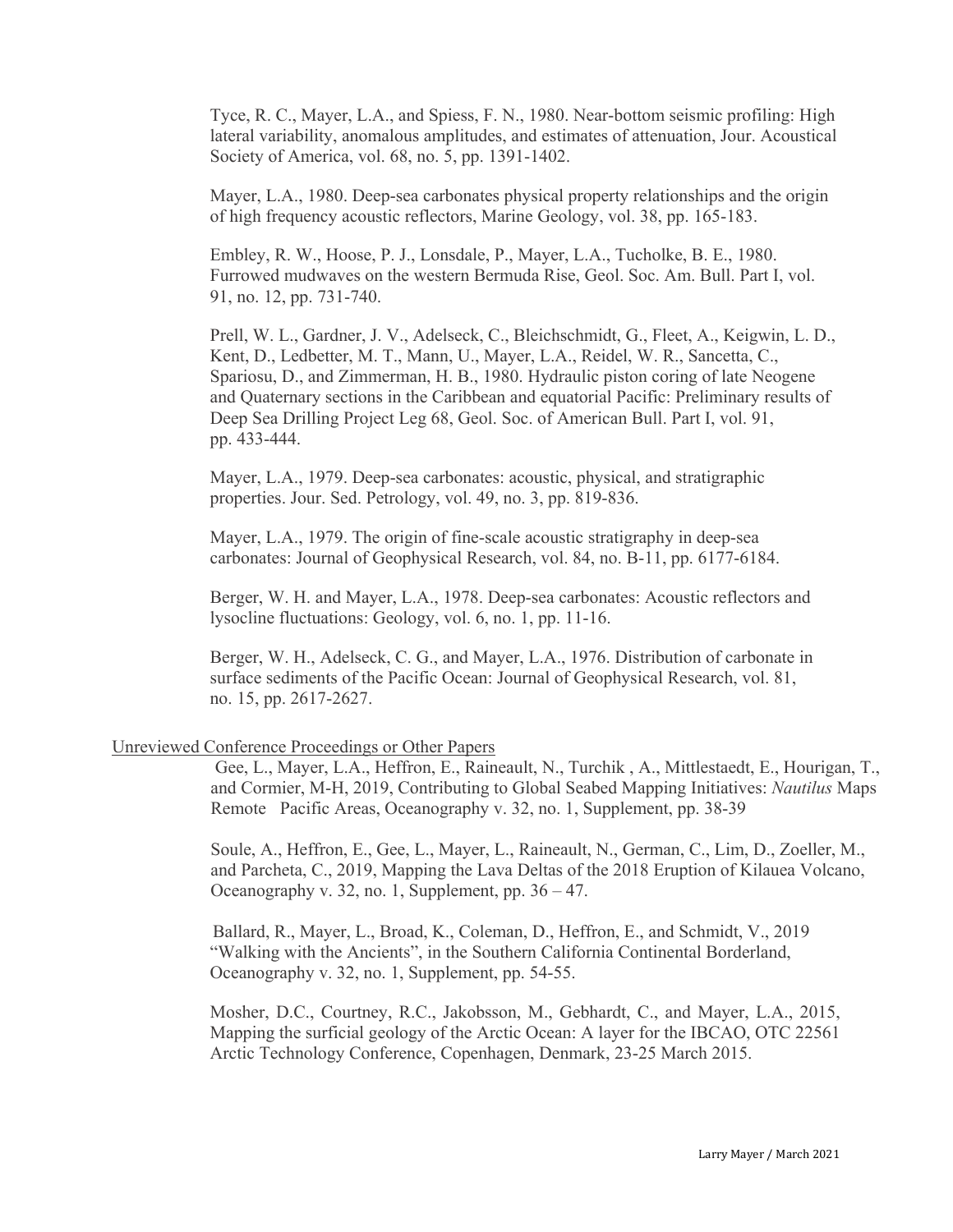Tyce, R. C., Mayer, L.A., and Spiess, F. N., 1980. Near-bottom seismic profiling: High lateral variability, anomalous amplitudes, and estimates of attenuation, Jour. Acoustical Society of America, vol. 68, no. 5, pp. 1391-1402.

Mayer, L.A., 1980. Deep-sea carbonates physical property relationships and the origin of high frequency acoustic reflectors, Marine Geology, vol. 38, pp. 165-183.

Embley, R. W., Hoose, P. J., Lonsdale, P., Mayer, L.A., Tucholke, B. E., 1980. Furrowed mudwaves on the western Bermuda Rise, Geol. Soc. Am. Bull. Part I, vol. 91, no. 12, pp. 731-740.

Prell, W. L., Gardner, J. V., Adelseck, C., Bleichschmidt, G., Fleet, A., Keigwin, L. D., Kent, D., Ledbetter, M. T., Mann, U., Mayer, L.A., Reidel, W. R., Sancetta, C., Spariosu, D., and Zimmerman, H. B., 1980. Hydraulic piston coring of late Neogene and Quaternary sections in the Caribbean and equatorial Pacific: Preliminary results of Deep Sea Drilling Project Leg 68, Geol. Soc. of American Bull. Part I, vol. 91, pp. 433-444.

Mayer, L.A., 1979. Deep-sea carbonates: acoustic, physical, and stratigraphic properties. Jour. Sed. Petrology, vol. 49, no. 3, pp. 819-836.

Mayer, L.A., 1979. The origin of fine-scale acoustic stratigraphy in deep-sea carbonates: Journal of Geophysical Research, vol. 84, no. B-11, pp. 6177-6184.

Berger, W. H. and Mayer, L.A., 1978. Deep-sea carbonates: Acoustic reflectors and lysocline fluctuations: Geology, vol. 6, no. 1, pp. 11-16.

Berger, W. H., Adelseck, C. G., and Mayer, L.A., 1976. Distribution of carbonate in surface sediments of the Pacific Ocean: Journal of Geophysical Research, vol. 81, no. 15, pp. 2617-2627.

## Unreviewed Conference Proceedings or Other Papers

Gee, L., Mayer, L.A., Heffron, E., Raineault, N., Turchik , A., Mittlestaedt, E., Hourigan, T., and Cormier, M-H, 2019, Contributing to Global Seabed Mapping Initiatives: *Nautilus* Maps Remote Pacific Areas, Oceanography v. 32, no. 1, Supplement, pp. 38-39

Soule, A., Heffron, E., Gee, L., Mayer, L., Raineault, N., German, C., Lim, D., Zoeller, M., and Parcheta, C., 2019, Mapping the Lava Deltas of the 2018 Eruption of Kilauea Volcano, Oceanography v. 32, no. 1, Supplement, pp. 36 – 47.

Ballard, R., Mayer, L., Broad, K., Coleman, D., Heffron, E., and Schmidt, V., 2019 "Walking with the Ancients", in the Southern California Continental Borderland, Oceanography v. 32, no. 1, Supplement, pp. 54-55.

Mosher, D.C., Courtney, R.C., Jakobsson, M., Gebhardt, C., and Mayer, L.A., 2015, Mapping the surficial geology of the Arctic Ocean: A layer for the IBCAO, OTC 22561 Arctic Technology Conference, Copenhagen, Denmark, 23-25 March 2015.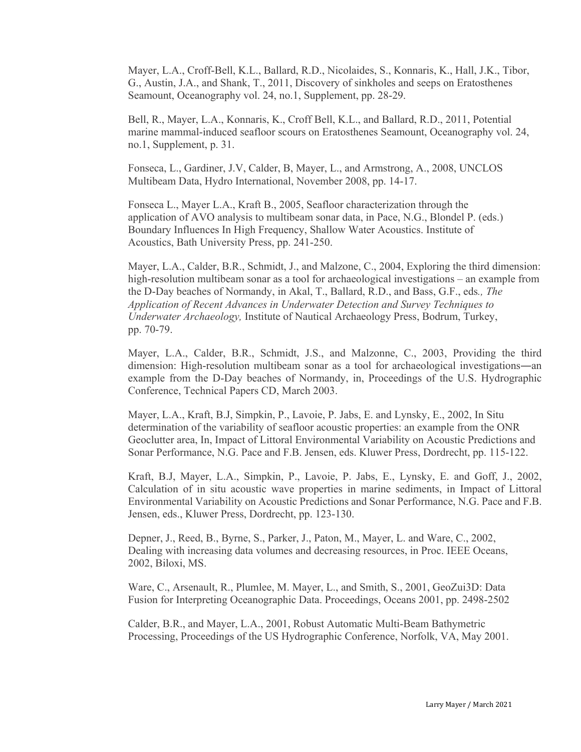Mayer, L.A., Croff-Bell, K.L., Ballard, R.D., Nicolaides, S., Konnaris, K., Hall, J.K., Tibor, G., Austin, J.A., and Shank, T., 2011, Discovery of sinkholes and seeps on Eratosthenes Seamount, Oceanography vol. 24, no.1, Supplement, pp. 28-29.

Bell, R., Mayer, L.A., Konnaris, K., Croff Bell, K.L., and Ballard, R.D., 2011, Potential marine mammal-induced seafloor scours on Eratosthenes Seamount, Oceanography vol. 24, no.1, Supplement, p. 31.

Fonseca, L., Gardiner, J.V, Calder, B, Mayer, L., and Armstrong, A., 2008, UNCLOS Multibeam Data, Hydro International, November 2008, pp. 14-17.

Fonseca L., Mayer L.A., Kraft B., 2005, Seafloor characterization through the application of AVO analysis to multibeam sonar data, in Pace, N.G., Blondel P. (eds.) Boundary Influences In High Frequency, Shallow Water Acoustics. Institute of Acoustics, Bath University Press, pp. 241-250.

Mayer, L.A., Calder, B.R., Schmidt, J., and Malzone, C., 2004, Exploring the third dimension: high-resolution multibeam sonar as a tool for archaeological investigations – an example from the D-Day beaches of Normandy, in Akal, T., Ballard, R.D., and Bass, G.F., eds*., The Application of Recent Advances in Underwater Detection and Survey Techniques to Underwater Archaeology,* Institute of Nautical Archaeology Press, Bodrum, Turkey, pp. 70-79.

Mayer, L.A., Calder, B.R., Schmidt, J.S., and Malzonne, C., 2003, Providing the third dimension: High-resolution multibeam sonar as a tool for archaeological investigations—an example from the D-Day beaches of Normandy, in, Proceedings of the U.S. Hydrographic Conference, Technical Papers CD, March 2003.

Mayer, L.A., Kraft, B.J, Simpkin, P., Lavoie, P. Jabs, E. and Lynsky, E., 2002, In Situ determination of the variability of seafloor acoustic properties: an example from the ONR Geoclutter area, In, Impact of Littoral Environmental Variability on Acoustic Predictions and Sonar Performance, N.G. Pace and F.B. Jensen, eds. Kluwer Press, Dordrecht, pp. 115-122.

Kraft, B.J, Mayer, L.A., Simpkin, P., Lavoie, P. Jabs, E., Lynsky, E. and Goff, J., 2002, Calculation of in situ acoustic wave properties in marine sediments, in Impact of Littoral Environmental Variability on Acoustic Predictions and Sonar Performance, N.G. Pace and F.B. Jensen, eds., Kluwer Press, Dordrecht, pp. 123-130.

Depner, J., Reed, B., Byrne, S., Parker, J., Paton, M., Mayer, L. and Ware, C., 2002, Dealing with increasing data volumes and decreasing resources, in Proc. IEEE Oceans, 2002, Biloxi, MS.

Ware, C., Arsenault, R., Plumlee, M. Mayer, L., and Smith, S., 2001, GeoZui3D: Data Fusion for Interpreting Oceanographic Data. Proceedings, Oceans 2001, pp. 2498-2502

Calder, B.R., and Mayer, L.A., 2001, Robust Automatic Multi-Beam Bathymetric Processing, Proceedings of the US Hydrographic Conference, Norfolk, VA, May 2001.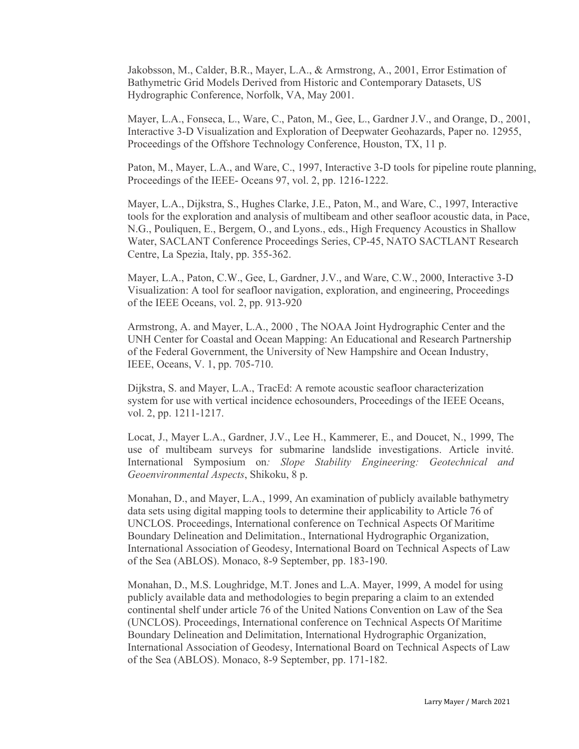Jakobsson, M., Calder, B.R., Mayer, L.A., & Armstrong, A., 2001, Error Estimation of Bathymetric Grid Models Derived from Historic and Contemporary Datasets, US Hydrographic Conference, Norfolk, VA, May 2001.

Mayer, L.A., Fonseca, L., Ware, C., Paton, M., Gee, L., Gardner J.V., and Orange, D., 2001, Interactive 3-D Visualization and Exploration of Deepwater Geohazards, Paper no. 12955, Proceedings of the Offshore Technology Conference, Houston, TX, 11 p.

Paton, M., Mayer, L.A., and Ware, C., 1997, Interactive 3-D tools for pipeline route planning, Proceedings of the IEEE- Oceans 97, vol. 2, pp. 1216-1222.

Mayer, L.A., Dijkstra, S., Hughes Clarke, J.E., Paton, M., and Ware, C., 1997, Interactive tools for the exploration and analysis of multibeam and other seafloor acoustic data, in Pace, N.G., Pouliquen, E., Bergem, O., and Lyons., eds., High Frequency Acoustics in Shallow Water, SACLANT Conference Proceedings Series, CP-45, NATO SACTLANT Research Centre, La Spezia, Italy, pp. 355-362.

Mayer, L.A., Paton, C.W., Gee, L, Gardner, J.V., and Ware, C.W., 2000, Interactive 3-D Visualization: A tool for seafloor navigation, exploration, and engineering, Proceedings of the IEEE Oceans, vol. 2, pp. 913-920

Armstrong, A. and Mayer, L.A., 2000 , The NOAA Joint Hydrographic Center and the UNH Center for Coastal and Ocean Mapping: An Educational and Research Partnership of the Federal Government, the University of New Hampshire and Ocean Industry, IEEE, Oceans, V. 1, pp. 705-710.

Dijkstra, S. and Mayer, L.A., TracEd: A remote acoustic seafloor characterization system for use with vertical incidence echosounders, Proceedings of the IEEE Oceans, vol. 2, pp. 1211-1217.

Locat, J., Mayer L.A., Gardner, J.V., Lee H., Kammerer, E., and Doucet, N., 1999, The use of multibeam surveys for submarine landslide investigations. Article invité. International Symposium on*: Slope Stability Engineering: Geotechnical and Geoenvironmental Aspects*, Shikoku, 8 p.

Monahan, D., and Mayer, L.A., 1999, An examination of publicly available bathymetry data sets using digital mapping tools to determine their applicability to Article 76 of UNCLOS. Proceedings, International conference on Technical Aspects Of Maritime Boundary Delineation and Delimitation., International Hydrographic Organization, International Association of Geodesy, International Board on Technical Aspects of Law of the Sea (ABLOS). Monaco, 8-9 September, pp. 183-190.

Monahan, D., M.S. Loughridge, M.T. Jones and L.A. Mayer, 1999, A model for using publicly available data and methodologies to begin preparing a claim to an extended continental shelf under article 76 of the United Nations Convention on Law of the Sea (UNCLOS). Proceedings, International conference on Technical Aspects Of Maritime Boundary Delineation and Delimitation, International Hydrographic Organization, International Association of Geodesy, International Board on Technical Aspects of Law of the Sea (ABLOS). Monaco, 8-9 September, pp. 171-182.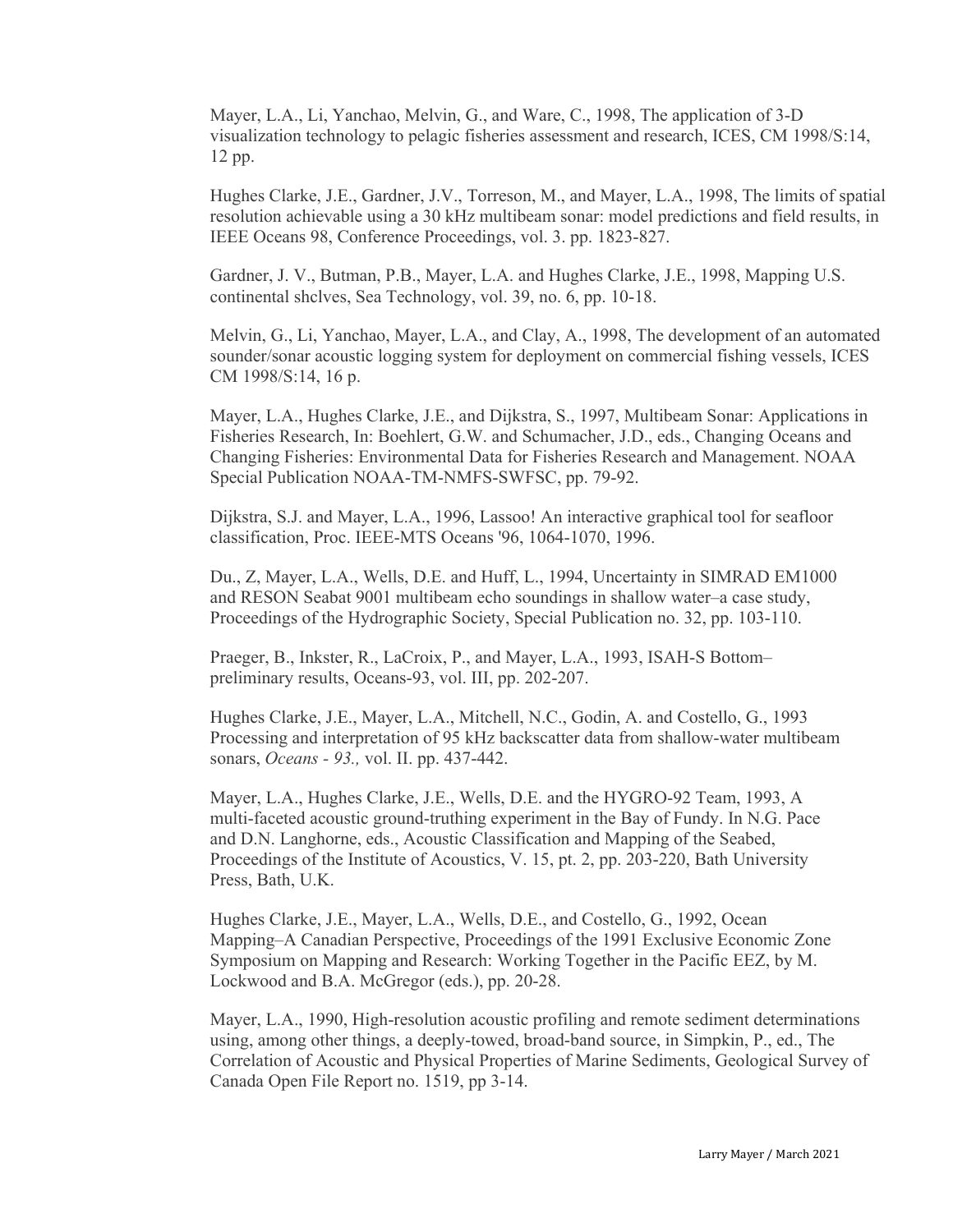Mayer, L.A., Li, Yanchao, Melvin, G., and Ware, C., 1998, The application of 3-D visualization technology to pelagic fisheries assessment and research, ICES, CM 1998/S:14, 12 pp.

Hughes Clarke, J.E., Gardner, J.V., Torreson, M., and Mayer, L.A., 1998, The limits of spatial resolution achievable using a 30 kHz multibeam sonar: model predictions and field results, in IEEE Oceans 98, Conference Proceedings, vol. 3. pp. 1823-827.

Gardner, J. V., Butman, P.B., Mayer, L.A. and Hughes Clarke, J.E., 1998, Mapping U.S. continental shclves, Sea Technology, vol. 39, no. 6, pp. 10-18.

Melvin, G., Li, Yanchao, Mayer, L.A., and Clay, A., 1998, The development of an automated sounder/sonar acoustic logging system for deployment on commercial fishing vessels, ICES CM 1998/S:14, 16 p.

Mayer, L.A., Hughes Clarke, J.E., and Dijkstra, S., 1997, Multibeam Sonar: Applications in Fisheries Research, In: Boehlert, G.W. and Schumacher, J.D., eds., Changing Oceans and Changing Fisheries: Environmental Data for Fisheries Research and Management. NOAA Special Publication NOAA-TM-NMFS-SWFSC, pp. 79-92.

Dijkstra, S.J. and Mayer, L.A., 1996, Lassoo! An interactive graphical tool for seafloor classification, Proc. IEEE-MTS Oceans '96, 1064-1070, 1996.

Du., Z, Mayer, L.A., Wells, D.E. and Huff, L., 1994, Uncertainty in SIMRAD EM1000 and RESON Seabat 9001 multibeam echo soundings in shallow water–a case study, Proceedings of the Hydrographic Society, Special Publication no. 32, pp. 103-110.

Praeger, B., Inkster, R., LaCroix, P., and Mayer, L.A., 1993, ISAH-S Bottom–preliminary results, Oceans-93, vol. III, pp. 202-207.

Hughes Clarke, J.E., Mayer, L.A., Mitchell, N.C., Godin, A. and Costello, G., 1993 Processing and interpretation of 95 kHz backscatter data from shallow-water multibeam sonars, *Oceans - 93.,* vol. II. pp. 437-442.

Mayer, L.A., Hughes Clarke, J.E., Wells, D.E. and the HYGRO-92 Team, 1993, A multi-faceted acoustic ground-truthing experiment in the Bay of Fundy. In N.G. Pace and D.N. Langhorne, eds., Acoustic Classification and Mapping of the Seabed, Proceedings of the Institute of Acoustics, V. 15, pt. 2, pp. 203-220, Bath University Press, Bath, U.K.

Hughes Clarke, J.E., Mayer, L.A., Wells, D.E., and Costello, G., 1992, Ocean Mapping–A Canadian Perspective, Proceedings of the 1991 Exclusive Economic Zone Symposium on Mapping and Research: Working Together in the Pacific EEZ, by M. Lockwood and B.A. McGregor (eds.), pp. 20-28.

Mayer, L.A., 1990, High-resolution acoustic profiling and remote sediment determinations using, among other things, a deeply-towed, broad-band source, in Simpkin, P., ed., The Correlation of Acoustic and Physical Properties of Marine Sediments, Geological Survey of Canada Open File Report no. 1519, pp 3-14.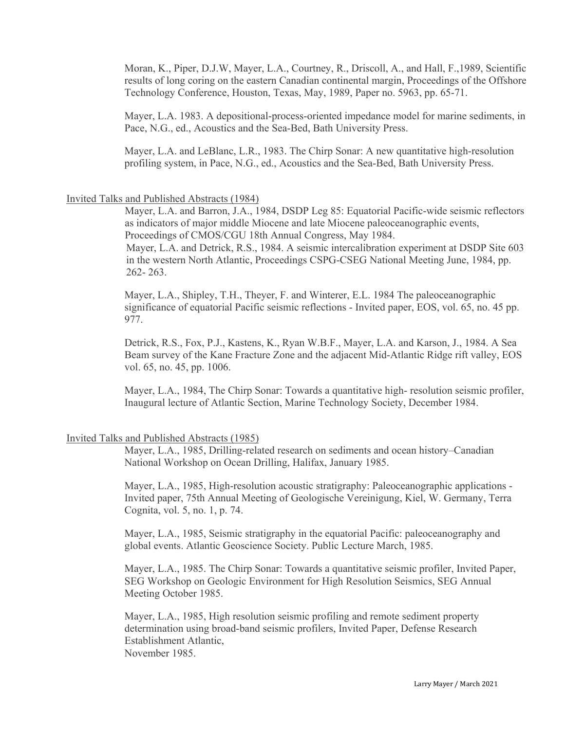Moran, K., Piper, D.J.W, Mayer, L.A., Courtney, R., Driscoll, A., and Hall, F.,1989, Scientific results of long coring on the eastern Canadian continental margin, Proceedings of the Offshore Technology Conference, Houston, Texas, May, 1989, Paper no. 5963, pp. 65-71.

Mayer, L.A. 1983. A depositional-process-oriented impedance model for marine sediments, in Pace, N.G., ed., Acoustics and the Sea-Bed, Bath University Press.

Mayer, L.A. and LeBlanc, L.R., 1983. The Chirp Sonar: A new quantitative high-resolution profiling system, in Pace, N.G., ed., Acoustics and the Sea-Bed, Bath University Press.

## Invited Talks and Published Abstracts (1984)

Mayer, L.A. and Barron, J.A., 1984, DSDP Leg 85: Equatorial Pacific-wide seismic reflectors as indicators of major middle Miocene and late Miocene paleoceanographic events, Proceedings of CMOS/CGU 18th Annual Congress, May 1984.

Mayer, L.A. and Detrick, R.S., 1984. A seismic intercalibration experiment at DSDP Site 603 in the western North Atlantic, Proceedings CSPG-CSEG National Meeting June, 1984, pp. 262- 263.

Mayer, L.A., Shipley, T.H., Theyer, F. and Winterer, E.L. 1984 The paleoceanographic significance of equatorial Pacific seismic reflections - Invited paper, EOS, vol. 65, no. 45 pp. 977.

Detrick, R.S., Fox, P.J., Kastens, K., Ryan W.B.F., Mayer, L.A. and Karson, J., 1984. A Sea Beam survey of the Kane Fracture Zone and the adjacent Mid-Atlantic Ridge rift valley, EOS vol. 65, no. 45, pp. 1006.

Mayer, L.A., 1984, The Chirp Sonar: Towards a quantitative high- resolution seismic profiler, Inaugural lecture of Atlantic Section, Marine Technology Society, December 1984.

## Invited Talks and Published Abstracts (1985)

Mayer, L.A., 1985, Drilling-related research on sediments and ocean history–Canadian National Workshop on Ocean Drilling, Halifax, January 1985.

Mayer, L.A., 1985, High-resolution acoustic stratigraphy: Paleoceanographic applications - Invited paper, 75th Annual Meeting of Geologische Vereinigung, Kiel, W. Germany, Terra Cognita, vol. 5, no. 1, p. 74.

Mayer, L.A., 1985, Seismic stratigraphy in the equatorial Pacific: paleoceanography and global events. Atlantic Geoscience Society. Public Lecture March, 1985.

Mayer, L.A., 1985. The Chirp Sonar: Towards a quantitative seismic profiler, Invited Paper, SEG Workshop on Geologic Environment for High Resolution Seismics, SEG Annual Meeting October 1985.

Mayer, L.A., 1985, High resolution seismic profiling and remote sediment property determination using broad-band seismic profilers, Invited Paper, Defense Research Establishment Atlantic,
November 1985.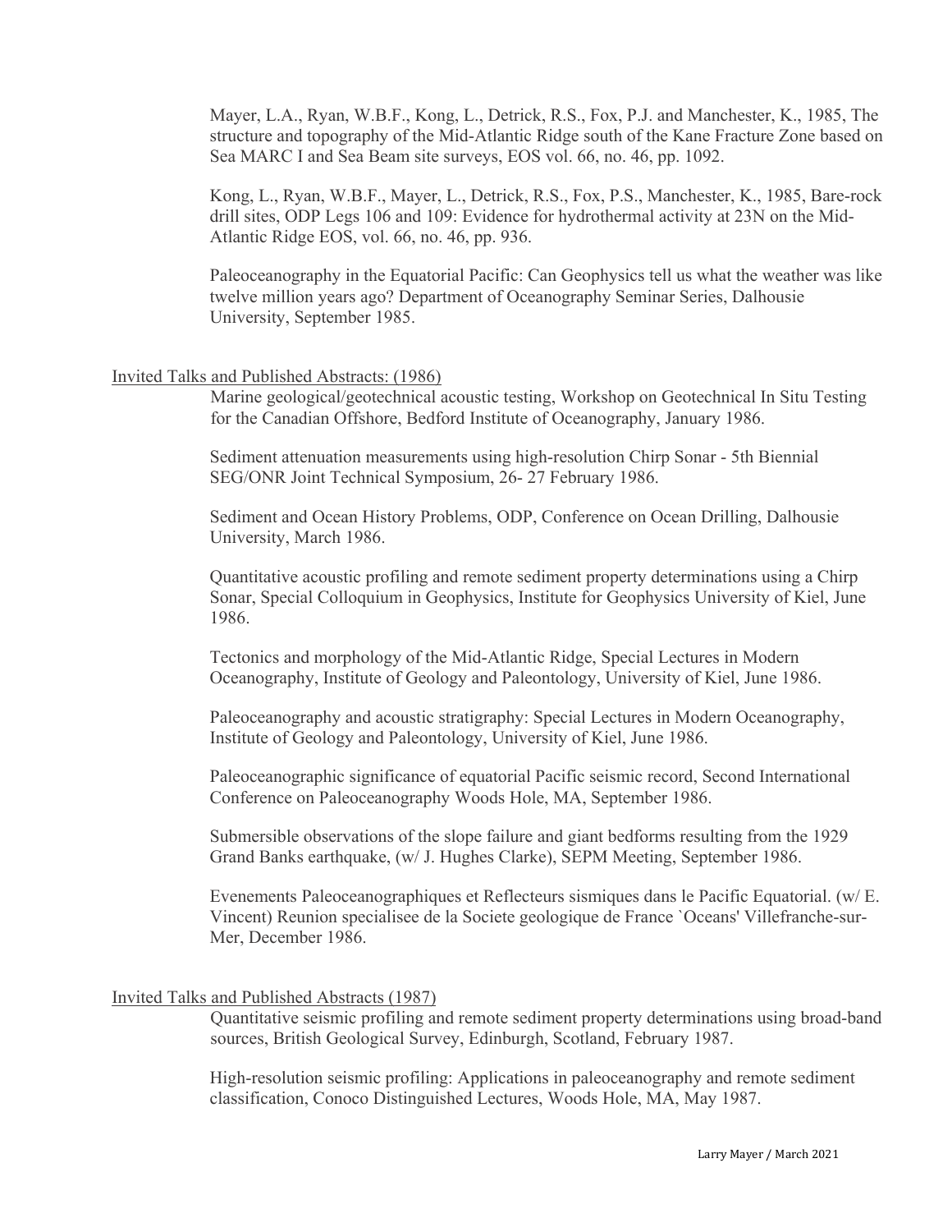Mayer, L.A., Ryan, W.B.F., Kong, L., Detrick, R.S., Fox, P.J. and Manchester, K., 1985, The structure and topography of the Mid-Atlantic Ridge south of the Kane Fracture Zone based on Sea MARC I and Sea Beam site surveys, EOS vol. 66, no. 46, pp. 1092.

Kong, L., Ryan, W.B.F., Mayer, L., Detrick, R.S., Fox, P.S., Manchester, K., 1985, Bare-rock drill sites, ODP Legs 106 and 109: Evidence for hydrothermal activity at 23N on the Mid-Atlantic Ridge EOS, vol. 66, no. 46, pp. 936.

Paleoceanography in the Equatorial Pacific: Can Geophysics tell us what the weather was like twelve million years ago? Department of Oceanography Seminar Series, Dalhousie University, September 1985.

Invited Talks and Published Abstracts: (1986)

Marine geological/geotechnical acoustic testing, Workshop on Geotechnical In Situ Testing for the Canadian Offshore, Bedford Institute of Oceanography, January 1986.

Sediment attenuation measurements using high-resolution Chirp Sonar - 5th Biennial SEG/ONR Joint Technical Symposium, 26- 27 February 1986.

Sediment and Ocean History Problems, ODP, Conference on Ocean Drilling, Dalhousie University, March 1986.

Quantitative acoustic profiling and remote sediment property determinations using a Chirp Sonar, Special Colloquium in Geophysics, Institute for Geophysics University of Kiel, June 1986.

Tectonics and morphology of the Mid-Atlantic Ridge, Special Lectures in Modern Oceanography, Institute of Geology and Paleontology, University of Kiel, June 1986.

Paleoceanography and acoustic stratigraphy: Special Lectures in Modern Oceanography, Institute of Geology and Paleontology, University of Kiel, June 1986.

Paleoceanographic significance of equatorial Pacific seismic record, Second International Conference on Paleoceanography Woods Hole, MA, September 1986.

Submersible observations of the slope failure and giant bedforms resulting from the 1929 Grand Banks earthquake, (w/ J. Hughes Clarke), SEPM Meeting, September 1986.

Evenements Paleoceanographiques et Reflecteurs sismiques dans le Pacific Equatorial. (w/ E. Vincent) Reunion specialisee de la Societe geologique de France `Oceans' Villefranche-sur-Mer, December 1986.

Invited Talks and Published Abstracts (1987)

Quantitative seismic profiling and remote sediment property determinations using broad-band sources, British Geological Survey, Edinburgh, Scotland, February 1987.

High-resolution seismic profiling: Applications in paleoceanography and remote sediment classification, Conoco Distinguished Lectures, Woods Hole, MA, May 1987.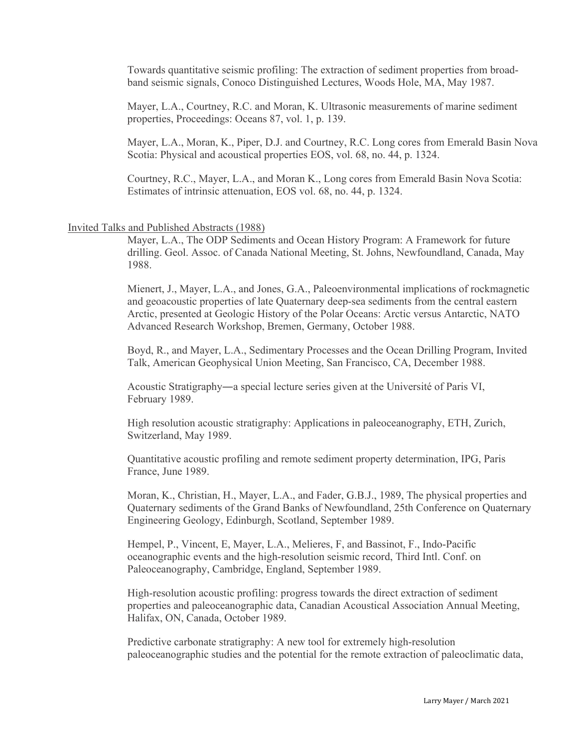Towards quantitative seismic profiling: The extraction of sediment properties from broad-band seismic signals, Conoco Distinguished Lectures, Woods Hole, MA, May 1987.

Mayer, L.A., Courtney, R.C. and Moran, K. Ultrasonic measurements of marine sediment properties, Proceedings: Oceans 87, vol. 1, p. 139.

Mayer, L.A., Moran, K., Piper, D.J. and Courtney, R.C. Long cores from Emerald Basin Nova Scotia: Physical and acoustical properties EOS, vol. 68, no. 44, p. 1324.

Courtney, R.C., Mayer, L.A., and Moran K., Long cores from Emerald Basin Nova Scotia: Estimates of intrinsic attenuation, EOS vol. 68, no. 44, p. 1324.

Invited Talks and Published Abstracts (1988)

Mayer, L.A., The ODP Sediments and Ocean History Program: A Framework for future drilling. Geol. Assoc. of Canada National Meeting, St. Johns, Newfoundland, Canada, May 1988.

Mienert, J., Mayer, L.A., and Jones, G.A., Paleoenvironmental implications of rockmagnetic and geoacoustic properties of late Quaternary deep-sea sediments from the central eastern Arctic, presented at Geologic History of the Polar Oceans: Arctic versus Antarctic, NATO Advanced Research Workshop, Bremen, Germany, October 1988.

Boyd, R., and Mayer, L.A., Sedimentary Processes and the Ocean Drilling Program, Invited Talk, American Geophysical Union Meeting, San Francisco, CA, December 1988.

Acoustic Stratigraphy―a special lecture series given at the Université of Paris VI, February 1989.

High resolution acoustic stratigraphy: Applications in paleoceanography, ETH, Zurich, Switzerland, May 1989.

Quantitative acoustic profiling and remote sediment property determination, IPG, Paris France, June 1989.

Moran, K., Christian, H., Mayer, L.A., and Fader, G.B.J., 1989, The physical properties and Quaternary sediments of the Grand Banks of Newfoundland, 25th Conference on Quaternary Engineering Geology, Edinburgh, Scotland, September 1989.

Hempel, P., Vincent, E, Mayer, L.A., Melieres, F, and Bassinot, F., Indo-Pacific oceanographic events and the high-resolution seismic record, Third Intl. Conf. on Paleoceanography, Cambridge, England, September 1989.

High-resolution acoustic profiling: progress towards the direct extraction of sediment properties and paleoceanographic data, Canadian Acoustical Association Annual Meeting, Halifax, ON, Canada, October 1989.

Predictive carbonate stratigraphy: A new tool for extremely high-resolution paleoceanographic studies and the potential for the remote extraction of paleoclimatic data,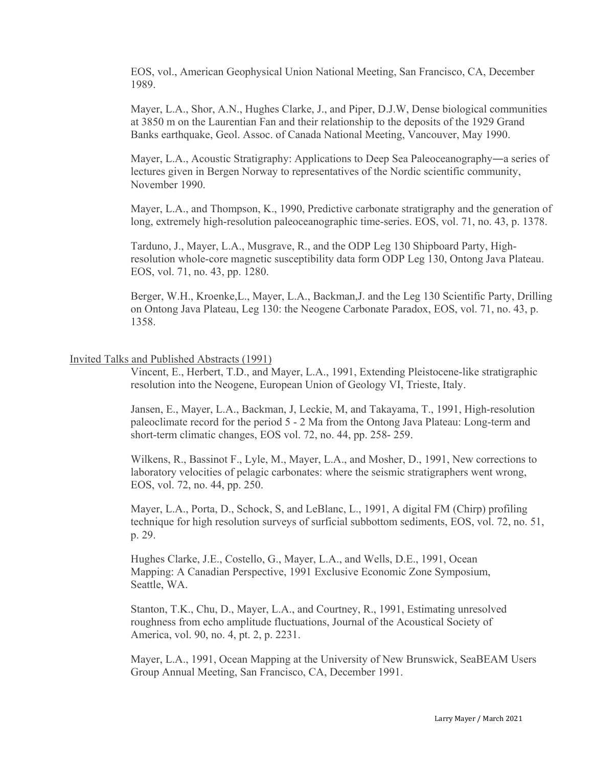EOS, vol., American Geophysical Union National Meeting, San Francisco, CA, December 1989.

Mayer, L.A., Shor, A.N., Hughes Clarke, J., and Piper, D.J.W, Dense biological communities at 3850 m on the Laurentian Fan and their relationship to the deposits of the 1929 Grand Banks earthquake, Geol. Assoc. of Canada National Meeting, Vancouver, May 1990.

Mayer, L.A., Acoustic Stratigraphy: Applications to Deep Sea Paleoceanography―a series of lectures given in Bergen Norway to representatives of the Nordic scientific community, November 1990.

Mayer, L.A., and Thompson, K., 1990, Predictive carbonate stratigraphy and the generation of long, extremely high-resolution paleoceanographic time-series. EOS, vol. 71, no. 43, p. 1378.

Tarduno, J., Mayer, L.A., Musgrave, R., and the ODP Leg 130 Shipboard Party, High-resolution whole-core magnetic susceptibility data form ODP Leg 130, Ontong Java Plateau. EOS, vol. 71, no. 43, pp. 1280.

Berger, W.H., Kroenke,L., Mayer, L.A., Backman,J. and the Leg 130 Scientific Party, Drilling on Ontong Java Plateau, Leg 130: the Neogene Carbonate Paradox, EOS, vol. 71, no. 43, p. 1358.

## Invited Talks and Published Abstracts (1991)

Vincent, E., Herbert, T.D., and Mayer, L.A., 1991, Extending Pleistocene-like stratigraphic resolution into the Neogene, European Union of Geology VI, Trieste, Italy.

Jansen, E., Mayer, L.A., Backman, J, Leckie, M, and Takayama, T., 1991, High-resolution paleoclimate record for the period 5 - 2 Ma from the Ontong Java Plateau: Long-term and short-term climatic changes, EOS vol. 72, no. 44, pp. 258- 259.

Wilkens, R., Bassinot F., Lyle, M., Mayer, L.A., and Mosher, D., 1991, New corrections to laboratory velocities of pelagic carbonates: where the seismic stratigraphers went wrong, EOS, vol. 72, no. 44, pp. 250.

Mayer, L.A., Porta, D., Schock, S, and LeBlanc, L., 1991, A digital FM (Chirp) profiling technique for high resolution surveys of surficial subbottom sediments, EOS, vol. 72, no. 51, p. 29.

Hughes Clarke, J.E., Costello, G., Mayer, L.A., and Wells, D.E., 1991, Ocean Mapping: A Canadian Perspective, 1991 Exclusive Economic Zone Symposium, Seattle, WA.

Stanton, T.K., Chu, D., Mayer, L.A., and Courtney, R., 1991, Estimating unresolved roughness from echo amplitude fluctuations, Journal of the Acoustical Society of America, vol. 90, no. 4, pt. 2, p. 2231.

Mayer, L.A., 1991, Ocean Mapping at the University of New Brunswick, SeaBEAM Users Group Annual Meeting, San Francisco, CA, December 1991.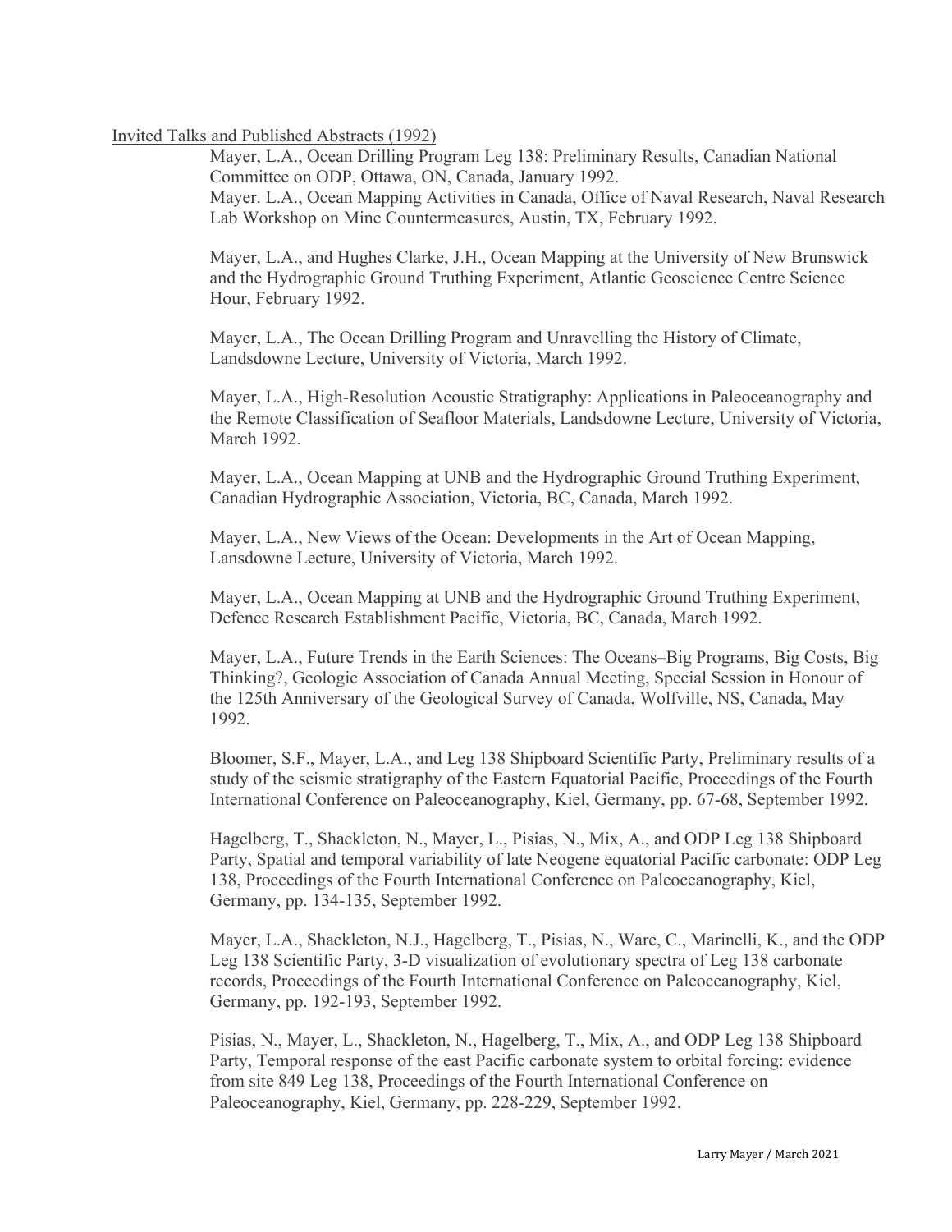Invited Talks and Published Abstracts (1992)

Mayer, L.A., Ocean Drilling Program Leg 138: Preliminary Results, Canadian National Committee on ODP, Ottawa, ON, Canada, January 1992.

Mayer. L.A., Ocean Mapping Activities in Canada, Office of Naval Research, Naval Research Lab Workshop on Mine Countermeasures, Austin, TX, February 1992.

Mayer, L.A., and Hughes Clarke, J.H., Ocean Mapping at the University of New Brunswick and the Hydrographic Ground Truthing Experiment, Atlantic Geoscience Centre Science Hour, February 1992.

Mayer, L.A., The Ocean Drilling Program and Unravelling the History of Climate, Landsdowne Lecture, University of Victoria, March 1992.

Mayer, L.A., High-Resolution Acoustic Stratigraphy: Applications in Paleoceanography and the Remote Classification of Seafloor Materials, Landsdowne Lecture, University of Victoria, March 1992.

Mayer, L.A., Ocean Mapping at UNB and the Hydrographic Ground Truthing Experiment, Canadian Hydrographic Association, Victoria, BC, Canada, March 1992.

Mayer, L.A., New Views of the Ocean: Developments in the Art of Ocean Mapping, Lansdowne Lecture, University of Victoria, March 1992.

Mayer, L.A., Ocean Mapping at UNB and the Hydrographic Ground Truthing Experiment, Defence Research Establishment Pacific, Victoria, BC, Canada, March 1992.

Mayer, L.A., Future Trends in the Earth Sciences: The Oceans–Big Programs, Big Costs, Big Thinking?, Geologic Association of Canada Annual Meeting, Special Session in Honour of the 125th Anniversary of the Geological Survey of Canada, Wolfville, NS, Canada, May 1992.

Bloomer, S.F., Mayer, L.A., and Leg 138 Shipboard Scientific Party, Preliminary results of a study of the seismic stratigraphy of the Eastern Equatorial Pacific, Proceedings of the Fourth International Conference on Paleoceanography, Kiel, Germany, pp. 67-68, September 1992.

Hagelberg, T., Shackleton, N., Mayer, L., Pisias, N., Mix, A., and ODP Leg 138 Shipboard Party, Spatial and temporal variability of late Neogene equatorial Pacific carbonate: ODP Leg 138, Proceedings of the Fourth International Conference on Paleoceanography, Kiel, Germany, pp. 134-135, September 1992.

Mayer, L.A., Shackleton, N.J., Hagelberg, T., Pisias, N., Ware, C., Marinelli, K., and the ODP Leg 138 Scientific Party, 3-D visualization of evolutionary spectra of Leg 138 carbonate records, Proceedings of the Fourth International Conference on Paleoceanography, Kiel, Germany, pp. 192-193, September 1992.

Pisias, N., Mayer, L., Shackleton, N., Hagelberg, T., Mix, A., and ODP Leg 138 Shipboard Party, Temporal response of the east Pacific carbonate system to orbital forcing: evidence from site 849 Leg 138, Proceedings of the Fourth International Conference on Paleoceanography, Kiel, Germany, pp. 228-229, September 1992.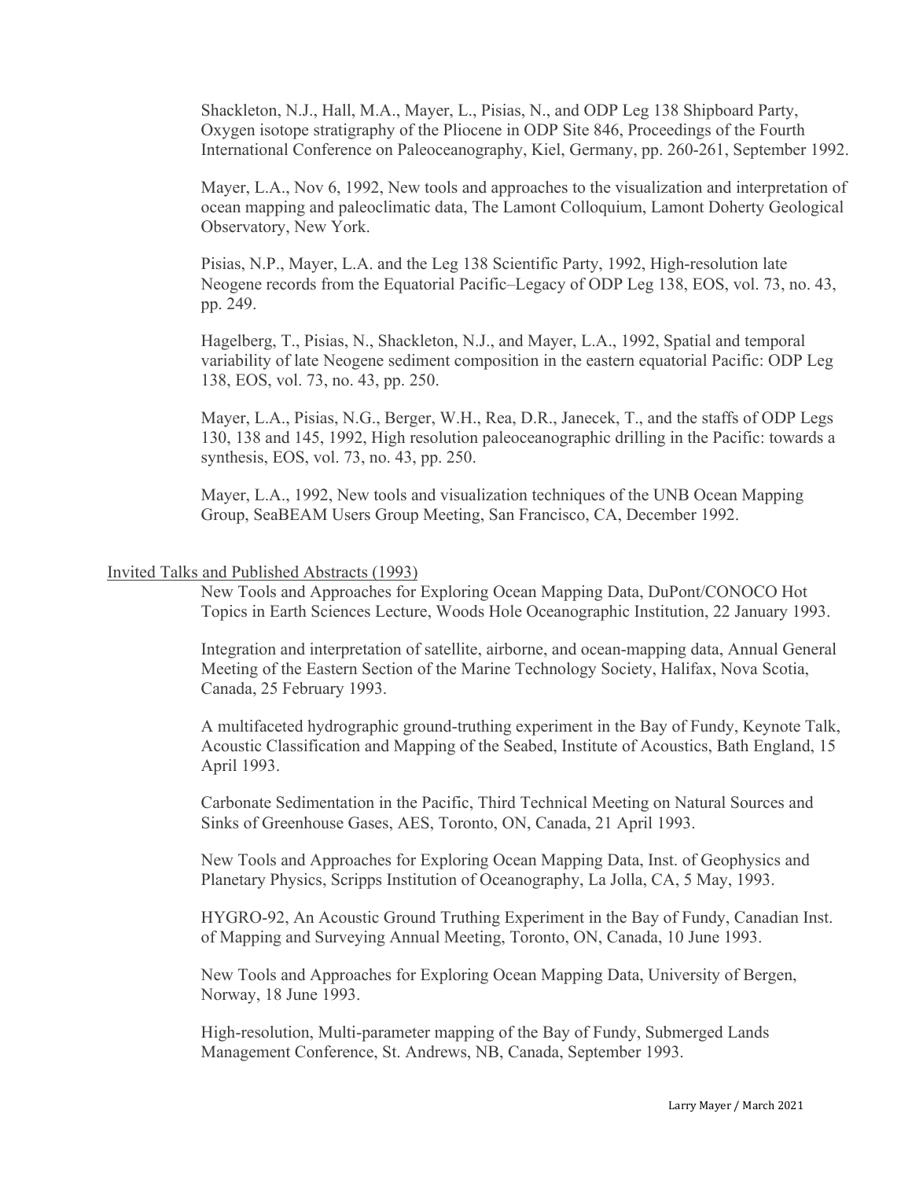Shackleton, N.J., Hall, M.A., Mayer, L., Pisias, N., and ODP Leg 138 Shipboard Party, Oxygen isotope stratigraphy of the Pliocene in ODP Site 846, Proceedings of the Fourth International Conference on Paleoceanography, Kiel, Germany, pp. 260-261, September 1992.

Mayer, L.A., Nov 6, 1992, New tools and approaches to the visualization and interpretation of ocean mapping and paleoclimatic data, The Lamont Colloquium, Lamont Doherty Geological Observatory, New York.

Pisias, N.P., Mayer, L.A. and the Leg 138 Scientific Party, 1992, High-resolution late Neogene records from the Equatorial Pacific–Legacy of ODP Leg 138, EOS, vol. 73, no. 43, pp. 249.

Hagelberg, T., Pisias, N., Shackleton, N.J., and Mayer, L.A., 1992, Spatial and temporal variability of late Neogene sediment composition in the eastern equatorial Pacific: ODP Leg 138, EOS, vol. 73, no. 43, pp. 250.

Mayer, L.A., Pisias, N.G., Berger, W.H., Rea, D.R., Janecek, T., and the staffs of ODP Legs 130, 138 and 145, 1992, High resolution paleoceanographic drilling in the Pacific: towards a synthesis, EOS, vol. 73, no. 43, pp. 250.

Mayer, L.A., 1992, New tools and visualization techniques of the UNB Ocean Mapping Group, SeaBEAM Users Group Meeting, San Francisco, CA, December 1992.

Invited Talks and Published Abstracts (1993)

New Tools and Approaches for Exploring Ocean Mapping Data, DuPont/CONOCO Hot Topics in Earth Sciences Lecture, Woods Hole Oceanographic Institution, 22 January 1993.

Integration and interpretation of satellite, airborne, and ocean-mapping data, Annual General Meeting of the Eastern Section of the Marine Technology Society, Halifax, Nova Scotia, Canada, 25 February 1993.

A multifaceted hydrographic ground-truthing experiment in the Bay of Fundy, Keynote Talk, Acoustic Classification and Mapping of the Seabed, Institute of Acoustics, Bath England, 15 April 1993.

Carbonate Sedimentation in the Pacific, Third Technical Meeting on Natural Sources and Sinks of Greenhouse Gases, AES, Toronto, ON, Canada, 21 April 1993.

New Tools and Approaches for Exploring Ocean Mapping Data, Inst. of Geophysics and Planetary Physics, Scripps Institution of Oceanography, La Jolla, CA, 5 May, 1993.

HYGRO-92, An Acoustic Ground Truthing Experiment in the Bay of Fundy, Canadian Inst. of Mapping and Surveying Annual Meeting, Toronto, ON, Canada, 10 June 1993.

New Tools and Approaches for Exploring Ocean Mapping Data, University of Bergen, Norway, 18 June 1993.

High-resolution, Multi-parameter mapping of the Bay of Fundy, Submerged Lands Management Conference, St. Andrews, NB, Canada, September 1993.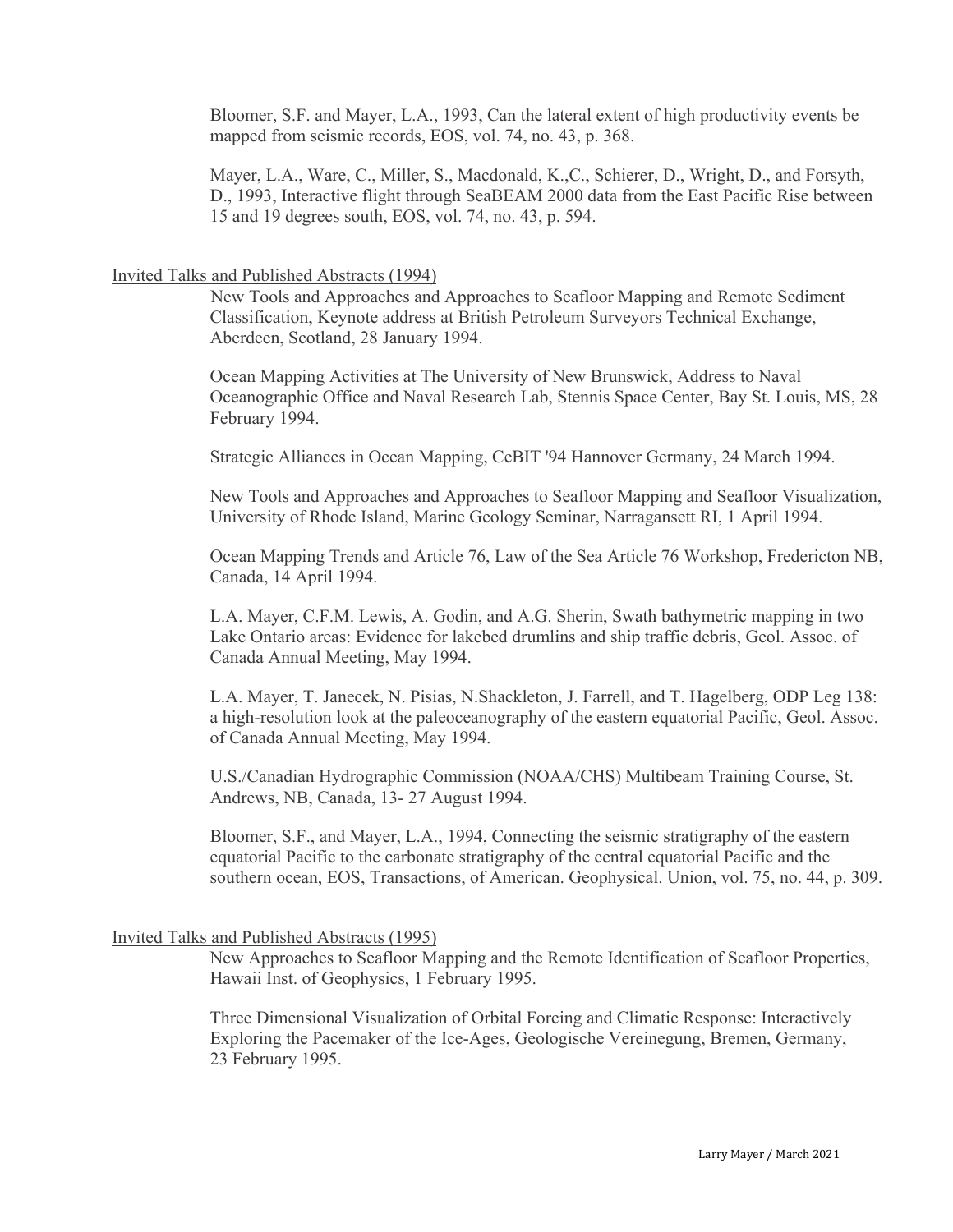Bloomer, S.F. and Mayer, L.A., 1993, Can the lateral extent of high productivity events be mapped from seismic records, EOS, vol. 74, no. 43, p. 368.

Mayer, L.A., Ware, C., Miller, S., Macdonald, K.,C., Schierer, D., Wright, D., and Forsyth, D., 1993, Interactive flight through SeaBEAM 2000 data from the East Pacific Rise between 15 and 19 degrees south, EOS, vol. 74, no. 43, p. 594.

## Invited Talks and Published Abstracts (1994)

New Tools and Approaches and Approaches to Seafloor Mapping and Remote Sediment Classification, Keynote address at British Petroleum Surveyors Technical Exchange, Aberdeen, Scotland, 28 January 1994.

Ocean Mapping Activities at The University of New Brunswick, Address to Naval Oceanographic Office and Naval Research Lab, Stennis Space Center, Bay St. Louis, MS, 28 February 1994.

Strategic Alliances in Ocean Mapping, CeBIT '94 Hannover Germany, 24 March 1994.

New Tools and Approaches and Approaches to Seafloor Mapping and Seafloor Visualization, University of Rhode Island, Marine Geology Seminar, Narragansett RI, 1 April 1994.

Ocean Mapping Trends and Article 76, Law of the Sea Article 76 Workshop, Fredericton NB, Canada, 14 April 1994.

L.A. Mayer, C.F.M. Lewis, A. Godin, and A.G. Sherin, Swath bathymetric mapping in two Lake Ontario areas: Evidence for lakebed drumlins and ship traffic debris, Geol. Assoc. of Canada Annual Meeting, May 1994.

L.A. Mayer, T. Janecek, N. Pisias, N.Shackleton, J. Farrell, and T. Hagelberg, ODP Leg 138: a high-resolution look at the paleoceanography of the eastern equatorial Pacific, Geol. Assoc. of Canada Annual Meeting, May 1994.

U.S./Canadian Hydrographic Commission (NOAA/CHS) Multibeam Training Course, St. Andrews, NB, Canada, 13- 27 August 1994.

Bloomer, S.F., and Mayer, L.A., 1994, Connecting the seismic stratigraphy of the eastern equatorial Pacific to the carbonate stratigraphy of the central equatorial Pacific and the southern ocean, EOS, Transactions, of American. Geophysical. Union, vol. 75, no. 44, p. 309.

## Invited Talks and Published Abstracts (1995)

New Approaches to Seafloor Mapping and the Remote Identification of Seafloor Properties, Hawaii Inst. of Geophysics, 1 February 1995.

Three Dimensional Visualization of Orbital Forcing and Climatic Response: Interactively Exploring the Pacemaker of the Ice-Ages, Geologische Vereinegung, Bremen, Germany, 23 February 1995.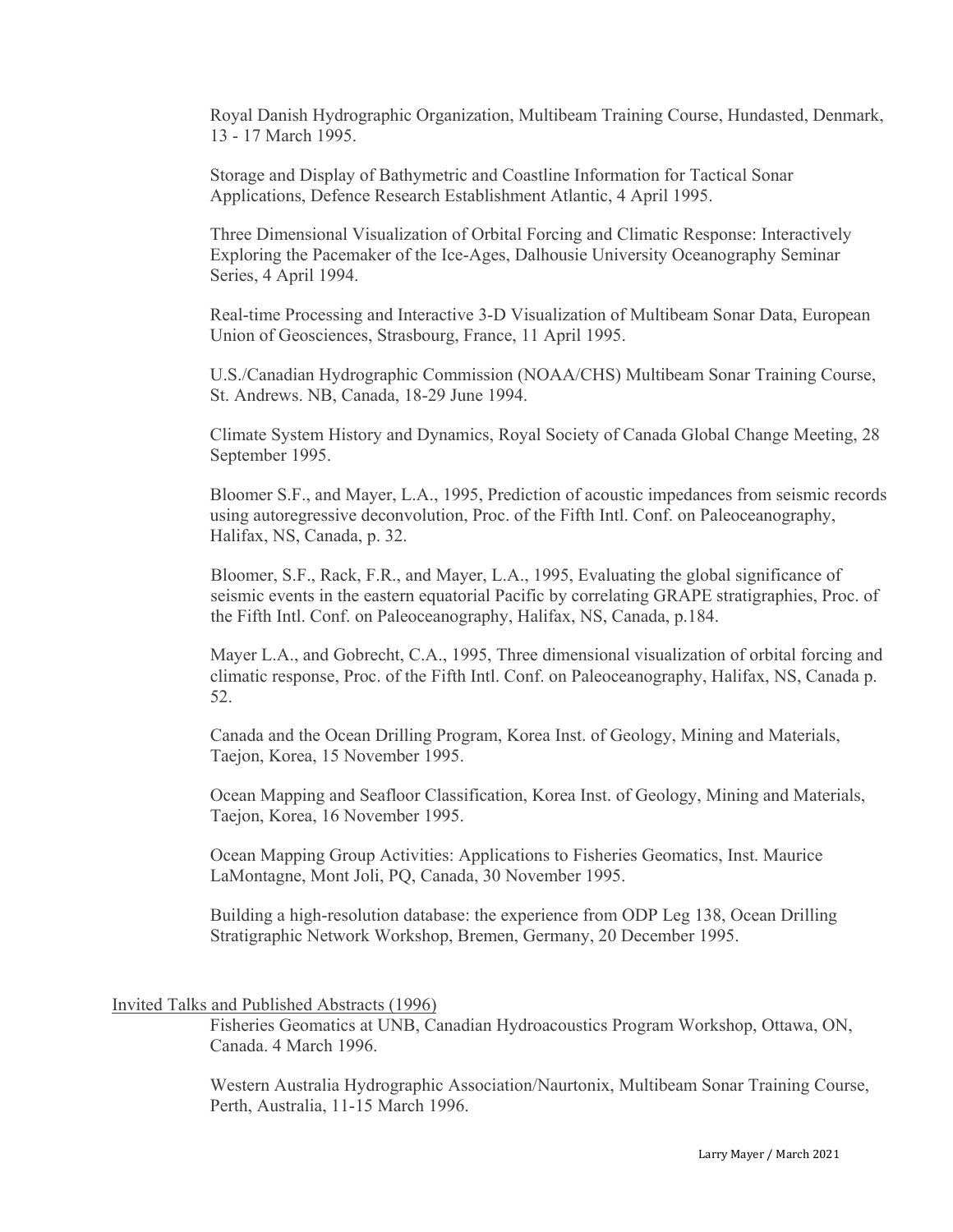Royal Danish Hydrographic Organization, Multibeam Training Course, Hundasted, Denmark, 13 - 17 March 1995.

Storage and Display of Bathymetric and Coastline Information for Tactical Sonar Applications, Defence Research Establishment Atlantic, 4 April 1995.

Three Dimensional Visualization of Orbital Forcing and Climatic Response: Interactively Exploring the Pacemaker of the Ice-Ages, Dalhousie University Oceanography Seminar Series, 4 April 1994.

Real-time Processing and Interactive 3-D Visualization of Multibeam Sonar Data, European Union of Geosciences, Strasbourg, France, 11 April 1995.

U.S./Canadian Hydrographic Commission (NOAA/CHS) Multibeam Sonar Training Course, St. Andrews. NB, Canada, 18-29 June 1994.

Climate System History and Dynamics, Royal Society of Canada Global Change Meeting, 28 September 1995.

Bloomer S.F., and Mayer, L.A., 1995, Prediction of acoustic impedances from seismic records using autoregressive deconvolution, Proc. of the Fifth Intl. Conf. on Paleoceanography, Halifax, NS, Canada, p. 32.

Bloomer, S.F., Rack, F.R., and Mayer, L.A., 1995, Evaluating the global significance of seismic events in the eastern equatorial Pacific by correlating GRAPE stratigraphies, Proc. of the Fifth Intl. Conf. on Paleoceanography, Halifax, NS, Canada, p.184.

Mayer L.A., and Gobrecht, C.A., 1995, Three dimensional visualization of orbital forcing and climatic response, Proc. of the Fifth Intl. Conf. on Paleoceanography, Halifax, NS, Canada p. 52.

Canada and the Ocean Drilling Program, Korea Inst. of Geology, Mining and Materials, Taejon, Korea, 15 November 1995.

Ocean Mapping and Seafloor Classification, Korea Inst. of Geology, Mining and Materials, Taejon, Korea, 16 November 1995.

Ocean Mapping Group Activities: Applications to Fisheries Geomatics, Inst. Maurice LaMontagne, Mont Joli, PQ, Canada, 30 November 1995.

Building a high-resolution database: the experience from ODP Leg 138, Ocean Drilling Stratigraphic Network Workshop, Bremen, Germany, 20 December 1995.

## Invited Talks and Published Abstracts (1996)

Fisheries Geomatics at UNB, Canadian Hydroacoustics Program Workshop, Ottawa, ON, Canada. 4 March 1996.

Western Australia Hydrographic Association/Naurtonix, Multibeam Sonar Training Course, Perth, Australia, 11-15 March 1996.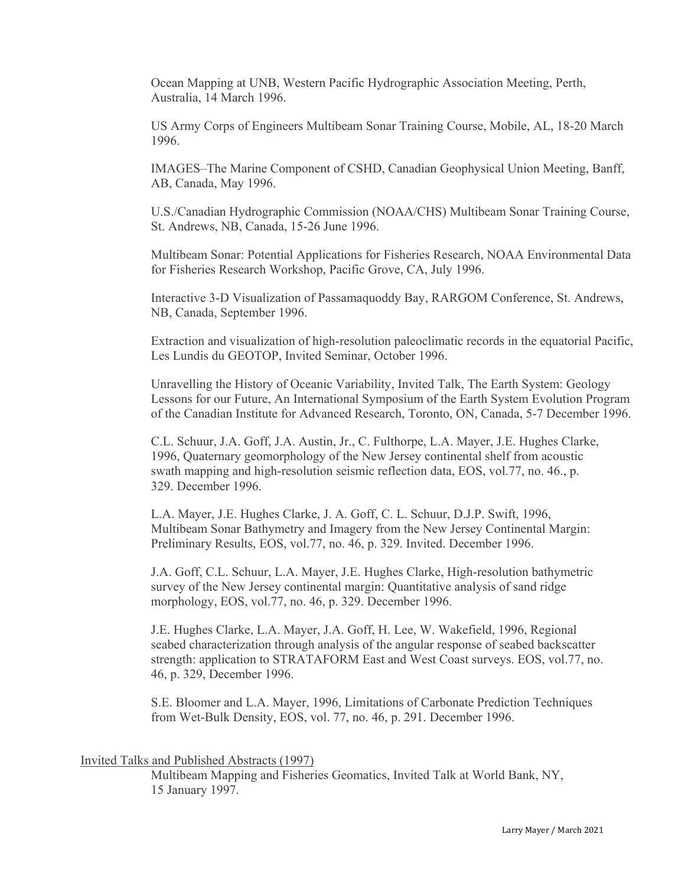Ocean Mapping at UNB, Western Pacific Hydrographic Association Meeting, Perth, Australia, 14 March 1996.

US Army Corps of Engineers Multibeam Sonar Training Course, Mobile, AL, 18-20 March 1996.

IMAGES–The Marine Component of CSHD, Canadian Geophysical Union Meeting, Banff, AB, Canada, May 1996.

U.S./Canadian Hydrographic Commission (NOAA/CHS) Multibeam Sonar Training Course, St. Andrews, NB, Canada, 15-26 June 1996.

Multibeam Sonar: Potential Applications for Fisheries Research, NOAA Environmental Data for Fisheries Research Workshop, Pacific Grove, CA, July 1996.

Interactive 3-D Visualization of Passamaquoddy Bay, RARGOM Conference, St. Andrews, NB, Canada, September 1996.

Extraction and visualization of high-resolution paleoclimatic records in the equatorial Pacific, Les Lundis du GEOTOP, Invited Seminar, October 1996.

Unravelling the History of Oceanic Variability, Invited Talk, The Earth System: Geology Lessons for our Future, An International Symposium of the Earth System Evolution Program of the Canadian Institute for Advanced Research, Toronto, ON, Canada, 5-7 December 1996.

C.L. Schuur, J.A. Goff, J.A. Austin, Jr., C. Fulthorpe, L.A. Mayer, J.E. Hughes Clarke, 1996, Quaternary geomorphology of the New Jersey continental shelf from acoustic swath mapping and high-resolution seismic reflection data, EOS, vol.77, no. 46., p. 329. December 1996.

L.A. Mayer, J.E. Hughes Clarke, J. A. Goff, C. L. Schuur, D.J.P. Swift, 1996, Multibeam Sonar Bathymetry and Imagery from the New Jersey Continental Margin: Preliminary Results, EOS, vol.77, no. 46, p. 329. Invited. December 1996.

J.A. Goff, C.L. Schuur, L.A. Mayer, J.E. Hughes Clarke, High-resolution bathymetric survey of the New Jersey continental margin: Quantitative analysis of sand ridge morphology, EOS, vol.77, no. 46, p. 329. December 1996.

J.E. Hughes Clarke, L.A. Mayer, J.A. Goff, H. Lee, W. Wakefield, 1996, Regional seabed characterization through analysis of the angular response of seabed backscatter strength: application to STRATAFORM East and West Coast surveys. EOS, vol.77, no. 46, p. 329, December 1996.

S.E. Bloomer and L.A. Mayer, 1996, Limitations of Carbonate Prediction Techniques from Wet-Bulk Density, EOS, vol. 77, no. 46, p. 291. December 1996.

Invited Talks and Published Abstracts (1997)

Multibeam Mapping and Fisheries Geomatics, Invited Talk at World Bank, NY, 15 January 1997.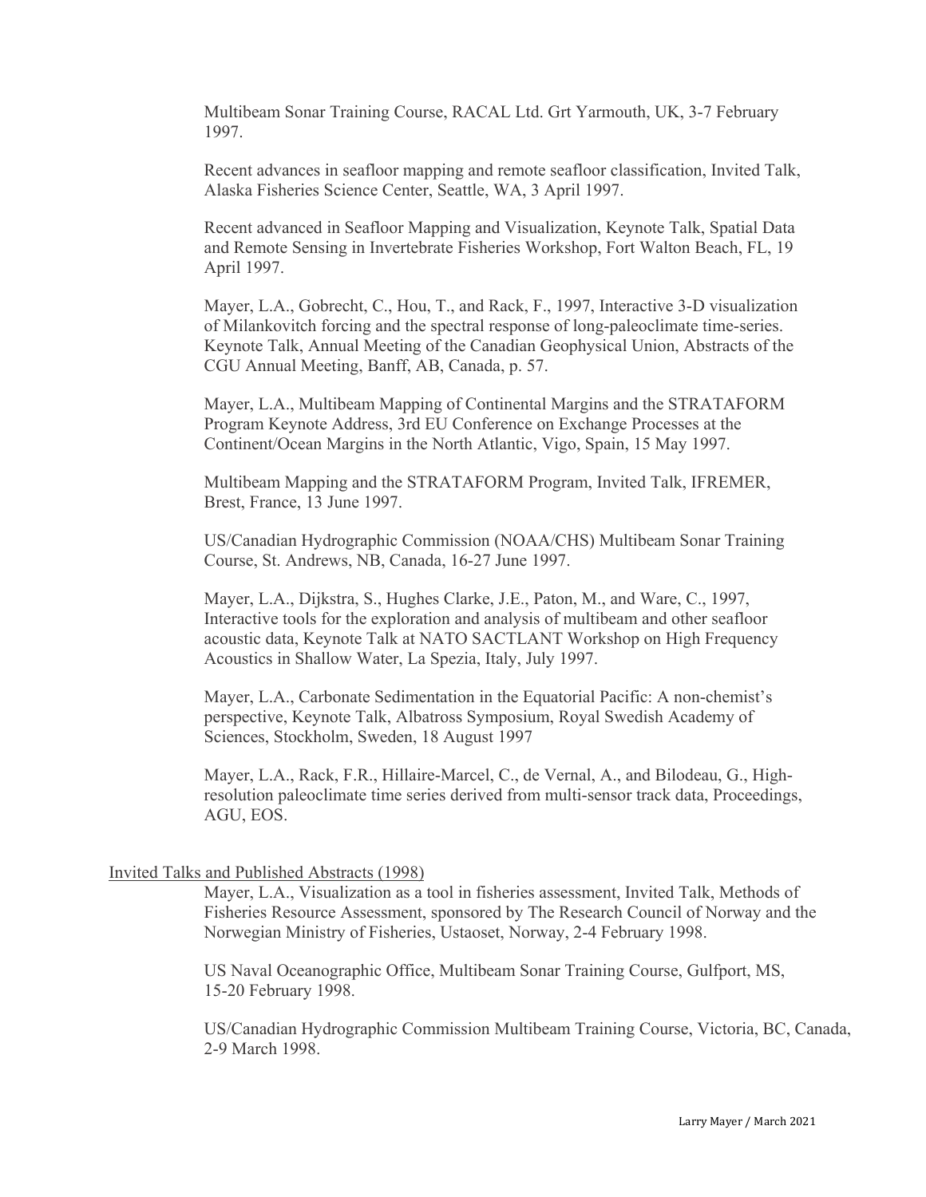Multibeam Sonar Training Course, RACAL Ltd. Grt Yarmouth, UK, 3-7 February 1997.

Recent advances in seafloor mapping and remote seafloor classification, Invited Talk, Alaska Fisheries Science Center, Seattle, WA, 3 April 1997.

Recent advanced in Seafloor Mapping and Visualization, Keynote Talk, Spatial Data and Remote Sensing in Invertebrate Fisheries Workshop, Fort Walton Beach, FL, 19 April 1997.

Mayer, L.A., Gobrecht, C., Hou, T., and Rack, F., 1997, Interactive 3-D visualization of Milankovitch forcing and the spectral response of long-paleoclimate time-series. Keynote Talk, Annual Meeting of the Canadian Geophysical Union, Abstracts of the CGU Annual Meeting, Banff, AB, Canada, p. 57.

Mayer, L.A., Multibeam Mapping of Continental Margins and the STRATAFORM Program Keynote Address, 3rd EU Conference on Exchange Processes at the Continent/Ocean Margins in the North Atlantic, Vigo, Spain, 15 May 1997.

Multibeam Mapping and the STRATAFORM Program, Invited Talk, IFREMER, Brest, France, 13 June 1997.

US/Canadian Hydrographic Commission (NOAA/CHS) Multibeam Sonar Training Course, St. Andrews, NB, Canada, 16-27 June 1997.

Mayer, L.A., Dijkstra, S., Hughes Clarke, J.E., Paton, M., and Ware, C., 1997, Interactive tools for the exploration and analysis of multibeam and other seafloor acoustic data, Keynote Talk at NATO SACTLANT Workshop on High Frequency Acoustics in Shallow Water, La Spezia, Italy, July 1997.

Mayer, L.A., Carbonate Sedimentation in the Equatorial Pacific: A non-chemist's perspective, Keynote Talk, Albatross Symposium, Royal Swedish Academy of Sciences, Stockholm, Sweden, 18 August 1997

Mayer, L.A., Rack, F.R., Hillaire-Marcel, C., de Vernal, A., and Bilodeau, G., High-resolution paleoclimate time series derived from multi-sensor track data, Proceedings, AGU, EOS.

## Invited Talks and Published Abstracts (1998)

Mayer, L.A., Visualization as a tool in fisheries assessment, Invited Talk, Methods of Fisheries Resource Assessment, sponsored by The Research Council of Norway and the Norwegian Ministry of Fisheries, Ustaoset, Norway, 2-4 February 1998.

US Naval Oceanographic Office, Multibeam Sonar Training Course, Gulfport, MS, 15-20 February 1998.

US/Canadian Hydrographic Commission Multibeam Training Course, Victoria, BC, Canada, 2-9 March 1998.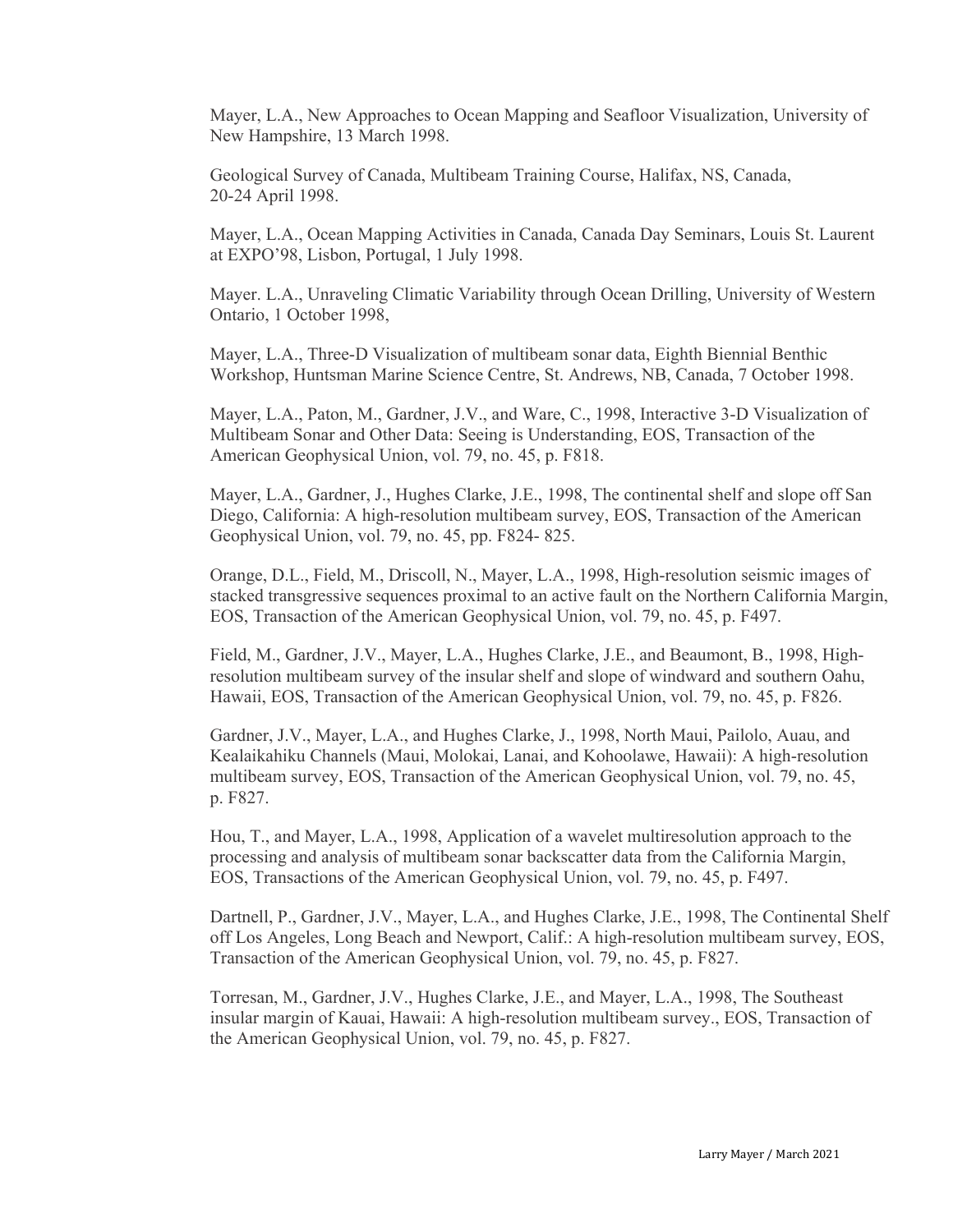Mayer, L.A., New Approaches to Ocean Mapping and Seafloor Visualization, University of New Hampshire, 13 March 1998.

Geological Survey of Canada, Multibeam Training Course, Halifax, NS, Canada, 20-24 April 1998.

Mayer, L.A., Ocean Mapping Activities in Canada, Canada Day Seminars, Louis St. Laurent at EXPO'98, Lisbon, Portugal, 1 July 1998.

Mayer. L.A., Unraveling Climatic Variability through Ocean Drilling, University of Western Ontario, 1 October 1998,

Mayer, L.A., Three-D Visualization of multibeam sonar data, Eighth Biennial Benthic Workshop, Huntsman Marine Science Centre, St. Andrews, NB, Canada, 7 October 1998.

Mayer, L.A., Paton, M., Gardner, J.V., and Ware, C., 1998, Interactive 3-D Visualization of Multibeam Sonar and Other Data: Seeing is Understanding, EOS, Transaction of the American Geophysical Union, vol. 79, no. 45, p. F818.

Mayer, L.A., Gardner, J., Hughes Clarke, J.E., 1998, The continental shelf and slope off San Diego, California: A high-resolution multibeam survey, EOS, Transaction of the American Geophysical Union, vol. 79, no. 45, pp. F824- 825.

Orange, D.L., Field, M., Driscoll, N., Mayer, L.A., 1998, High-resolution seismic images of stacked transgressive sequences proximal to an active fault on the Northern California Margin, EOS, Transaction of the American Geophysical Union, vol. 79, no. 45, p. F497.

Field, M., Gardner, J.V., Mayer, L.A., Hughes Clarke, J.E., and Beaumont, B., 1998, High-resolution multibeam survey of the insular shelf and slope of windward and southern Oahu, Hawaii, EOS, Transaction of the American Geophysical Union, vol. 79, no. 45, p. F826.

Gardner, J.V., Mayer, L.A., and Hughes Clarke, J., 1998, North Maui, Pailolo, Auau, and Kealaikahiku Channels (Maui, Molokai, Lanai, and Kohoolawe, Hawaii): A high-resolution multibeam survey, EOS, Transaction of the American Geophysical Union, vol. 79, no. 45, p. F827.

Hou, T., and Mayer, L.A., 1998, Application of a wavelet multiresolution approach to the processing and analysis of multibeam sonar backscatter data from the California Margin, EOS, Transactions of the American Geophysical Union, vol. 79, no. 45, p. F497.

Dartnell, P., Gardner, J.V., Mayer, L.A., and Hughes Clarke, J.E., 1998, The Continental Shelf off Los Angeles, Long Beach and Newport, Calif.: A high-resolution multibeam survey, EOS, Transaction of the American Geophysical Union, vol. 79, no. 45, p. F827.

Torresan, M., Gardner, J.V., Hughes Clarke, J.E., and Mayer, L.A., 1998, The Southeast insular margin of Kauai, Hawaii: A high-resolution multibeam survey., EOS, Transaction of the American Geophysical Union, vol. 79, no. 45, p. F827.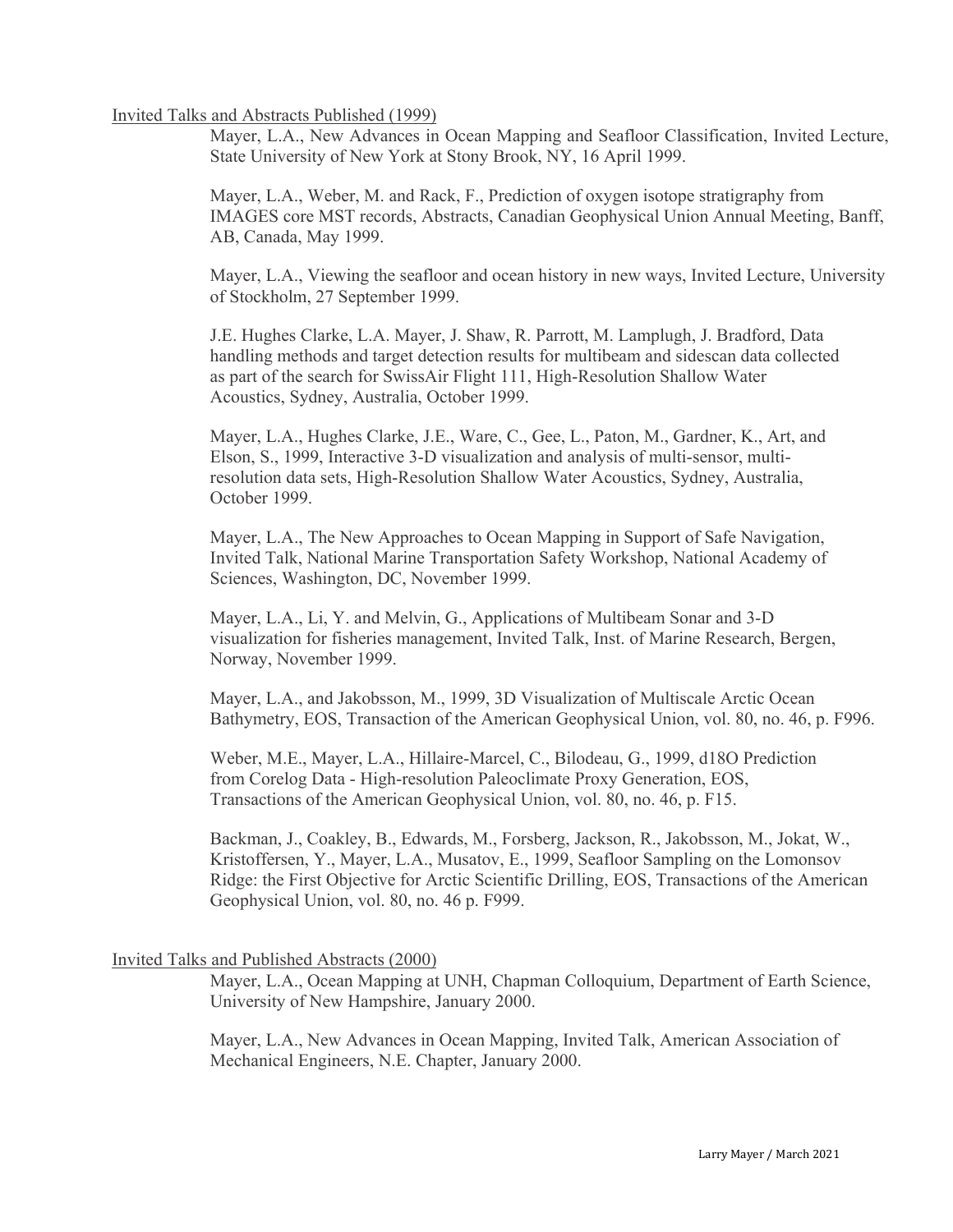Invited Talks and Abstracts Published (1999)

Mayer, L.A., New Advances in Ocean Mapping and Seafloor Classification, Invited Lecture, State University of New York at Stony Brook, NY, 16 April 1999.

Mayer, L.A., Weber, M. and Rack, F., Prediction of oxygen isotope stratigraphy from IMAGES core MST records, Abstracts, Canadian Geophysical Union Annual Meeting, Banff, AB, Canada, May 1999.

Mayer, L.A., Viewing the seafloor and ocean history in new ways, Invited Lecture, University of Stockholm, 27 September 1999.

J.E. Hughes Clarke, L.A. Mayer, J. Shaw, R. Parrott, M. Lamplugh, J. Bradford, Data handling methods and target detection results for multibeam and sidescan data collected as part of the search for SwissAir Flight 111, High-Resolution Shallow Water Acoustics, Sydney, Australia, October 1999.

Mayer, L.A., Hughes Clarke, J.E., Ware, C., Gee, L., Paton, M., Gardner, K., Art, and Elson, S., 1999, Interactive 3-D visualization and analysis of multi-sensor, multi-resolution data sets, High-Resolution Shallow Water Acoustics, Sydney, Australia, October 1999.

Mayer, L.A., The New Approaches to Ocean Mapping in Support of Safe Navigation, Invited Talk, National Marine Transportation Safety Workshop, National Academy of Sciences, Washington, DC, November 1999.

Mayer, L.A., Li, Y. and Melvin, G., Applications of Multibeam Sonar and 3-D visualization for fisheries management, Invited Talk, Inst. of Marine Research, Bergen, Norway, November 1999.

Mayer, L.A., and Jakobsson, M., 1999, 3D Visualization of Multiscale Arctic Ocean Bathymetry, EOS, Transaction of the American Geophysical Union, vol. 80, no. 46, p. F996.

Weber, M.E., Mayer, L.A., Hillaire-Marcel, C., Bilodeau, G., 1999, d18O Prediction from Corelog Data - High-resolution Paleoclimate Proxy Generation, EOS, Transactions of the American Geophysical Union, vol. 80, no. 46, p. F15.

Backman, J., Coakley, B., Edwards, M., Forsberg, Jackson, R., Jakobsson, M., Jokat, W., Kristoffersen, Y., Mayer, L.A., Musatov, E., 1999, Seafloor Sampling on the Lomonsov Ridge: the First Objective for Arctic Scientific Drilling, EOS, Transactions of the American Geophysical Union, vol. 80, no. 46 p. F999.

Invited Talks and Published Abstracts (2000)

Mayer, L.A., Ocean Mapping at UNH, Chapman Colloquium, Department of Earth Science, University of New Hampshire, January 2000.

Mayer, L.A., New Advances in Ocean Mapping, Invited Talk, American Association of Mechanical Engineers, N.E. Chapter, January 2000.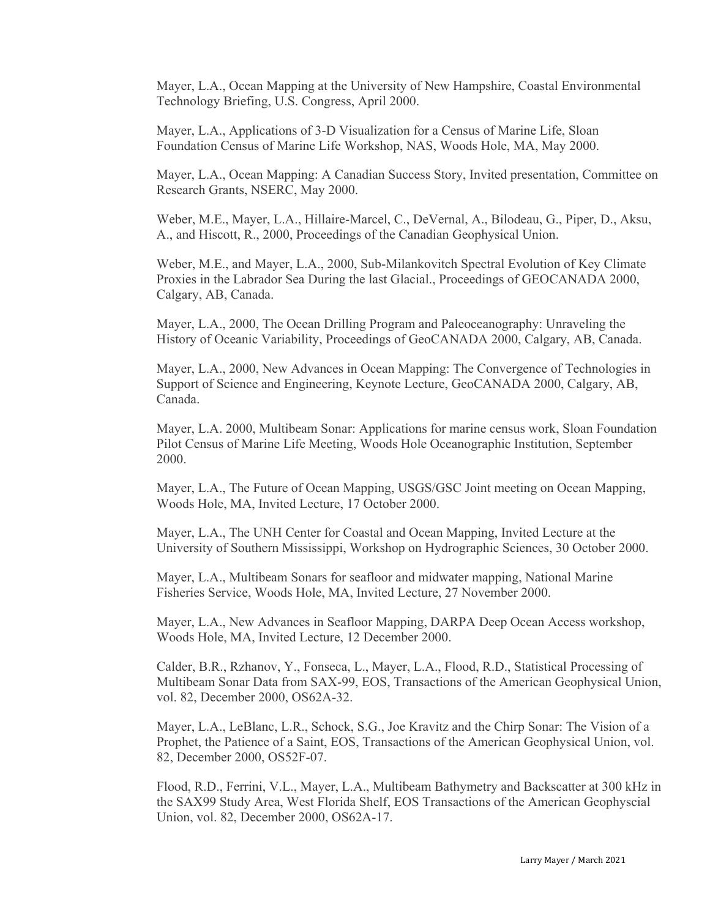Mayer, L.A., Ocean Mapping at the University of New Hampshire, Coastal Environmental Technology Briefing, U.S. Congress, April 2000.

Mayer, L.A., Applications of 3-D Visualization for a Census of Marine Life, Sloan Foundation Census of Marine Life Workshop, NAS, Woods Hole, MA, May 2000.

Mayer, L.A., Ocean Mapping: A Canadian Success Story, Invited presentation, Committee on Research Grants, NSERC, May 2000.

Weber, M.E., Mayer, L.A., Hillaire-Marcel, C., DeVernal, A., Bilodeau, G., Piper, D., Aksu, A., and Hiscott, R., 2000, Proceedings of the Canadian Geophysical Union.

Weber, M.E., and Mayer, L.A., 2000, Sub-Milankovitch Spectral Evolution of Key Climate Proxies in the Labrador Sea During the last Glacial., Proceedings of GEOCANADA 2000, Calgary, AB, Canada.

Mayer, L.A., 2000, The Ocean Drilling Program and Paleoceanography: Unraveling the History of Oceanic Variability, Proceedings of GeoCANADA 2000, Calgary, AB, Canada.

Mayer, L.A., 2000, New Advances in Ocean Mapping: The Convergence of Technologies in Support of Science and Engineering, Keynote Lecture, GeoCANADA 2000, Calgary, AB, Canada.

Mayer, L.A. 2000, Multibeam Sonar: Applications for marine census work, Sloan Foundation Pilot Census of Marine Life Meeting, Woods Hole Oceanographic Institution, September 2000.

Mayer, L.A., The Future of Ocean Mapping, USGS/GSC Joint meeting on Ocean Mapping, Woods Hole, MA, Invited Lecture, 17 October 2000.

Mayer, L.A., The UNH Center for Coastal and Ocean Mapping, Invited Lecture at the University of Southern Mississippi, Workshop on Hydrographic Sciences, 30 October 2000.

Mayer, L.A., Multibeam Sonars for seafloor and midwater mapping, National Marine Fisheries Service, Woods Hole, MA, Invited Lecture, 27 November 2000.

Mayer, L.A., New Advances in Seafloor Mapping, DARPA Deep Ocean Access workshop, Woods Hole, MA, Invited Lecture, 12 December 2000.

Calder, B.R., Rzhanov, Y., Fonseca, L., Mayer, L.A., Flood, R.D., Statistical Processing of Multibeam Sonar Data from SAX-99, EOS, Transactions of the American Geophysical Union, vol. 82, December 2000, OS62A-32.

Mayer, L.A., LeBlanc, L.R., Schock, S.G., Joe Kravitz and the Chirp Sonar: The Vision of a Prophet, the Patience of a Saint, EOS, Transactions of the American Geophysical Union, vol. 82, December 2000, OS52F-07.

Flood, R.D., Ferrini, V.L., Mayer, L.A., Multibeam Bathymetry and Backscatter at 300 kHz in the SAX99 Study Area, West Florida Shelf, EOS Transactions of the American Geophyscial Union, vol. 82, December 2000, OS62A-17.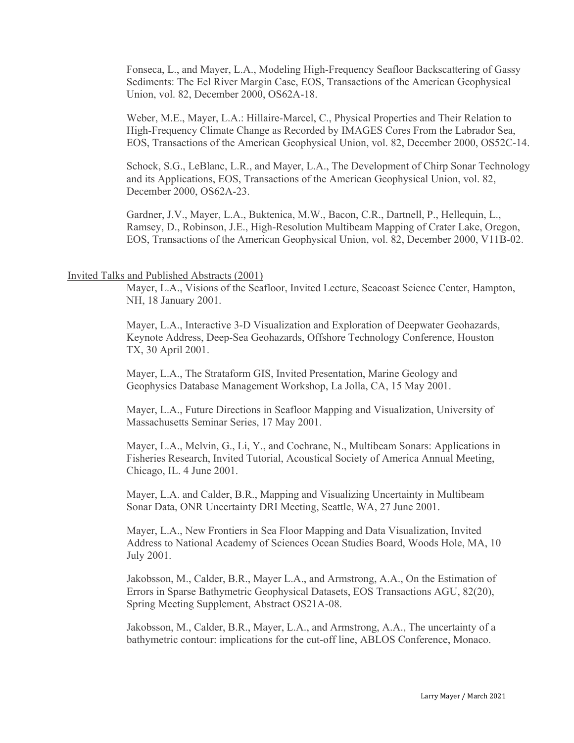Fonseca, L., and Mayer, L.A., Modeling High-Frequency Seafloor Backscattering of Gassy Sediments: The Eel River Margin Case, EOS, Transactions of the American Geophysical Union, vol. 82, December 2000, OS62A-18.

Weber, M.E., Mayer, L.A.: Hillaire-Marcel, C., Physical Properties and Their Relation to High-Frequency Climate Change as Recorded by IMAGES Cores From the Labrador Sea, EOS, Transactions of the American Geophysical Union, vol. 82, December 2000, OS52C-14.

Schock, S.G., LeBlanc, L.R., and Mayer, L.A., The Development of Chirp Sonar Technology and its Applications, EOS, Transactions of the American Geophysical Union, vol. 82, December 2000, OS62A-23.

Gardner, J.V., Mayer, L.A., Buktenica, M.W., Bacon, C.R., Dartnell, P., Hellequin, L., Ramsey, D., Robinson, J.E., High-Resolution Multibeam Mapping of Crater Lake, Oregon, EOS, Transactions of the American Geophysical Union, vol. 82, December 2000, V11B-02.

Invited Talks and Published Abstracts (2001)

Mayer, L.A., Visions of the Seafloor, Invited Lecture, Seacoast Science Center, Hampton, NH, 18 January 2001.

Mayer, L.A., Interactive 3-D Visualization and Exploration of Deepwater Geohazards, Keynote Address, Deep-Sea Geohazards, Offshore Technology Conference, Houston TX, 30 April 2001.

Mayer, L.A., The Strataform GIS, Invited Presentation, Marine Geology and Geophysics Database Management Workshop, La Jolla, CA, 15 May 2001.

Mayer, L.A., Future Directions in Seafloor Mapping and Visualization, University of Massachusetts Seminar Series, 17 May 2001.

Mayer, L.A., Melvin, G., Li, Y., and Cochrane, N., Multibeam Sonars: Applications in Fisheries Research, Invited Tutorial, Acoustical Society of America Annual Meeting, Chicago, IL. 4 June 2001.

Mayer, L.A. and Calder, B.R., Mapping and Visualizing Uncertainty in Multibeam Sonar Data, ONR Uncertainty DRI Meeting, Seattle, WA, 27 June 2001.

Mayer, L.A., New Frontiers in Sea Floor Mapping and Data Visualization, Invited Address to National Academy of Sciences Ocean Studies Board, Woods Hole, MA, 10 July 2001.

Jakobsson, M., Calder, B.R., Mayer L.A., and Armstrong, A.A., On the Estimation of Errors in Sparse Bathymetric Geophysical Datasets, EOS Transactions AGU, 82(20), Spring Meeting Supplement, Abstract OS21A-08.

Jakobsson, M., Calder, B.R., Mayer, L.A., and Armstrong, A.A., The uncertainty of a bathymetric contour: implications for the cut-off line, ABLOS Conference, Monaco.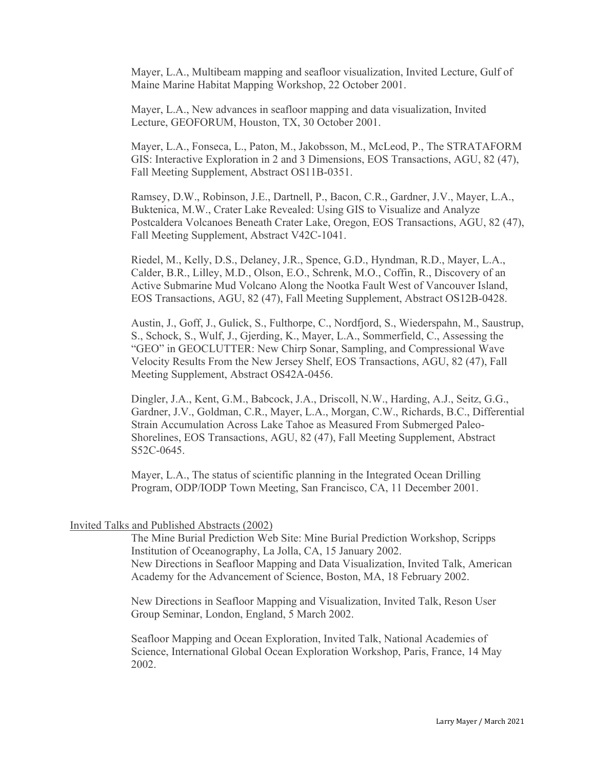Mayer, L.A., Multibeam mapping and seafloor visualization, Invited Lecture, Gulf of Maine Marine Habitat Mapping Workshop, 22 October 2001.

Mayer, L.A., New advances in seafloor mapping and data visualization, Invited Lecture, GEOFORUM, Houston, TX, 30 October 2001.

Mayer, L.A., Fonseca, L., Paton, M., Jakobsson, M., McLeod, P., The STRATAFORM GIS: Interactive Exploration in 2 and 3 Dimensions, EOS Transactions, AGU, 82 (47), Fall Meeting Supplement, Abstract OS11B-0351.

Ramsey, D.W., Robinson, J.E., Dartnell, P., Bacon, C.R., Gardner, J.V., Mayer, L.A., Buktenica, M.W., Crater Lake Revealed: Using GIS to Visualize and Analyze Postcaldera Volcanoes Beneath Crater Lake, Oregon, EOS Transactions, AGU, 82 (47), Fall Meeting Supplement, Abstract V42C-1041.

Riedel, M., Kelly, D.S., Delaney, J.R., Spence, G.D., Hyndman, R.D., Mayer, L.A., Calder, B.R., Lilley, M.D., Olson, E.O., Schrenk, M.O., Coffin, R., Discovery of an Active Submarine Mud Volcano Along the Nootka Fault West of Vancouver Island, EOS Transactions, AGU, 82 (47), Fall Meeting Supplement, Abstract OS12B-0428.

Austin, J., Goff, J., Gulick, S., Fulthorpe, C., Nordfjord, S., Wiederspahn, M., Saustrup, S., Schock, S., Wulf, J., Gjerding, K., Mayer, L.A., Sommerfield, C., Assessing the "GEO" in GEOCLUTTER: New Chirp Sonar, Sampling, and Compressional Wave Velocity Results From the New Jersey Shelf, EOS Transactions, AGU, 82 (47), Fall Meeting Supplement, Abstract OS42A-0456.

Dingler, J.A., Kent, G.M., Babcock, J.A., Driscoll, N.W., Harding, A.J., Seitz, G.G., Gardner, J.V., Goldman, C.R., Mayer, L.A., Morgan, C.W., Richards, B.C., Differential Strain Accumulation Across Lake Tahoe as Measured From Submerged Paleo-Shorelines, EOS Transactions, AGU, 82 (47), Fall Meeting Supplement, Abstract S52C-0645.

Mayer, L.A., The status of scientific planning in the Integrated Ocean Drilling Program, ODP/IODP Town Meeting, San Francisco, CA, 11 December 2001.

## Invited Talks and Published Abstracts (2002)

The Mine Burial Prediction Web Site: Mine Burial Prediction Workshop, Scripps Institution of Oceanography, La Jolla, CA, 15 January 2002.
New Directions in Seafloor Mapping and Data Visualization, Invited Talk, American Academy for the Advancement of Science, Boston, MA, 18 February 2002.

New Directions in Seafloor Mapping and Visualization, Invited Talk, Reson User Group Seminar, London, England, 5 March 2002.

Seafloor Mapping and Ocean Exploration, Invited Talk, National Academies of Science, International Global Ocean Exploration Workshop, Paris, France, 14 May 2002.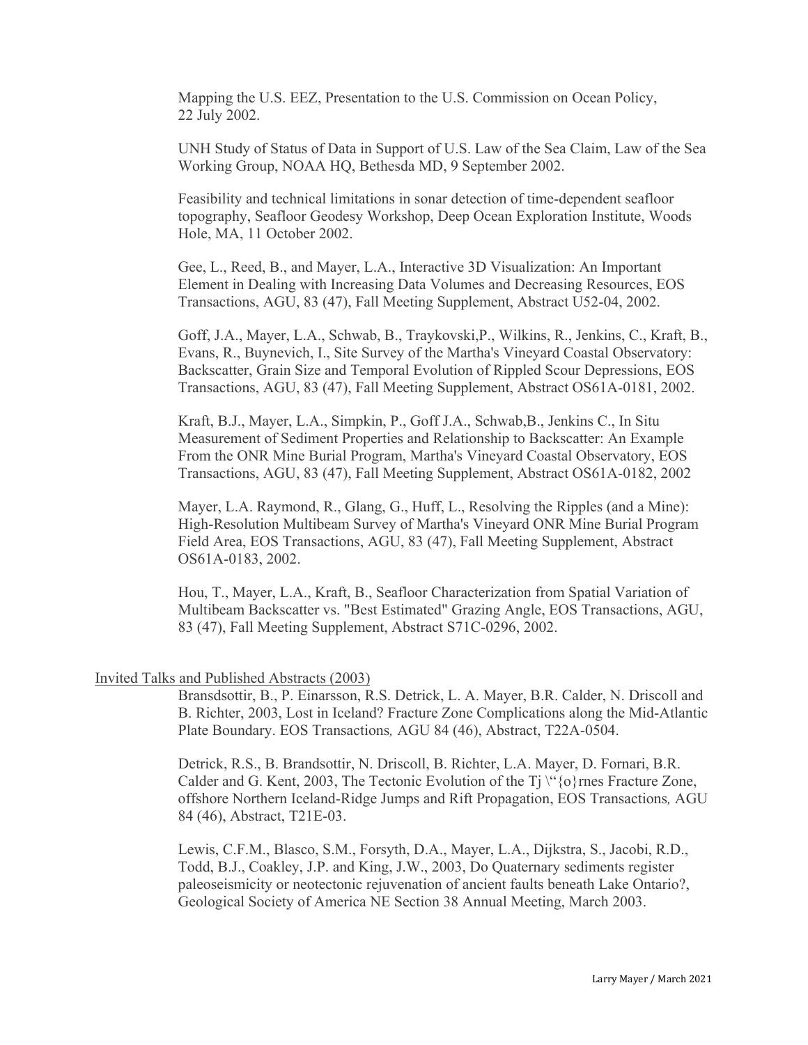Mapping the U.S. EEZ, Presentation to the U.S. Commission on Ocean Policy, 22 July 2002.

UNH Study of Status of Data in Support of U.S. Law of the Sea Claim, Law of the Sea Working Group, NOAA HQ, Bethesda MD, 9 September 2002.

Feasibility and technical limitations in sonar detection of time-dependent seafloor topography, Seafloor Geodesy Workshop, Deep Ocean Exploration Institute, Woods Hole, MA, 11 October 2002.

Gee, L., Reed, B., and Mayer, L.A., Interactive 3D Visualization: An Important Element in Dealing with Increasing Data Volumes and Decreasing Resources, EOS Transactions, AGU, 83 (47), Fall Meeting Supplement, Abstract U52-04, 2002.

Goff, J.A., Mayer, L.A., Schwab, B., Traykovski,P., Wilkins, R., Jenkins, C., Kraft, B., Evans, R., Buynevich, I., Site Survey of the Martha's Vineyard Coastal Observatory: Backscatter, Grain Size and Temporal Evolution of Rippled Scour Depressions, EOS Transactions, AGU, 83 (47), Fall Meeting Supplement, Abstract OS61A-0181, 2002.

Kraft, B.J., Mayer, L.A., Simpkin, P., Goff J.A., Schwab,B., Jenkins C., In Situ Measurement of Sediment Properties and Relationship to Backscatter: An Example From the ONR Mine Burial Program, Martha's Vineyard Coastal Observatory, EOS Transactions, AGU, 83 (47), Fall Meeting Supplement, Abstract OS61A-0182, 2002

Mayer, L.A. Raymond, R., Glang, G., Huff, L., Resolving the Ripples (and a Mine): High-Resolution Multibeam Survey of Martha's Vineyard ONR Mine Burial Program Field Area, EOS Transactions, AGU, 83 (47), Fall Meeting Supplement, Abstract OS61A-0183, 2002.

Hou, T., Mayer, L.A., Kraft, B., Seafloor Characterization from Spatial Variation of Multibeam Backscatter vs. "Best Estimated" Grazing Angle, EOS Transactions, AGU, 83 (47), Fall Meeting Supplement, Abstract S71C-0296, 2002.

Invited Talks and Published Abstracts (2003)

Bransdsottir, B., P. Einarsson, R.S. Detrick, L. A. Mayer, B.R. Calder, N. Driscoll and B. Richter, 2003, Lost in Iceland? Fracture Zone Complications along the Mid-Atlantic Plate Boundary. EOS Transactions*,* AGU 84 (46), Abstract, T22A-0504.

Detrick, R.S., B. Brandsottir, N. Driscoll, B. Richter, L.A. Mayer, D. Fornari, B.R. Calder and G. Kent, 2003, The Tectonic Evolution of the Tj \"{o}rnes Fracture Zone, offshore Northern Iceland-Ridge Jumps and Rift Propagation, EOS Transactions*,* AGU 84 (46), Abstract, T21E-03.

Lewis, C.F.M., Blasco, S.M., Forsyth, D.A., Mayer, L.A., Dijkstra, S., Jacobi, R.D., Todd, B.J., Coakley, J.P. and King, J.W., 2003, Do Quaternary sediments register paleoseismicity or neotectonic rejuvenation of ancient faults beneath Lake Ontario?, Geological Society of America NE Section 38 Annual Meeting, March 2003.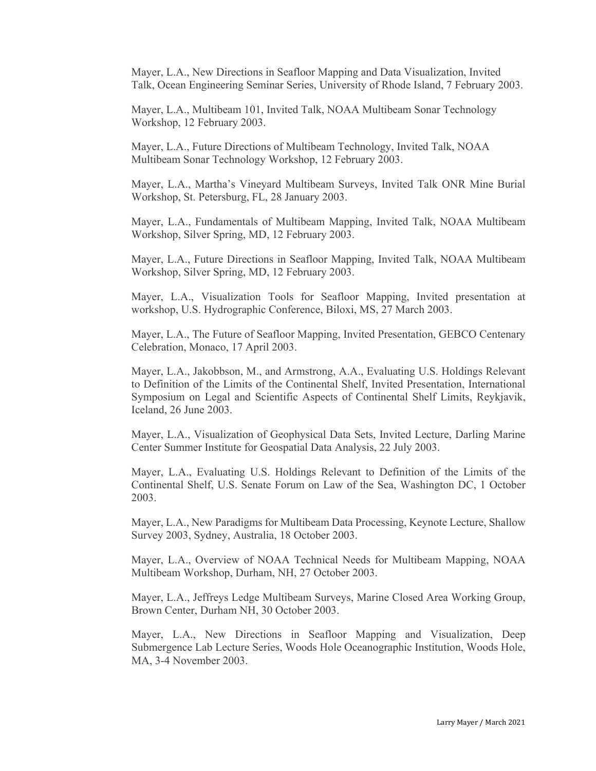Mayer, L.A., New Directions in Seafloor Mapping and Data Visualization, Invited Talk, Ocean Engineering Seminar Series, University of Rhode Island, 7 February 2003.

Mayer, L.A., Multibeam 101, Invited Talk, NOAA Multibeam Sonar Technology Workshop, 12 February 2003.

Mayer, L.A., Future Directions of Multibeam Technology, Invited Talk, NOAA Multibeam Sonar Technology Workshop, 12 February 2003.

Mayer, L.A., Martha's Vineyard Multibeam Surveys, Invited Talk ONR Mine Burial Workshop, St. Petersburg, FL, 28 January 2003.

Mayer, L.A., Fundamentals of Multibeam Mapping, Invited Talk, NOAA Multibeam Workshop, Silver Spring, MD, 12 February 2003.

Mayer, L.A., Future Directions in Seafloor Mapping, Invited Talk, NOAA Multibeam Workshop, Silver Spring, MD, 12 February 2003.

Mayer, L.A., Visualization Tools for Seafloor Mapping, Invited presentation at workshop, U.S. Hydrographic Conference, Biloxi, MS, 27 March 2003.

Mayer, L.A., The Future of Seafloor Mapping, Invited Presentation, GEBCO Centenary Celebration, Monaco, 17 April 2003.

Mayer, L.A., Jakobbson, M., and Armstrong, A.A., Evaluating U.S. Holdings Relevant to Definition of the Limits of the Continental Shelf, Invited Presentation, International Symposium on Legal and Scientific Aspects of Continental Shelf Limits, Reykjavik, Iceland, 26 June 2003.

Mayer, L.A., Visualization of Geophysical Data Sets, Invited Lecture, Darling Marine Center Summer Institute for Geospatial Data Analysis, 22 July 2003.

Mayer, L.A., Evaluating U.S. Holdings Relevant to Definition of the Limits of the Continental Shelf, U.S. Senate Forum on Law of the Sea, Washington DC, 1 October 2003.

Mayer, L.A., New Paradigms for Multibeam Data Processing, Keynote Lecture, Shallow Survey 2003, Sydney, Australia, 18 October 2003.

Mayer, L.A., Overview of NOAA Technical Needs for Multibeam Mapping, NOAA Multibeam Workshop, Durham, NH, 27 October 2003.

Mayer, L.A., Jeffreys Ledge Multibeam Surveys, Marine Closed Area Working Group, Brown Center, Durham NH, 30 October 2003.

Mayer, L.A., New Directions in Seafloor Mapping and Visualization, Deep Submergence Lab Lecture Series, Woods Hole Oceanographic Institution, Woods Hole, MA, 3-4 November 2003.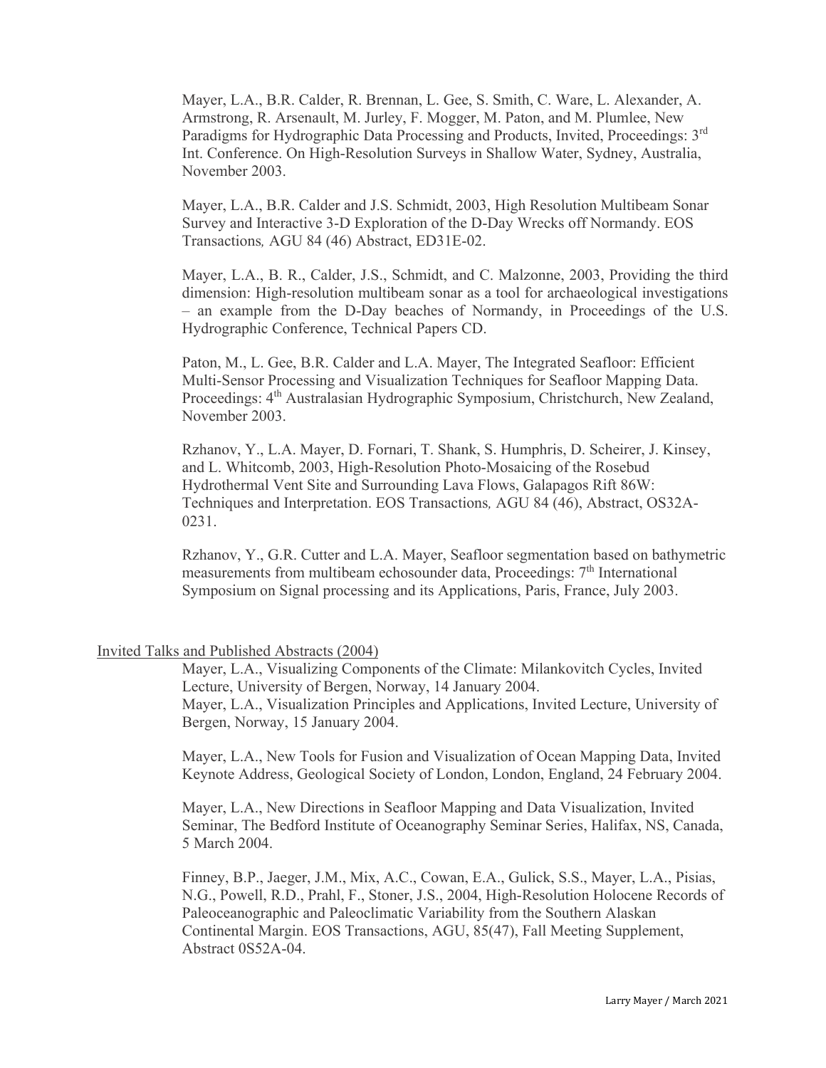Mayer, L.A., B.R. Calder, R. Brennan, L. Gee, S. Smith, C. Ware, L. Alexander, A. Armstrong, R. Arsenault, M. Jurley, F. Mogger, M. Paton, and M. Plumlee, New Paradigms for Hydrographic Data Processing and Products, Invited, Proceedings: 3rd Int. Conference. On High-Resolution Surveys in Shallow Water, Sydney, Australia, November 2003.

Mayer, L.A., B.R. Calder and J.S. Schmidt, 2003, High Resolution Multibeam Sonar Survey and Interactive 3-D Exploration of the D-Day Wrecks off Normandy. EOS Transactions*,* AGU 84 (46) Abstract, ED31E-02.

Mayer, L.A., B. R., Calder, J.S., Schmidt, and C. Malzonne, 2003, Providing the third dimension: High-resolution multibeam sonar as a tool for archaeological investigations – an example from the D-Day beaches of Normandy, in Proceedings of the U.S. Hydrographic Conference, Technical Papers CD.

Paton, M., L. Gee, B.R. Calder and L.A. Mayer, The Integrated Seafloor: Efficient Multi-Sensor Processing and Visualization Techniques for Seafloor Mapping Data. Proceedings: 4th Australasian Hydrographic Symposium, Christchurch, New Zealand, November 2003.

Rzhanov, Y., L.A. Mayer, D. Fornari, T. Shank, S. Humphris, D. Scheirer, J. Kinsey, and L. Whitcomb, 2003, High-Resolution Photo-Mosaicing of the Rosebud Hydrothermal Vent Site and Surrounding Lava Flows, Galapagos Rift 86W: Techniques and Interpretation. EOS Transactions*,* AGU 84 (46), Abstract, OS32A-0231.

Rzhanov, Y., G.R. Cutter and L.A. Mayer, Seafloor segmentation based on bathymetric measurements from multibeam echosounder data, Proceedings: 7th International Symposium on Signal processing and its Applications, Paris, France, July 2003.

Invited Talks and Published Abstracts (2004)

Mayer, L.A., Visualizing Components of the Climate: Milankovitch Cycles, Invited Lecture, University of Bergen, Norway, 14 January 2004.
Mayer, L.A., Visualization Principles and Applications, Invited Lecture, University of Bergen, Norway, 15 January 2004.

Mayer, L.A., New Tools for Fusion and Visualization of Ocean Mapping Data, Invited Keynote Address, Geological Society of London, London, England, 24 February 2004.

Mayer, L.A., New Directions in Seafloor Mapping and Data Visualization, Invited Seminar, The Bedford Institute of Oceanography Seminar Series, Halifax, NS, Canada, 5 March 2004.

Finney, B.P., Jaeger, J.M., Mix, A.C., Cowan, E.A., Gulick, S.S., Mayer, L.A., Pisias, N.G., Powell, R.D., Prahl, F., Stoner, J.S., 2004, High-Resolution Holocene Records of Paleoceanographic and Paleoclimatic Variability from the Southern Alaskan Continental Margin. EOS Transactions, AGU, 85(47), Fall Meeting Supplement, Abstract 0S52A-04.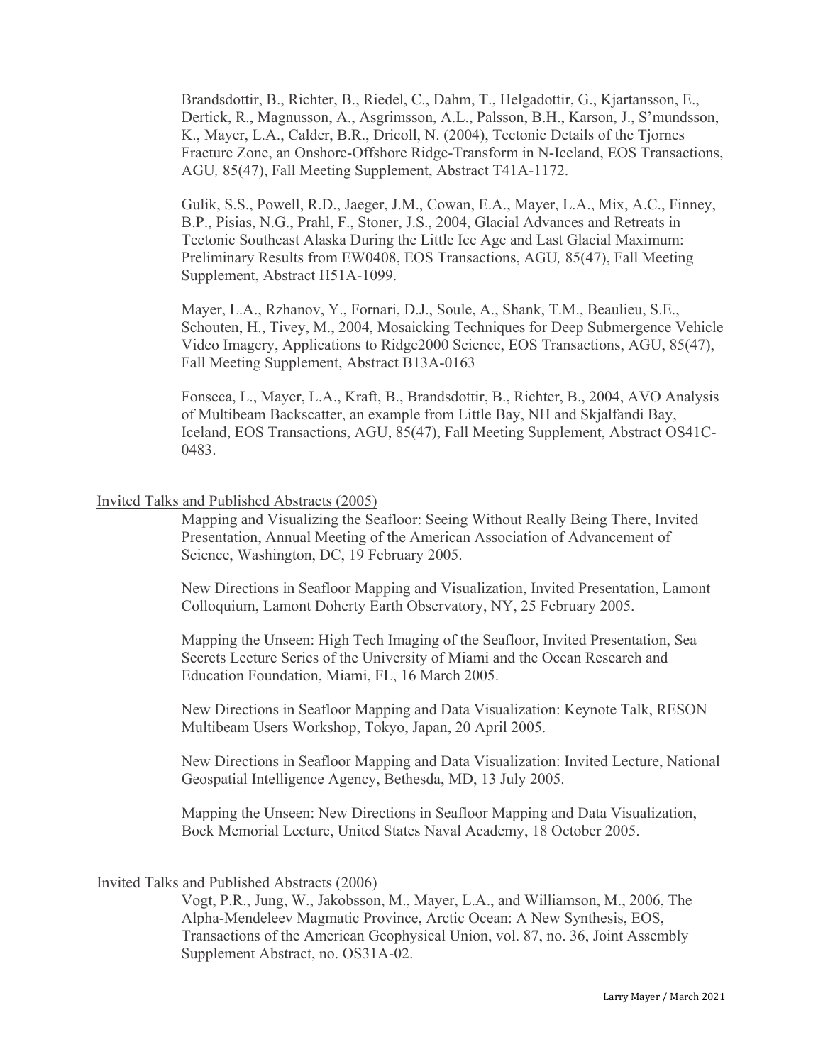Brandsdottir, B., Richter, B., Riedel, C., Dahm, T., Helgadottir, G., Kjartansson, E., Dertick, R., Magnusson, A., Asgrimsson, A.L., Palsson, B.H., Karson, J., S'mundsson, K., Mayer, L.A., Calder, B.R., Dricoll, N. (2004), Tectonic Details of the Tjornes Fracture Zone, an Onshore-Offshore Ridge-Transform in N-Iceland, EOS Transactions, AGU*,* 85(47), Fall Meeting Supplement, Abstract T41A-1172.

Gulik, S.S., Powell, R.D., Jaeger, J.M., Cowan, E.A., Mayer, L.A., Mix, A.C., Finney, B.P., Pisias, N.G., Prahl, F., Stoner, J.S., 2004, Glacial Advances and Retreats in Tectonic Southeast Alaska During the Little Ice Age and Last Glacial Maximum: Preliminary Results from EW0408, EOS Transactions, AGU*,* 85(47), Fall Meeting Supplement, Abstract H51A-1099.

Mayer, L.A., Rzhanov, Y., Fornari, D.J., Soule, A., Shank, T.M., Beaulieu, S.E., Schouten, H., Tivey, M., 2004, Mosaicking Techniques for Deep Submergence Vehicle Video Imagery, Applications to Ridge2000 Science, EOS Transactions, AGU, 85(47), Fall Meeting Supplement, Abstract B13A-0163

Fonseca, L., Mayer, L.A., Kraft, B., Brandsdottir, B., Richter, B., 2004, AVO Analysis of Multibeam Backscatter, an example from Little Bay, NH and Skjalfandi Bay, Iceland, EOS Transactions, AGU, 85(47), Fall Meeting Supplement, Abstract OS41C-0483.

## Invited Talks and Published Abstracts (2005)

Mapping and Visualizing the Seafloor: Seeing Without Really Being There, Invited Presentation, Annual Meeting of the American Association of Advancement of Science, Washington, DC, 19 February 2005.

New Directions in Seafloor Mapping and Visualization, Invited Presentation, Lamont Colloquium, Lamont Doherty Earth Observatory, NY, 25 February 2005.

Mapping the Unseen: High Tech Imaging of the Seafloor, Invited Presentation, Sea Secrets Lecture Series of the University of Miami and the Ocean Research and Education Foundation, Miami, FL, 16 March 2005.

New Directions in Seafloor Mapping and Data Visualization: Keynote Talk, RESON Multibeam Users Workshop, Tokyo, Japan, 20 April 2005.

New Directions in Seafloor Mapping and Data Visualization: Invited Lecture, National Geospatial Intelligence Agency, Bethesda, MD, 13 July 2005.

Mapping the Unseen: New Directions in Seafloor Mapping and Data Visualization, Bock Memorial Lecture, United States Naval Academy, 18 October 2005.

## Invited Talks and Published Abstracts (2006)

Vogt, P.R., Jung, W., Jakobsson, M., Mayer, L.A., and Williamson, M., 2006, The Alpha-Mendeleev Magmatic Province, Arctic Ocean: A New Synthesis, EOS, Transactions of the American Geophysical Union, vol. 87, no. 36, Joint Assembly Supplement Abstract, no. OS31A-02.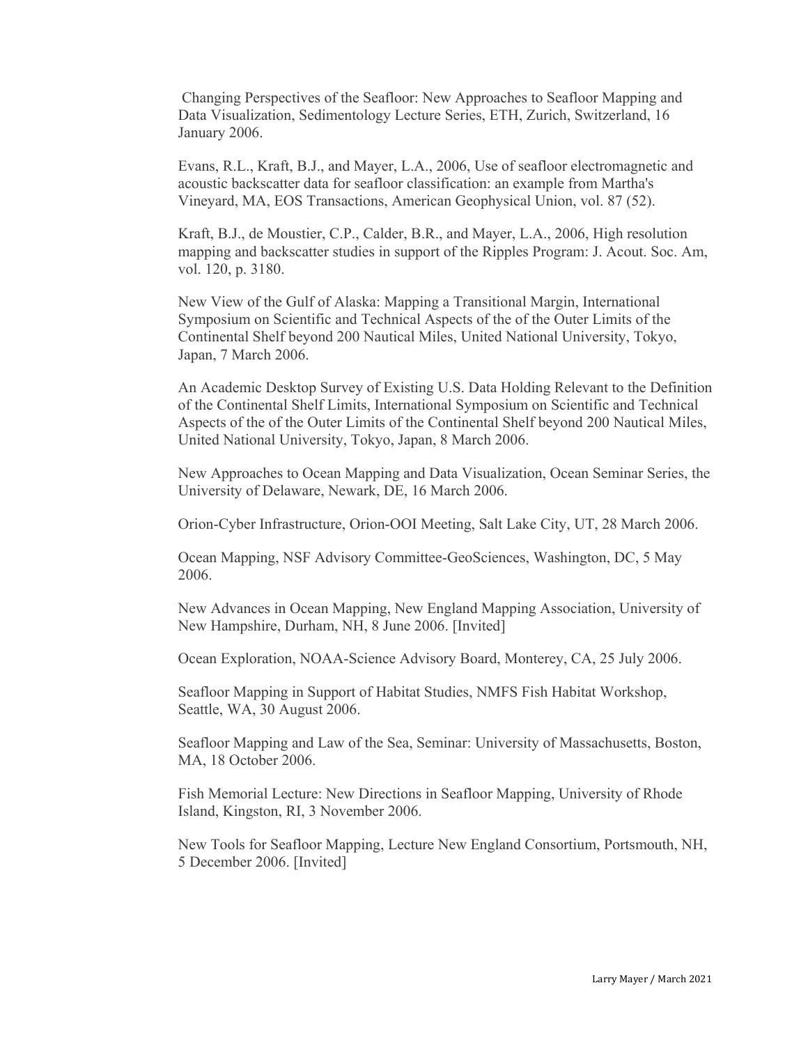Changing Perspectives of the Seafloor: New Approaches to Seafloor Mapping and Data Visualization, Sedimentology Lecture Series, ETH, Zurich, Switzerland, 16 January 2006.

Evans, R.L., Kraft, B.J., and Mayer, L.A., 2006, Use of seafloor electromagnetic and acoustic backscatter data for seafloor classification: an example from Martha's Vineyard, MA, EOS Transactions, American Geophysical Union, vol. 87 (52).

Kraft, B.J., de Moustier, C.P., Calder, B.R., and Mayer, L.A., 2006, High resolution mapping and backscatter studies in support of the Ripples Program: J. Acout. Soc. Am, vol. 120, p. 3180.

New View of the Gulf of Alaska: Mapping a Transitional Margin, International Symposium on Scientific and Technical Aspects of the of the Outer Limits of the Continental Shelf beyond 200 Nautical Miles, United National University, Tokyo, Japan, 7 March 2006.

An Academic Desktop Survey of Existing U.S. Data Holding Relevant to the Definition of the Continental Shelf Limits, International Symposium on Scientific and Technical Aspects of the of the Outer Limits of the Continental Shelf beyond 200 Nautical Miles, United National University, Tokyo, Japan, 8 March 2006.

New Approaches to Ocean Mapping and Data Visualization, Ocean Seminar Series, the University of Delaware, Newark, DE, 16 March 2006.

Orion-Cyber Infrastructure, Orion-OOI Meeting, Salt Lake City, UT, 28 March 2006.

Ocean Mapping, NSF Advisory Committee-GeoSciences, Washington, DC, 5 May 2006.

New Advances in Ocean Mapping, New England Mapping Association, University of New Hampshire, Durham, NH, 8 June 2006. [Invited]

Ocean Exploration, NOAA-Science Advisory Board, Monterey, CA, 25 July 2006.

Seafloor Mapping in Support of Habitat Studies, NMFS Fish Habitat Workshop, Seattle, WA, 30 August 2006.

Seafloor Mapping and Law of the Sea, Seminar: University of Massachusetts, Boston, MA, 18 October 2006.

Fish Memorial Lecture: New Directions in Seafloor Mapping, University of Rhode Island, Kingston, RI, 3 November 2006.

New Tools for Seafloor Mapping, Lecture New England Consortium, Portsmouth, NH, 5 December 2006. [Invited]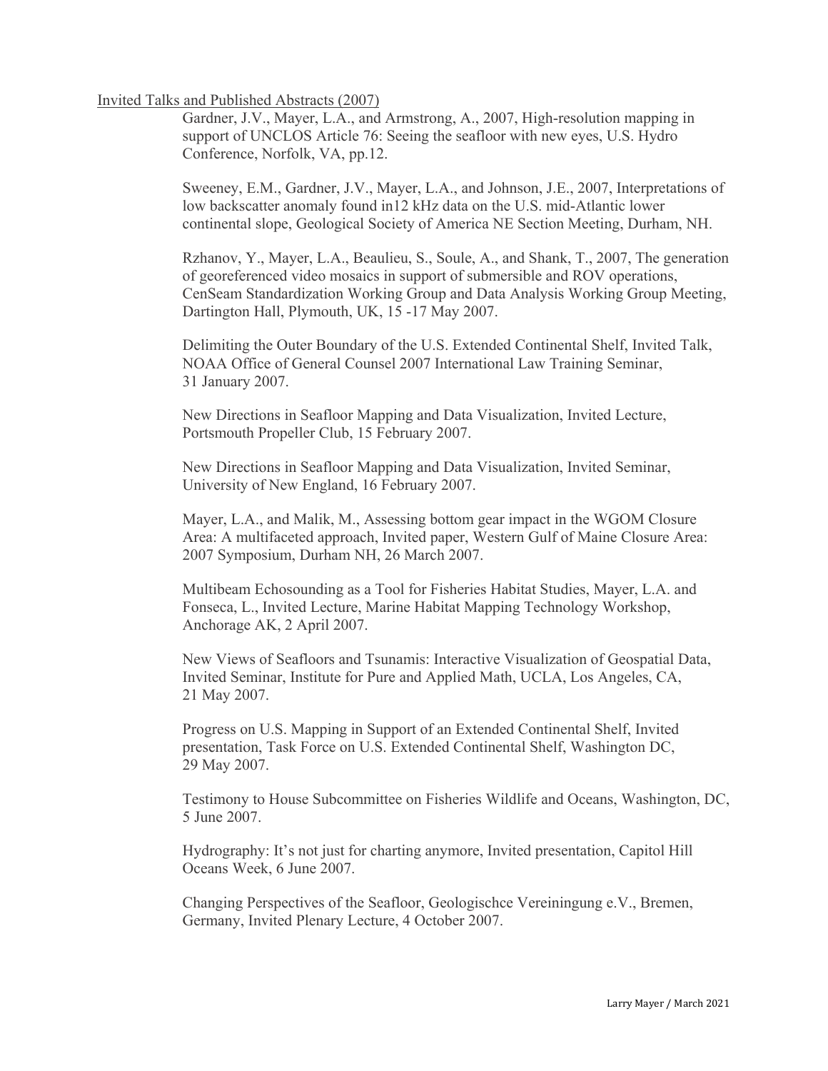Invited Talks and Published Abstracts (2007)

Gardner, J.V., Mayer, L.A., and Armstrong, A., 2007, High-resolution mapping in support of UNCLOS Article 76: Seeing the seafloor with new eyes, U.S. Hydro Conference, Norfolk, VA, pp.12.

Sweeney, E.M., Gardner, J.V., Mayer, L.A., and Johnson, J.E., 2007, Interpretations of low backscatter anomaly found in12 kHz data on the U.S. mid-Atlantic lower continental slope, Geological Society of America NE Section Meeting, Durham, NH.

Rzhanov, Y., Mayer, L.A., Beaulieu, S., Soule, A., and Shank, T., 2007, The generation of georeferenced video mosaics in support of submersible and ROV operations, CenSeam Standardization Working Group and Data Analysis Working Group Meeting, Dartington Hall, Plymouth, UK, 15 -17 May 2007.

Delimiting the Outer Boundary of the U.S. Extended Continental Shelf, Invited Talk, NOAA Office of General Counsel 2007 International Law Training Seminar, 31 January 2007.

New Directions in Seafloor Mapping and Data Visualization, Invited Lecture, Portsmouth Propeller Club, 15 February 2007.

New Directions in Seafloor Mapping and Data Visualization, Invited Seminar, University of New England, 16 February 2007.

Mayer, L.A., and Malik, M., Assessing bottom gear impact in the WGOM Closure Area: A multifaceted approach, Invited paper, Western Gulf of Maine Closure Area: 2007 Symposium, Durham NH, 26 March 2007.

Multibeam Echosounding as a Tool for Fisheries Habitat Studies, Mayer, L.A. and Fonseca, L., Invited Lecture, Marine Habitat Mapping Technology Workshop, Anchorage AK, 2 April 2007.

New Views of Seafloors and Tsunamis: Interactive Visualization of Geospatial Data, Invited Seminar, Institute for Pure and Applied Math, UCLA, Los Angeles, CA, 21 May 2007.

Progress on U.S. Mapping in Support of an Extended Continental Shelf, Invited presentation, Task Force on U.S. Extended Continental Shelf, Washington DC, 29 May 2007.

Testimony to House Subcommittee on Fisheries Wildlife and Oceans, Washington, DC, 5 June 2007.

Hydrography: It's not just for charting anymore, Invited presentation, Capitol Hill Oceans Week, 6 June 2007.

Changing Perspectives of the Seafloor, Geologischce Vereiningung e.V., Bremen, Germany, Invited Plenary Lecture, 4 October 2007.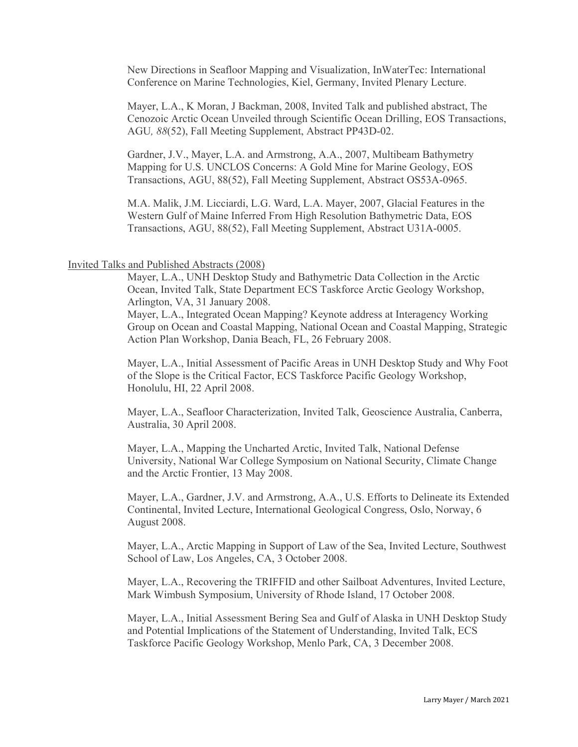New Directions in Seafloor Mapping and Visualization, InWaterTec: International Conference on Marine Technologies, Kiel, Germany, Invited Plenary Lecture.

Mayer, L.A., K Moran, J Backman, 2008, Invited Talk and published abstract, The Cenozoic Arctic Ocean Unveiled through Scientific Ocean Drilling, EOS Transactions, AGU*, 88*(52), Fall Meeting Supplement, Abstract PP43D-02.

Gardner, J.V., Mayer, L.A. and Armstrong, A.A., 2007, Multibeam Bathymetry Mapping for U.S. UNCLOS Concerns: A Gold Mine for Marine Geology, EOS Transactions, AGU, 88(52), Fall Meeting Supplement, Abstract OS53A-0965.

M.A. Malik, J.M. Licciardi, L.G. Ward, L.A. Mayer, 2007, Glacial Features in the Western Gulf of Maine Inferred From High Resolution Bathymetric Data, EOS Transactions, AGU, 88(52), Fall Meeting Supplement, Abstract U31A-0005.

Invited Talks and Published Abstracts (2008)

Mayer, L.A., UNH Desktop Study and Bathymetric Data Collection in the Arctic Ocean, Invited Talk, State Department ECS Taskforce Arctic Geology Workshop, Arlington, VA, 31 January 2008.

Mayer, L.A., Integrated Ocean Mapping? Keynote address at Interagency Working Group on Ocean and Coastal Mapping, National Ocean and Coastal Mapping, Strategic Action Plan Workshop, Dania Beach, FL, 26 February 2008.

Mayer, L.A., Initial Assessment of Pacific Areas in UNH Desktop Study and Why Foot of the Slope is the Critical Factor, ECS Taskforce Pacific Geology Workshop, Honolulu, HI, 22 April 2008.

Mayer, L.A., Seafloor Characterization, Invited Talk, Geoscience Australia, Canberra, Australia, 30 April 2008.

Mayer, L.A., Mapping the Uncharted Arctic, Invited Talk, National Defense University, National War College Symposium on National Security, Climate Change and the Arctic Frontier, 13 May 2008.

Mayer, L.A., Gardner, J.V. and Armstrong, A.A., U.S. Efforts to Delineate its Extended Continental, Invited Lecture, International Geological Congress, Oslo, Norway, 6 August 2008.

Mayer, L.A., Arctic Mapping in Support of Law of the Sea, Invited Lecture, Southwest School of Law, Los Angeles, CA, 3 October 2008.

Mayer, L.A., Recovering the TRIFFID and other Sailboat Adventures, Invited Lecture, Mark Wimbush Symposium, University of Rhode Island, 17 October 2008.

Mayer, L.A., Initial Assessment Bering Sea and Gulf of Alaska in UNH Desktop Study and Potential Implications of the Statement of Understanding, Invited Talk, ECS Taskforce Pacific Geology Workshop, Menlo Park, CA, 3 December 2008.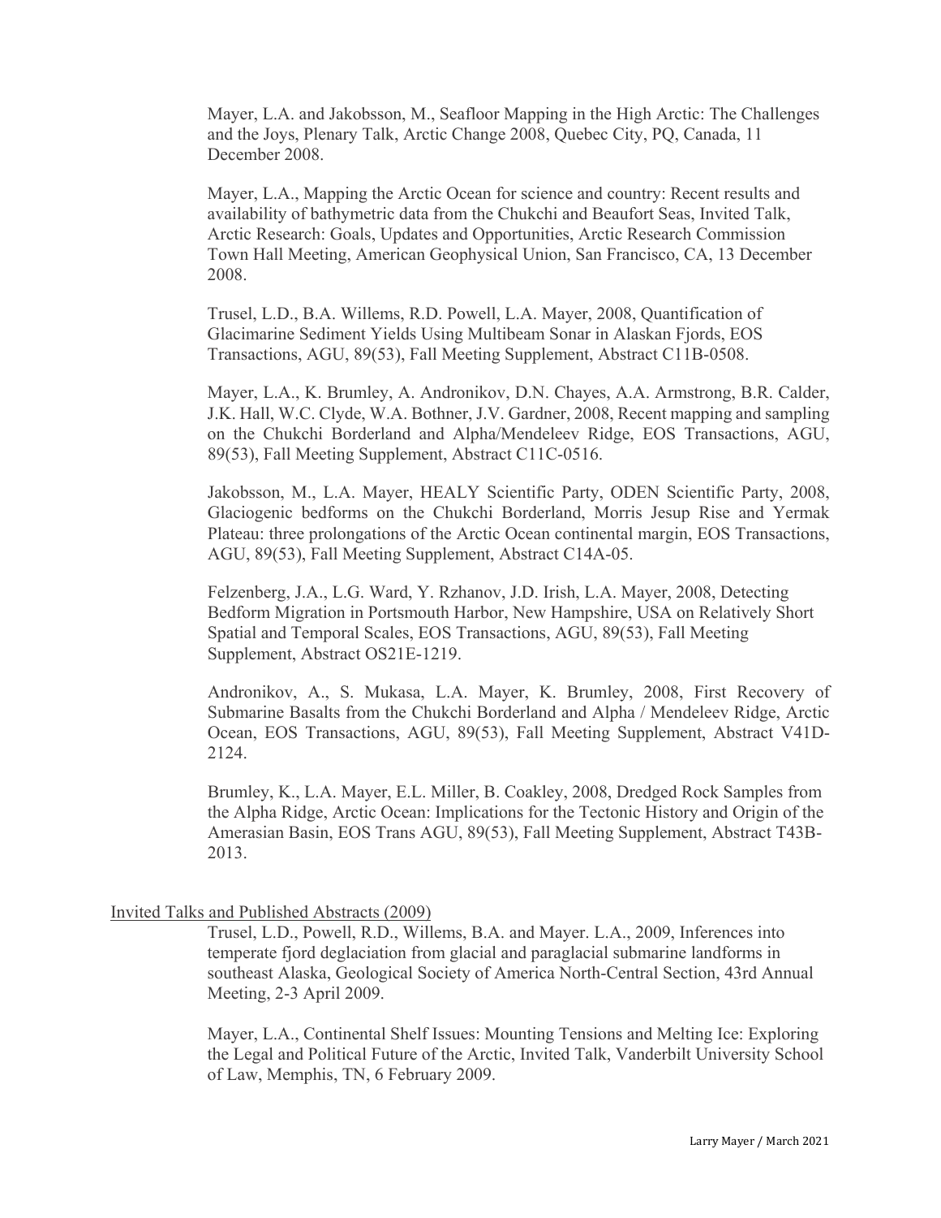Mayer, L.A. and Jakobsson, M., Seafloor Mapping in the High Arctic: The Challenges and the Joys, Plenary Talk, Arctic Change 2008, Quebec City, PQ, Canada, 11 December 2008.

Mayer, L.A., Mapping the Arctic Ocean for science and country: Recent results and availability of bathymetric data from the Chukchi and Beaufort Seas, Invited Talk, Arctic Research: Goals, Updates and Opportunities, Arctic Research Commission Town Hall Meeting, American Geophysical Union, San Francisco, CA, 13 December 2008.

Trusel, L.D., B.A. Willems, R.D. Powell, L.A. Mayer, 2008, Quantification of Glacimarine Sediment Yields Using Multibeam Sonar in Alaskan Fjords, EOS Transactions, AGU, 89(53), Fall Meeting Supplement, Abstract C11B-0508.

Mayer, L.A., K. Brumley, A. Andronikov, D.N. Chayes, A.A. Armstrong, B.R. Calder, J.K. Hall, W.C. Clyde, W.A. Bothner, J.V. Gardner, 2008, Recent mapping and sampling on the Chukchi Borderland and Alpha/Mendeleev Ridge, EOS Transactions, AGU, 89(53), Fall Meeting Supplement, Abstract C11C-0516.

Jakobsson, M., L.A. Mayer, HEALY Scientific Party, ODEN Scientific Party, 2008, Glaciogenic bedforms on the Chukchi Borderland, Morris Jesup Rise and Yermak Plateau: three prolongations of the Arctic Ocean continental margin, EOS Transactions, AGU, 89(53), Fall Meeting Supplement, Abstract C14A-05.

Felzenberg, J.A., L.G. Ward, Y. Rzhanov, J.D. Irish, L.A. Mayer, 2008, Detecting Bedform Migration in Portsmouth Harbor, New Hampshire, USA on Relatively Short Spatial and Temporal Scales, EOS Transactions, AGU, 89(53), Fall Meeting Supplement, Abstract OS21E-1219.

Andronikov, A., S. Mukasa, L.A. Mayer, K. Brumley, 2008, First Recovery of Submarine Basalts from the Chukchi Borderland and Alpha / Mendeleev Ridge, Arctic Ocean, EOS Transactions, AGU, 89(53), Fall Meeting Supplement, Abstract V41D-2124.

Brumley, K., L.A. Mayer, E.L. Miller, B. Coakley, 2008, Dredged Rock Samples from the Alpha Ridge, Arctic Ocean: Implications for the Tectonic History and Origin of the Amerasian Basin, EOS Trans AGU, 89(53), Fall Meeting Supplement, Abstract T43B-2013.

## Invited Talks and Published Abstracts (2009)

Trusel, L.D., Powell, R.D., Willems, B.A. and Mayer. L.A., 2009, Inferences into temperate fjord deglaciation from glacial and paraglacial submarine landforms in southeast Alaska, Geological Society of America North-Central Section, 43rd Annual Meeting, 2-3 April 2009.

Mayer, L.A., Continental Shelf Issues: Mounting Tensions and Melting Ice: Exploring the Legal and Political Future of the Arctic, Invited Talk, Vanderbilt University School of Law, Memphis, TN, 6 February 2009.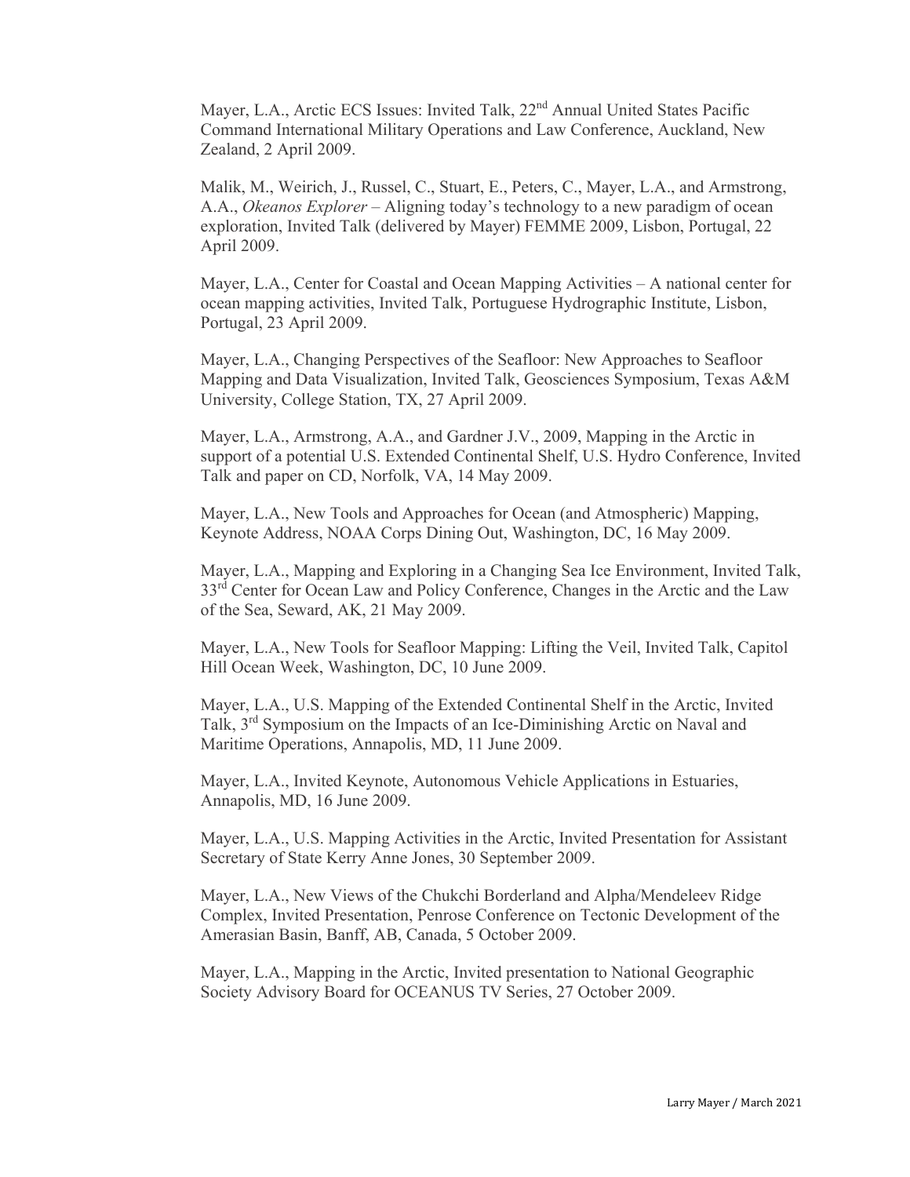Mayer, L.A., Arctic ECS Issues: Invited Talk, 22nd Annual United States Pacific Command International Military Operations and Law Conference, Auckland, New Zealand, 2 April 2009.

Malik, M., Weirich, J., Russel, C., Stuart, E., Peters, C., Mayer, L.A., and Armstrong, A.A., *Okeanos Explorer* – Aligning today's technology to a new paradigm of ocean exploration, Invited Talk (delivered by Mayer) FEMME 2009, Lisbon, Portugal, 22 April 2009.

Mayer, L.A., Center for Coastal and Ocean Mapping Activities – A national center for ocean mapping activities, Invited Talk, Portuguese Hydrographic Institute, Lisbon, Portugal, 23 April 2009.

Mayer, L.A., Changing Perspectives of the Seafloor: New Approaches to Seafloor Mapping and Data Visualization, Invited Talk, Geosciences Symposium, Texas A&M University, College Station, TX, 27 April 2009.

Mayer, L.A., Armstrong, A.A., and Gardner J.V., 2009, Mapping in the Arctic in support of a potential U.S. Extended Continental Shelf, U.S. Hydro Conference, Invited Talk and paper on CD, Norfolk, VA, 14 May 2009.

Mayer, L.A., New Tools and Approaches for Ocean (and Atmospheric) Mapping, Keynote Address, NOAA Corps Dining Out, Washington, DC, 16 May 2009.

Mayer, L.A., Mapping and Exploring in a Changing Sea Ice Environment, Invited Talk, 33rd Center for Ocean Law and Policy Conference, Changes in the Arctic and the Law of the Sea, Seward, AK, 21 May 2009.

Mayer, L.A., New Tools for Seafloor Mapping: Lifting the Veil, Invited Talk, Capitol Hill Ocean Week, Washington, DC, 10 June 2009.

Mayer, L.A., U.S. Mapping of the Extended Continental Shelf in the Arctic, Invited Talk, 3rd Symposium on the Impacts of an Ice-Diminishing Arctic on Naval and Maritime Operations, Annapolis, MD, 11 June 2009.

Mayer, L.A., Invited Keynote, Autonomous Vehicle Applications in Estuaries, Annapolis, MD, 16 June 2009.

Mayer, L.A., U.S. Mapping Activities in the Arctic, Invited Presentation for Assistant Secretary of State Kerry Anne Jones, 30 September 2009.

Mayer, L.A., New Views of the Chukchi Borderland and Alpha/Mendeleev Ridge Complex, Invited Presentation, Penrose Conference on Tectonic Development of the Amerasian Basin, Banff, AB, Canada, 5 October 2009.

Mayer, L.A., Mapping in the Arctic, Invited presentation to National Geographic Society Advisory Board for OCEANUS TV Series, 27 October 2009.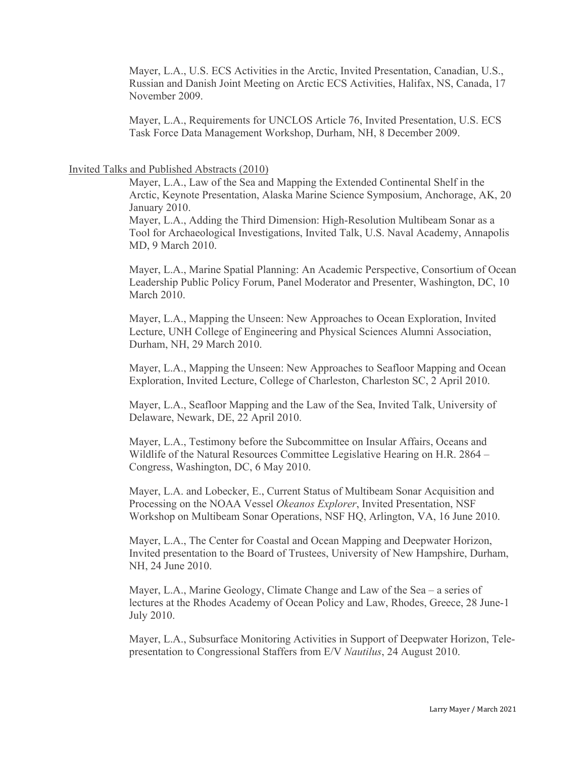Mayer, L.A., U.S. ECS Activities in the Arctic, Invited Presentation, Canadian, U.S., Russian and Danish Joint Meeting on Arctic ECS Activities, Halifax, NS, Canada, 17 November 2009.

Mayer, L.A., Requirements for UNCLOS Article 76, Invited Presentation, U.S. ECS Task Force Data Management Workshop, Durham, NH, 8 December 2009.

Invited Talks and Published Abstracts (2010)

Mayer, L.A., Law of the Sea and Mapping the Extended Continental Shelf in the Arctic, Keynote Presentation, Alaska Marine Science Symposium, Anchorage, AK, 20 January 2010.

Mayer, L.A., Adding the Third Dimension: High-Resolution Multibeam Sonar as a Tool for Archaeological Investigations, Invited Talk, U.S. Naval Academy, Annapolis MD, 9 March 2010.

Mayer, L.A., Marine Spatial Planning: An Academic Perspective, Consortium of Ocean Leadership Public Policy Forum, Panel Moderator and Presenter, Washington, DC, 10 March 2010.

Mayer, L.A., Mapping the Unseen: New Approaches to Ocean Exploration, Invited Lecture, UNH College of Engineering and Physical Sciences Alumni Association, Durham, NH, 29 March 2010.

Mayer, L.A., Mapping the Unseen: New Approaches to Seafloor Mapping and Ocean Exploration, Invited Lecture, College of Charleston, Charleston SC, 2 April 2010.

Mayer, L.A., Seafloor Mapping and the Law of the Sea, Invited Talk, University of Delaware, Newark, DE, 22 April 2010.

Mayer, L.A., Testimony before the Subcommittee on Insular Affairs, Oceans and Wildlife of the Natural Resources Committee Legislative Hearing on H.R. 2864 – Congress, Washington, DC, 6 May 2010.

Mayer, L.A. and Lobecker, E., Current Status of Multibeam Sonar Acquisition and Processing on the NOAA Vessel *Okeanos Explorer*, Invited Presentation, NSF Workshop on Multibeam Sonar Operations, NSF HQ, Arlington, VA, 16 June 2010.

Mayer, L.A., The Center for Coastal and Ocean Mapping and Deepwater Horizon, Invited presentation to the Board of Trustees, University of New Hampshire, Durham, NH, 24 June 2010.

Mayer, L.A., Marine Geology, Climate Change and Law of the Sea – a series of lectures at the Rhodes Academy of Ocean Policy and Law, Rhodes, Greece, 28 June-1 July 2010.

Mayer, L.A., Subsurface Monitoring Activities in Support of Deepwater Horizon, Tele-presentation to Congressional Staffers from E/V *Nautilus*, 24 August 2010.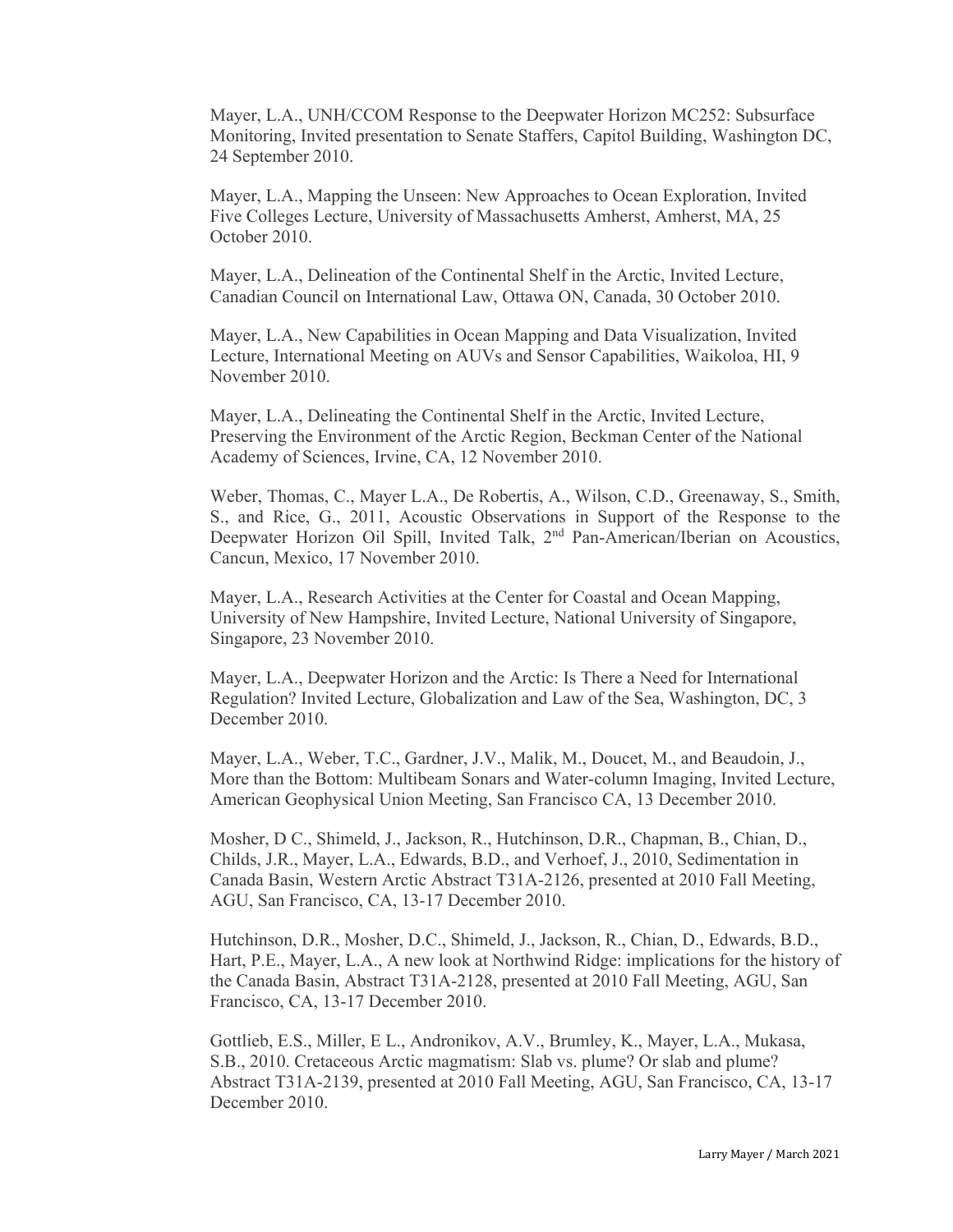Mayer, L.A., UNH/CCOM Response to the Deepwater Horizon MC252: Subsurface Monitoring, Invited presentation to Senate Staffers, Capitol Building, Washington DC, 24 September 2010.

Mayer, L.A., Mapping the Unseen: New Approaches to Ocean Exploration, Invited Five Colleges Lecture, University of Massachusetts Amherst, Amherst, MA, 25 October 2010.

Mayer, L.A., Delineation of the Continental Shelf in the Arctic, Invited Lecture, Canadian Council on International Law, Ottawa ON, Canada, 30 October 2010.

Mayer, L.A., New Capabilities in Ocean Mapping and Data Visualization, Invited Lecture, International Meeting on AUVs and Sensor Capabilities, Waikoloa, HI, 9 November 2010.

Mayer, L.A., Delineating the Continental Shelf in the Arctic, Invited Lecture, Preserving the Environment of the Arctic Region, Beckman Center of the National Academy of Sciences, Irvine, CA, 12 November 2010.

Weber, Thomas, C., Mayer L.A., De Robertis, A., Wilson, C.D., Greenaway, S., Smith, S., and Rice, G., 2011, Acoustic Observations in Support of the Response to the Deepwater Horizon Oil Spill, Invited Talk, 2nd Pan-American/Iberian on Acoustics, Cancun, Mexico, 17 November 2010.

Mayer, L.A., Research Activities at the Center for Coastal and Ocean Mapping, University of New Hampshire, Invited Lecture, National University of Singapore, Singapore, 23 November 2010.

Mayer, L.A., Deepwater Horizon and the Arctic: Is There a Need for International Regulation? Invited Lecture, Globalization and Law of the Sea, Washington, DC, 3 December 2010.

Mayer, L.A., Weber, T.C., Gardner, J.V., Malik, M., Doucet, M., and Beaudoin, J., More than the Bottom: Multibeam Sonars and Water-column Imaging, Invited Lecture, American Geophysical Union Meeting, San Francisco CA, 13 December 2010.

Mosher, D C., Shimeld, J., Jackson, R., Hutchinson, D.R., Chapman, B., Chian, D., Childs, J.R., Mayer, L.A., Edwards, B.D., and Verhoef, J., 2010, Sedimentation in Canada Basin, Western Arctic Abstract T31A-2126, presented at 2010 Fall Meeting, AGU, San Francisco, CA, 13-17 December 2010.

Hutchinson, D.R., Mosher, D.C., Shimeld, J., Jackson, R., Chian, D., Edwards, B.D., Hart, P.E., Mayer, L.A., A new look at Northwind Ridge: implications for the history of the Canada Basin, Abstract T31A-2128, presented at 2010 Fall Meeting, AGU, San Francisco, CA, 13-17 December 2010.

Gottlieb, E.S., Miller, E L., Andronikov, A.V., Brumley, K., Mayer, L.A., Mukasa, S.B., 2010. Cretaceous Arctic magmatism: Slab vs. plume? Or slab and plume? Abstract T31A-2139, presented at 2010 Fall Meeting, AGU, San Francisco, CA, 13-17 December 2010.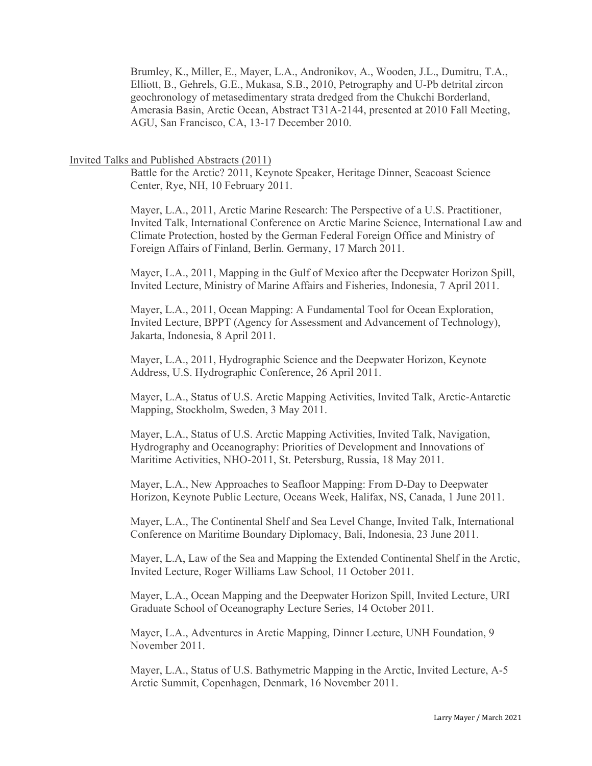Brumley, K., Miller, E., Mayer, L.A., Andronikov, A., Wooden, J.L., Dumitru, T.A., Elliott, B., Gehrels, G.E., Mukasa, S.B., 2010, Petrography and U-Pb detrital zircon geochronology of metasedimentary strata dredged from the Chukchi Borderland, Amerasia Basin, Arctic Ocean, Abstract T31A-2144, presented at 2010 Fall Meeting, AGU, San Francisco, CA, 13-17 December 2010.

<u>Invited Talks and Published Abstracts (2011)</u>

Battle for the Arctic? 2011, Keynote Speaker, Heritage Dinner, Seacoast Science Center, Rye, NH, 10 February 2011.

Mayer, L.A., 2011, Arctic Marine Research: The Perspective of a U.S. Practitioner, Invited Talk, International Conference on Arctic Marine Science, International Law and Climate Protection, hosted by the German Federal Foreign Office and Ministry of Foreign Affairs of Finland, Berlin. Germany, 17 March 2011.

Mayer, L.A., 2011, Mapping in the Gulf of Mexico after the Deepwater Horizon Spill, Invited Lecture, Ministry of Marine Affairs and Fisheries, Indonesia, 7 April 2011.

Mayer, L.A., 2011, Ocean Mapping: A Fundamental Tool for Ocean Exploration, Invited Lecture, BPPT (Agency for Assessment and Advancement of Technology), Jakarta, Indonesia, 8 April 2011.

Mayer, L.A., 2011, Hydrographic Science and the Deepwater Horizon, Keynote Address, U.S. Hydrographic Conference, 26 April 2011.

Mayer, L.A., Status of U.S. Arctic Mapping Activities, Invited Talk, Arctic-Antarctic Mapping, Stockholm, Sweden, 3 May 2011.

Mayer, L.A., Status of U.S. Arctic Mapping Activities, Invited Talk, Navigation, Hydrography and Oceanography: Priorities of Development and Innovations of Maritime Activities, NHO-2011, St. Petersburg, Russia, 18 May 2011.

Mayer, L.A., New Approaches to Seafloor Mapping: From D-Day to Deepwater Horizon, Keynote Public Lecture, Oceans Week, Halifax, NS, Canada, 1 June 2011.

Mayer, L.A., The Continental Shelf and Sea Level Change, Invited Talk, International Conference on Maritime Boundary Diplomacy, Bali, Indonesia, 23 June 2011.

Mayer, L.A, Law of the Sea and Mapping the Extended Continental Shelf in the Arctic, Invited Lecture, Roger Williams Law School, 11 October 2011.

Mayer, L.A., Ocean Mapping and the Deepwater Horizon Spill, Invited Lecture, URI Graduate School of Oceanography Lecture Series, 14 October 2011.

Mayer, L.A., Adventures in Arctic Mapping, Dinner Lecture, UNH Foundation, 9 November 2011.

Mayer, L.A., Status of U.S. Bathymetric Mapping in the Arctic, Invited Lecture, A-5 Arctic Summit, Copenhagen, Denmark, 16 November 2011.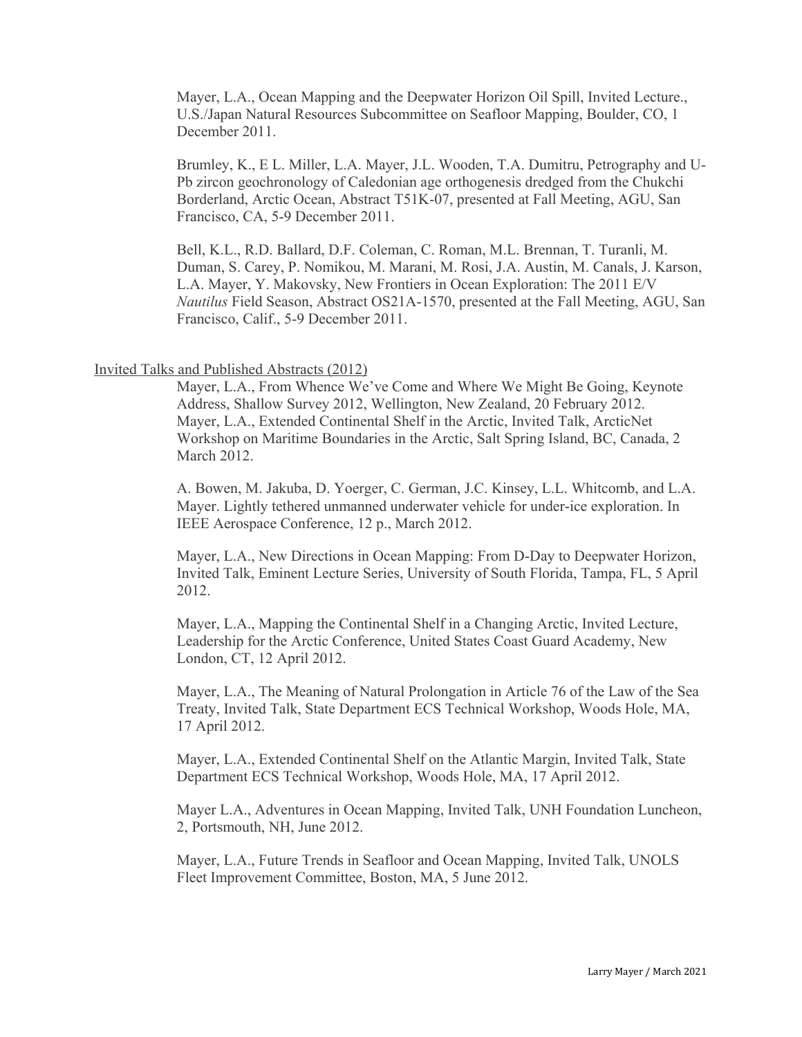Mayer, L.A., Ocean Mapping and the Deepwater Horizon Oil Spill, Invited Lecture., U.S./Japan Natural Resources Subcommittee on Seafloor Mapping, Boulder, CO, 1 December 2011.

Brumley, K., E L. Miller, L.A. Mayer, J.L. Wooden, T.A. Dumitru, Petrography and U-Pb zircon geochronology of Caledonian age orthogenesis dredged from the Chukchi Borderland, Arctic Ocean, Abstract T51K-07, presented at Fall Meeting, AGU, San Francisco, CA, 5-9 December 2011.

Bell, K.L., R.D. Ballard, D.F. Coleman, C. Roman, M.L. Brennan, T. Turanli, M. Duman, S. Carey, P. Nomikou, M. Marani, M. Rosi, J.A. Austin, M. Canals, J. Karson, L.A. Mayer, Y. Makovsky, New Frontiers in Ocean Exploration: The 2011 E/V *Nautilus* Field Season, Abstract OS21A-1570, presented at the Fall Meeting, AGU, San Francisco, Calif., 5-9 December 2011.

Invited Talks and Published Abstracts (2012)

Mayer, L.A., From Whence We've Come and Where We Might Be Going, Keynote Address, Shallow Survey 2012, Wellington, New Zealand, 20 February 2012.
Mayer, L.A., Extended Continental Shelf in the Arctic, Invited Talk, ArcticNet Workshop on Maritime Boundaries in the Arctic, Salt Spring Island, BC, Canada, 2 March 2012.

A. Bowen, M. Jakuba, D. Yoerger, C. German, J.C. Kinsey, L.L. Whitcomb, and L.A. Mayer. Lightly tethered unmanned underwater vehicle for under-ice exploration. In IEEE Aerospace Conference, 12 p., March 2012.

Mayer, L.A., New Directions in Ocean Mapping: From D-Day to Deepwater Horizon, Invited Talk, Eminent Lecture Series, University of South Florida, Tampa, FL, 5 April 2012.

Mayer, L.A., Mapping the Continental Shelf in a Changing Arctic, Invited Lecture, Leadership for the Arctic Conference, United States Coast Guard Academy, New London, CT, 12 April 2012.

Mayer, L.A., The Meaning of Natural Prolongation in Article 76 of the Law of the Sea Treaty, Invited Talk, State Department ECS Technical Workshop, Woods Hole, MA, 17 April 2012.

Mayer, L.A., Extended Continental Shelf on the Atlantic Margin, Invited Talk, State Department ECS Technical Workshop, Woods Hole, MA, 17 April 2012.

Mayer L.A., Adventures in Ocean Mapping, Invited Talk, UNH Foundation Luncheon, 2, Portsmouth, NH, June 2012.

Mayer, L.A., Future Trends in Seafloor and Ocean Mapping, Invited Talk, UNOLS Fleet Improvement Committee, Boston, MA, 5 June 2012.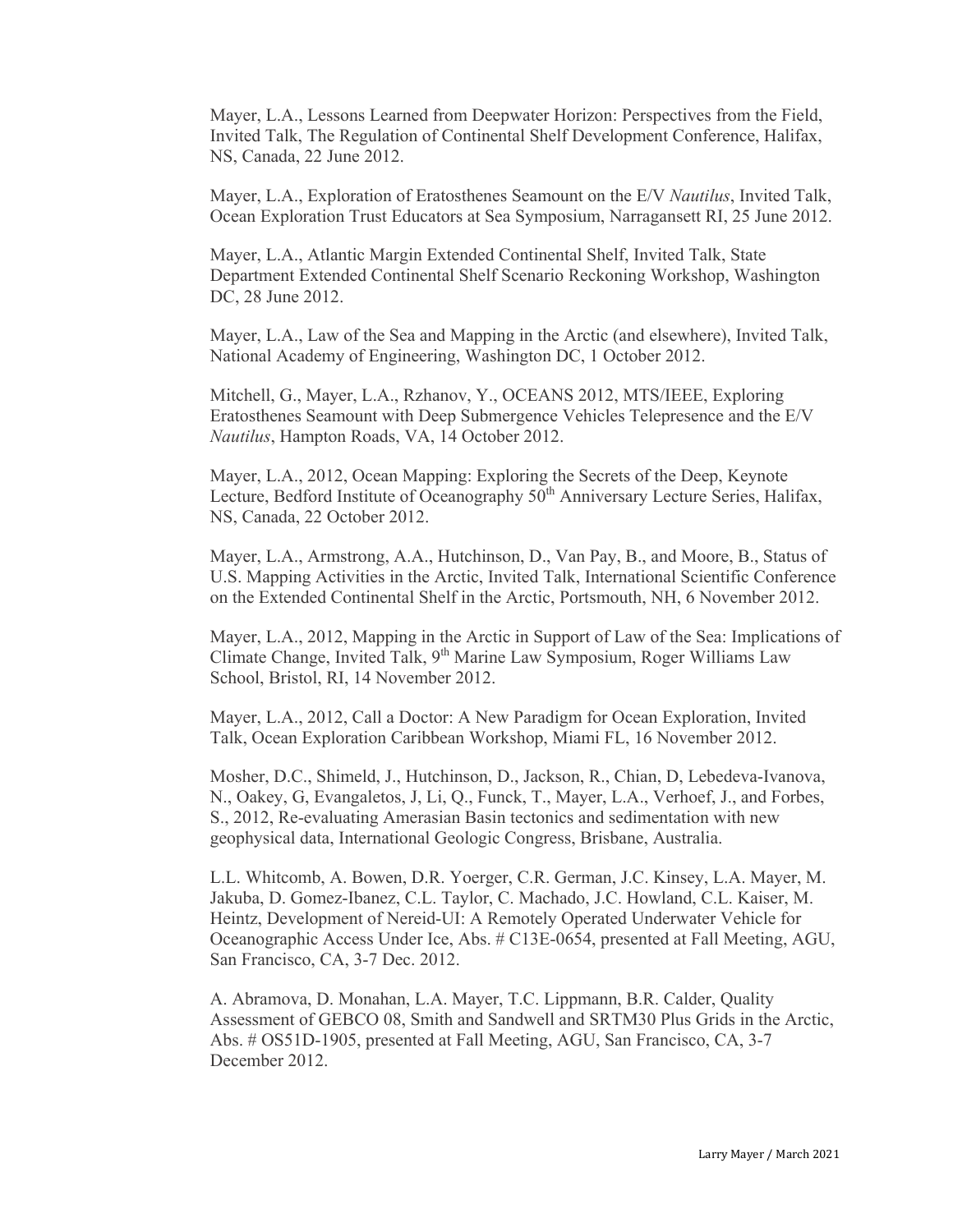Mayer, L.A., Lessons Learned from Deepwater Horizon: Perspectives from the Field, Invited Talk, The Regulation of Continental Shelf Development Conference, Halifax, NS, Canada, 22 June 2012.

Mayer, L.A., Exploration of Eratosthenes Seamount on the E/V *Nautilus*, Invited Talk, Ocean Exploration Trust Educators at Sea Symposium, Narragansett RI, 25 June 2012.

Mayer, L.A., Atlantic Margin Extended Continental Shelf, Invited Talk, State Department Extended Continental Shelf Scenario Reckoning Workshop, Washington DC, 28 June 2012.

Mayer, L.A., Law of the Sea and Mapping in the Arctic (and elsewhere), Invited Talk, National Academy of Engineering, Washington DC, 1 October 2012.

Mitchell, G., Mayer, L.A., Rzhanov, Y., OCEANS 2012, MTS/IEEE, Exploring Eratosthenes Seamount with Deep Submergence Vehicles Telepresence and the E/V *Nautilus*, Hampton Roads, VA, 14 October 2012.

Mayer, L.A., 2012, Ocean Mapping: Exploring the Secrets of the Deep, Keynote Lecture, Bedford Institute of Oceanography 50th Anniversary Lecture Series, Halifax, NS, Canada, 22 October 2012.

Mayer, L.A., Armstrong, A.A., Hutchinson, D., Van Pay, B., and Moore, B., Status of U.S. Mapping Activities in the Arctic, Invited Talk, International Scientific Conference on the Extended Continental Shelf in the Arctic, Portsmouth, NH, 6 November 2012.

Mayer, L.A., 2012, Mapping in the Arctic in Support of Law of the Sea: Implications of Climate Change, Invited Talk, 9th Marine Law Symposium, Roger Williams Law School, Bristol, RI, 14 November 2012.

Mayer, L.A., 2012, Call a Doctor: A New Paradigm for Ocean Exploration, Invited Talk, Ocean Exploration Caribbean Workshop, Miami FL, 16 November 2012.

Mosher, D.C., Shimeld, J., Hutchinson, D., Jackson, R., Chian, D, Lebedeva-Ivanova, N., Oakey, G, Evangaletos, J, Li, Q., Funck, T., Mayer, L.A., Verhoef, J., and Forbes, S., 2012, Re-evaluating Amerasian Basin tectonics and sedimentation with new geophysical data, International Geologic Congress, Brisbane, Australia.

L.L. Whitcomb, A. Bowen, D.R. Yoerger, C.R. German, J.C. Kinsey, L.A. Mayer, M. Jakuba, D. Gomez-Ibanez, C.L. Taylor, C. Machado, J.C. Howland, C.L. Kaiser, M. Heintz, Development of Nereid-UI: A Remotely Operated Underwater Vehicle for Oceanographic Access Under Ice, Abs. # C13E-0654, presented at Fall Meeting, AGU, San Francisco, CA, 3-7 Dec. 2012.

A. Abramova, D. Monahan, L.A. Mayer, T.C. Lippmann, B.R. Calder, Quality Assessment of GEBCO 08, Smith and Sandwell and SRTM30 Plus Grids in the Arctic, Abs. # OS51D-1905, presented at Fall Meeting, AGU, San Francisco, CA, 3-7 December 2012.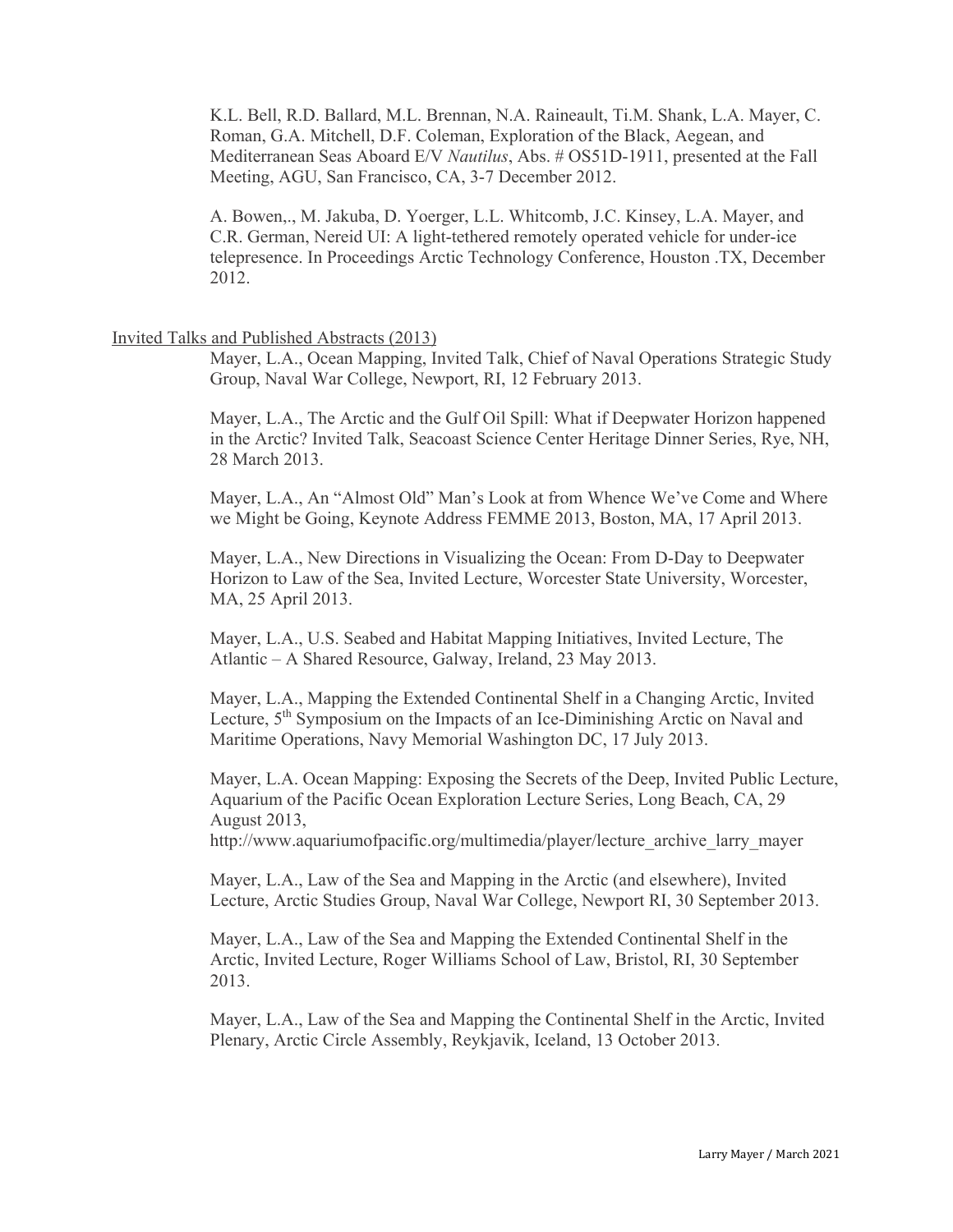K.L. Bell, R.D. Ballard, M.L. Brennan, N.A. Raineault, Ti.M. Shank, L.A. Mayer, C. Roman, G.A. Mitchell, D.F. Coleman, Exploration of the Black, Aegean, and Mediterranean Seas Aboard E/V *Nautilus*, Abs. # OS51D-1911, presented at the Fall Meeting, AGU, San Francisco, CA, 3-7 December 2012.

A. Bowen,., M. Jakuba, D. Yoerger, L.L. Whitcomb, J.C. Kinsey, L.A. Mayer, and C.R. German, Nereid UI: A light-tethered remotely operated vehicle for under-ice telepresence. In Proceedings Arctic Technology Conference, Houston .TX, December 2012.

Invited Talks and Published Abstracts (2013)

Mayer, L.A., Ocean Mapping, Invited Talk, Chief of Naval Operations Strategic Study Group, Naval War College, Newport, RI, 12 February 2013.

Mayer, L.A., The Arctic and the Gulf Oil Spill: What if Deepwater Horizon happened in the Arctic? Invited Talk, Seacoast Science Center Heritage Dinner Series, Rye, NH, 28 March 2013.

Mayer, L.A., An "Almost Old" Man's Look at from Whence We've Come and Where we Might be Going, Keynote Address FEMME 2013, Boston, MA, 17 April 2013.

Mayer, L.A., New Directions in Visualizing the Ocean: From D-Day to Deepwater Horizon to Law of the Sea, Invited Lecture, Worcester State University, Worcester, MA, 25 April 2013.

Mayer, L.A., U.S. Seabed and Habitat Mapping Initiatives, Invited Lecture, The Atlantic – A Shared Resource, Galway, Ireland, 23 May 2013.

Mayer, L.A., Mapping the Extended Continental Shelf in a Changing Arctic, Invited Lecture, 5th Symposium on the Impacts of an Ice-Diminishing Arctic on Naval and Maritime Operations, Navy Memorial Washington DC, 17 July 2013.

Mayer, L.A. Ocean Mapping: Exposing the Secrets of the Deep, Invited Public Lecture, Aquarium of the Pacific Ocean Exploration Lecture Series, Long Beach, CA, 29 August 2013, http://www.aquariumofpacific.org/multimedia/player/lecture_archive_larry_mayer

Mayer, L.A., Law of the Sea and Mapping in the Arctic (and elsewhere), Invited Lecture, Arctic Studies Group, Naval War College, Newport RI, 30 September 2013.

Mayer, L.A., Law of the Sea and Mapping the Extended Continental Shelf in the Arctic, Invited Lecture, Roger Williams School of Law, Bristol, RI, 30 September 2013.

Mayer, L.A., Law of the Sea and Mapping the Continental Shelf in the Arctic, Invited Plenary, Arctic Circle Assembly, Reykjavik, Iceland, 13 October 2013.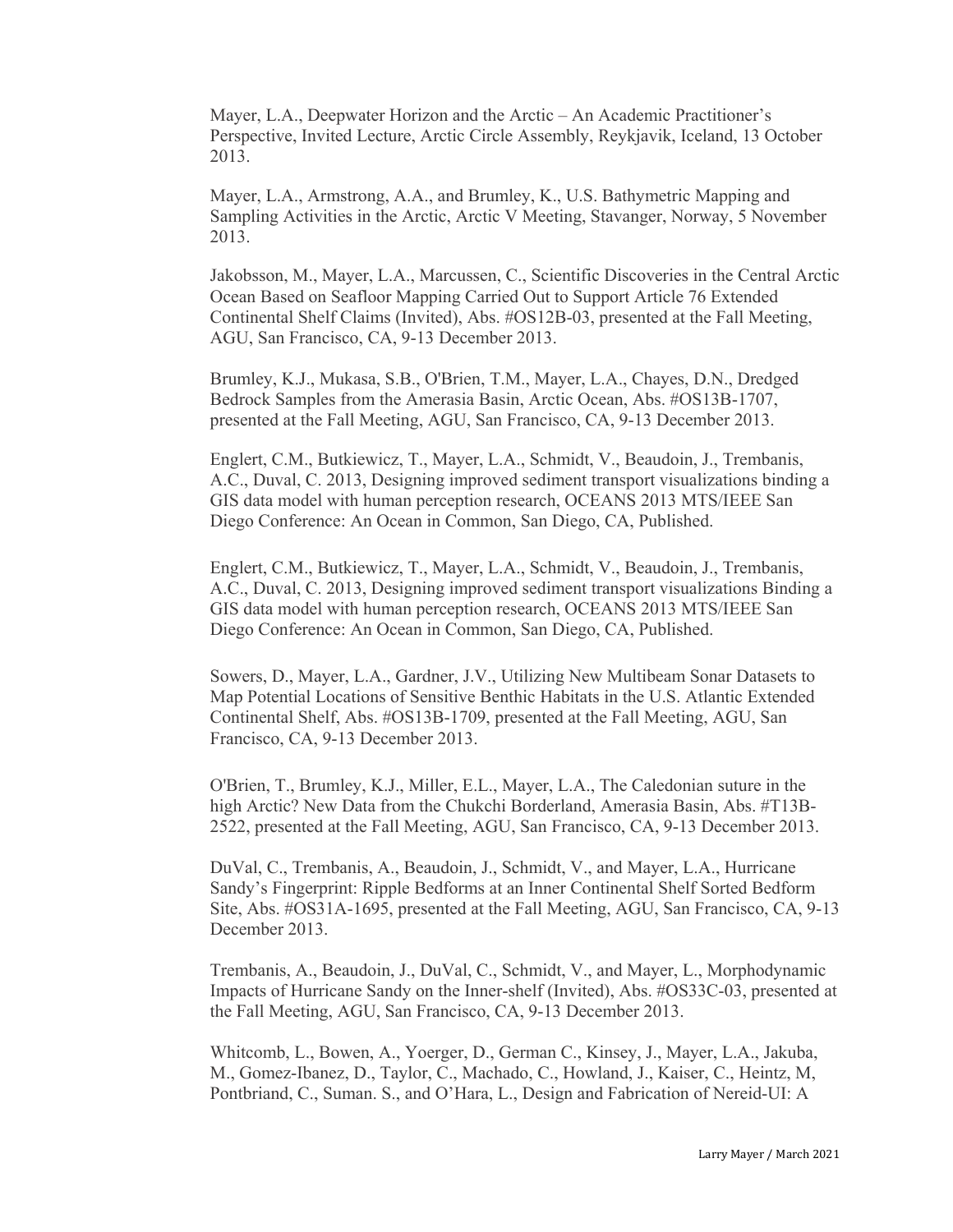Mayer, L.A., Deepwater Horizon and the Arctic – An Academic Practitioner's Perspective, Invited Lecture, Arctic Circle Assembly, Reykjavik, Iceland, 13 October 2013.

Mayer, L.A., Armstrong, A.A., and Brumley, K., U.S. Bathymetric Mapping and Sampling Activities in the Arctic, Arctic V Meeting, Stavanger, Norway, 5 November 2013.

Jakobsson, M., Mayer, L.A., Marcussen, C., Scientific Discoveries in the Central Arctic Ocean Based on Seafloor Mapping Carried Out to Support Article 76 Extended Continental Shelf Claims (Invited), Abs. #OS12B-03, presented at the Fall Meeting, AGU, San Francisco, CA, 9-13 December 2013.

Brumley, K.J., Mukasa, S.B., O'Brien, T.M., Mayer, L.A., Chayes, D.N., Dredged Bedrock Samples from the Amerasia Basin, Arctic Ocean, Abs. #OS13B-1707, presented at the Fall Meeting, AGU, San Francisco, CA, 9-13 December 2013.

Englert, C.M., Butkiewicz, T., Mayer, L.A., Schmidt, V., Beaudoin, J., Trembanis, A.C., Duval, C. 2013, Designing improved sediment transport visualizations binding a GIS data model with human perception research, OCEANS 2013 MTS/IEEE San Diego Conference: An Ocean in Common, San Diego, CA, Published.

Englert, C.M., Butkiewicz, T., Mayer, L.A., Schmidt, V., Beaudoin, J., Trembanis, A.C., Duval, C. 2013, Designing improved sediment transport visualizations Binding a GIS data model with human perception research, OCEANS 2013 MTS/IEEE San Diego Conference: An Ocean in Common, San Diego, CA, Published.

Sowers, D., Mayer, L.A., Gardner, J.V., Utilizing New Multibeam Sonar Datasets to Map Potential Locations of Sensitive Benthic Habitats in the U.S. Atlantic Extended Continental Shelf, Abs. #OS13B-1709, presented at the Fall Meeting, AGU, San Francisco, CA, 9-13 December 2013.

O'Brien, T., Brumley, K.J., Miller, E.L., Mayer, L.A., The Caledonian suture in the high Arctic? New Data from the Chukchi Borderland, Amerasia Basin, Abs. #T13B-2522, presented at the Fall Meeting, AGU, San Francisco, CA, 9-13 December 2013.

DuVal, C., Trembanis, A., Beaudoin, J., Schmidt, V., and Mayer, L.A., Hurricane Sandy's Fingerprint: Ripple Bedforms at an Inner Continental Shelf Sorted Bedform Site, Abs. #OS31A-1695, presented at the Fall Meeting, AGU, San Francisco, CA, 9-13 December 2013.

Trembanis, A., Beaudoin, J., DuVal, C., Schmidt, V., and Mayer, L., Morphodynamic Impacts of Hurricane Sandy on the Inner-shelf (Invited), Abs. #OS33C-03, presented at the Fall Meeting, AGU, San Francisco, CA, 9-13 December 2013.

Whitcomb, L., Bowen, A., Yoerger, D., German C., Kinsey, J., Mayer, L.A., Jakuba, M., Gomez-Ibanez, D., Taylor, C., Machado, C., Howland, J., Kaiser, C., Heintz, M, Pontbriand, C., Suman. S., and O'Hara, L., Design and Fabrication of Nereid-UI: A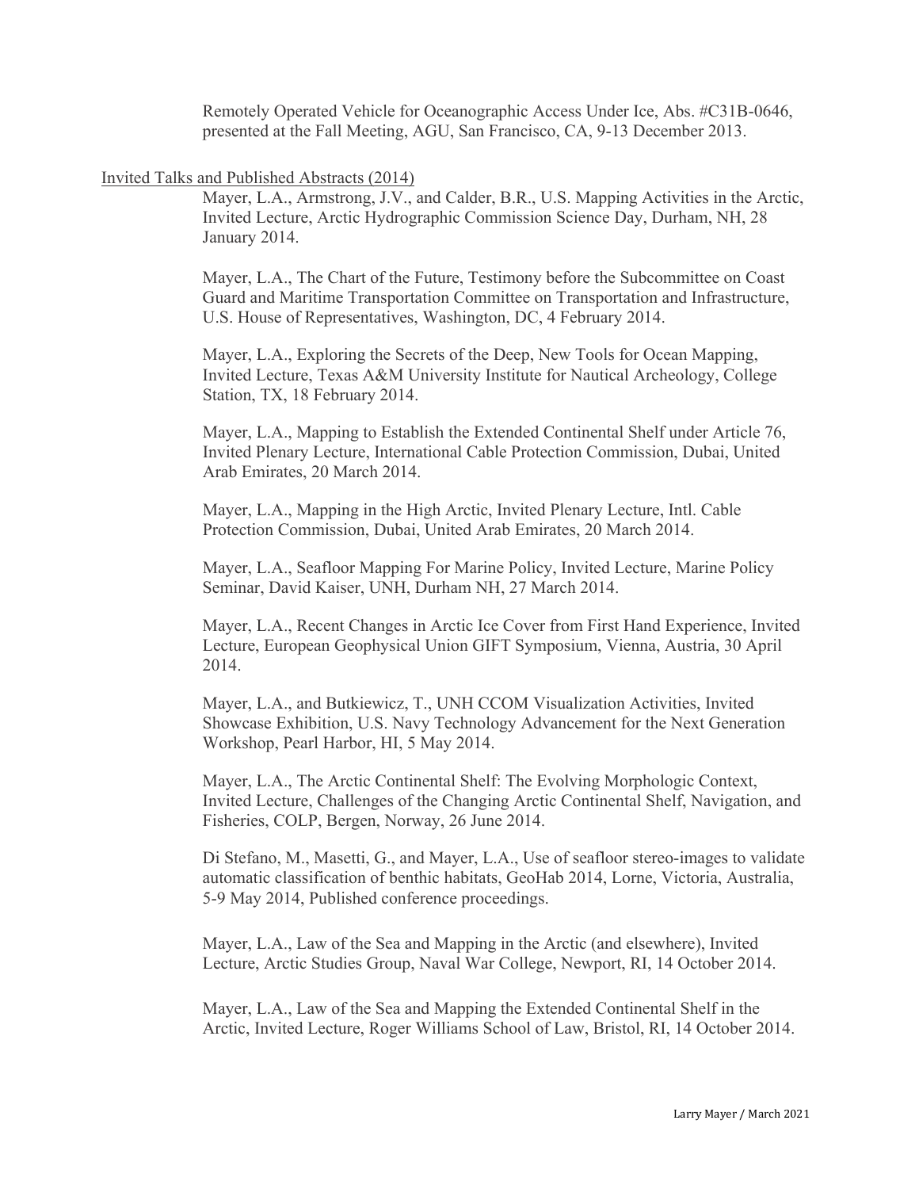Remotely Operated Vehicle for Oceanographic Access Under Ice, Abs. #C31B-0646, presented at the Fall Meeting, AGU, San Francisco, CA, 9-13 December 2013.

Invited Talks and Published Abstracts (2014)

Mayer, L.A., Armstrong, J.V., and Calder, B.R., U.S. Mapping Activities in the Arctic, Invited Lecture, Arctic Hydrographic Commission Science Day, Durham, NH, 28 January 2014.

Mayer, L.A., The Chart of the Future, Testimony before the Subcommittee on Coast Guard and Maritime Transportation Committee on Transportation and Infrastructure, U.S. House of Representatives, Washington, DC, 4 February 2014.

Mayer, L.A., Exploring the Secrets of the Deep, New Tools for Ocean Mapping, Invited Lecture, Texas A&M University Institute for Nautical Archeology, College Station, TX, 18 February 2014.

Mayer, L.A., Mapping to Establish the Extended Continental Shelf under Article 76, Invited Plenary Lecture, International Cable Protection Commission, Dubai, United Arab Emirates, 20 March 2014.

Mayer, L.A., Mapping in the High Arctic, Invited Plenary Lecture, Intl. Cable Protection Commission, Dubai, United Arab Emirates, 20 March 2014.

Mayer, L.A., Seafloor Mapping For Marine Policy, Invited Lecture, Marine Policy Seminar, David Kaiser, UNH, Durham NH, 27 March 2014.

Mayer, L.A., Recent Changes in Arctic Ice Cover from First Hand Experience, Invited Lecture, European Geophysical Union GIFT Symposium, Vienna, Austria, 30 April 2014.

Mayer, L.A., and Butkiewicz, T., UNH CCOM Visualization Activities, Invited Showcase Exhibition, U.S. Navy Technology Advancement for the Next Generation Workshop, Pearl Harbor, HI, 5 May 2014.

Mayer, L.A., The Arctic Continental Shelf: The Evolving Morphologic Context, Invited Lecture, Challenges of the Changing Arctic Continental Shelf, Navigation, and Fisheries, COLP, Bergen, Norway, 26 June 2014.

Di Stefano, M., Masetti, G., and Mayer, L.A., Use of seafloor stereo-images to validate automatic classification of benthic habitats, GeoHab 2014, Lorne, Victoria, Australia, 5-9 May 2014, Published conference proceedings.

Mayer, L.A., Law of the Sea and Mapping in the Arctic (and elsewhere), Invited Lecture, Arctic Studies Group, Naval War College, Newport, RI, 14 October 2014.

Mayer, L.A., Law of the Sea and Mapping the Extended Continental Shelf in the Arctic, Invited Lecture, Roger Williams School of Law, Bristol, RI, 14 October 2014.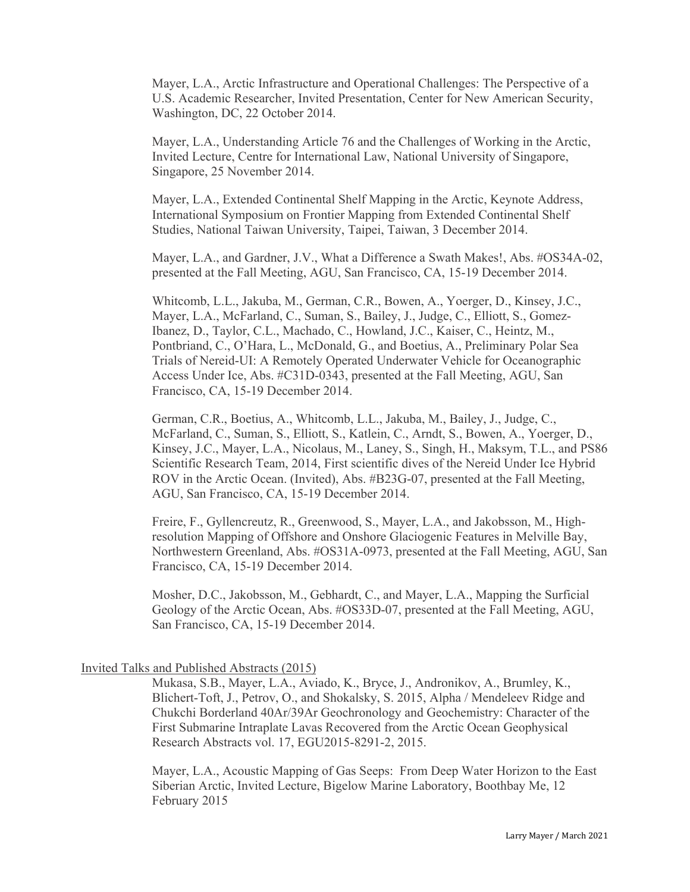Mayer, L.A., Arctic Infrastructure and Operational Challenges: The Perspective of a U.S. Academic Researcher, Invited Presentation, Center for New American Security, Washington, DC, 22 October 2014.

Mayer, L.A., Understanding Article 76 and the Challenges of Working in the Arctic, Invited Lecture, Centre for International Law, National University of Singapore, Singapore, 25 November 2014.

Mayer, L.A., Extended Continental Shelf Mapping in the Arctic, Keynote Address, International Symposium on Frontier Mapping from Extended Continental Shelf Studies, National Taiwan University, Taipei, Taiwan, 3 December 2014.

Mayer, L.A., and Gardner, J.V., What a Difference a Swath Makes!, Abs. #OS34A-02, presented at the Fall Meeting, AGU, San Francisco, CA, 15-19 December 2014.

Whitcomb, L.L., Jakuba, M., German, C.R., Bowen, A., Yoerger, D., Kinsey, J.C., Mayer, L.A., McFarland, C., Suman, S., Bailey, J., Judge, C., Elliott, S., Gomez-Ibanez, D., Taylor, C.L., Machado, C., Howland, J.C., Kaiser, C., Heintz, M., Pontbriand, C., O'Hara, L., McDonald, G., and Boetius, A., Preliminary Polar Sea Trials of Nereid-UI: A Remotely Operated Underwater Vehicle for Oceanographic Access Under Ice, Abs. #C31D-0343, presented at the Fall Meeting, AGU, San Francisco, CA, 15-19 December 2014.

German, C.R., Boetius, A., Whitcomb, L.L., Jakuba, M., Bailey, J., Judge, C., McFarland, C., Suman, S., Elliott, S., Katlein, C., Arndt, S., Bowen, A., Yoerger, D., Kinsey, J.C., Mayer, L.A., Nicolaus, M., Laney, S., Singh, H., Maksym, T.L., and PS86 Scientific Research Team, 2014, First scientific dives of the Nereid Under Ice Hybrid ROV in the Arctic Ocean. (Invited), Abs. #B23G-07, presented at the Fall Meeting, AGU, San Francisco, CA, 15-19 December 2014.

Freire, F., Gyllencreutz, R., Greenwood, S., Mayer, L.A., and Jakobsson, M., High-resolution Mapping of Offshore and Onshore Glaciogenic Features in Melville Bay, Northwestern Greenland, Abs. #OS31A-0973, presented at the Fall Meeting, AGU, San Francisco, CA, 15-19 December 2014.

Mosher, D.C., Jakobsson, M., Gebhardt, C., and Mayer, L.A., Mapping the Surficial Geology of the Arctic Ocean, Abs. #OS33D-07, presented at the Fall Meeting, AGU, San Francisco, CA, 15-19 December 2014.

## Invited Talks and Published Abstracts (2015)

Mukasa, S.B., Mayer, L.A., Aviado, K., Bryce, J., Andronikov, A., Brumley, K., Blichert-Toft, J., Petrov, O., and Shokalsky, S. 2015, Alpha / Mendeleev Ridge and Chukchi Borderland 40Ar/39Ar Geochronology and Geochemistry: Character of the First Submarine Intraplate Lavas Recovered from the Arctic Ocean Geophysical Research Abstracts vol. 17, EGU2015-8291-2, 2015.

Mayer, L.A., Acoustic Mapping of Gas Seeps: From Deep Water Horizon to the East Siberian Arctic, Invited Lecture, Bigelow Marine Laboratory, Boothbay Me, 12 February 2015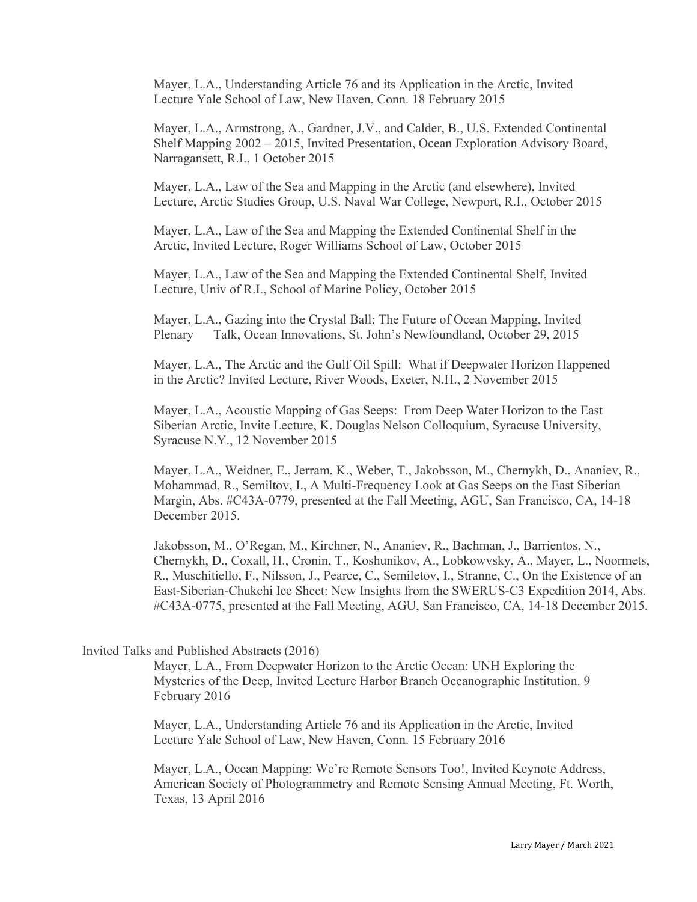Mayer, L.A., Understanding Article 76 and its Application in the Arctic, Invited Lecture Yale School of Law, New Haven, Conn. 18 February 2015

Mayer, L.A., Armstrong, A., Gardner, J.V., and Calder, B., U.S. Extended Continental Shelf Mapping 2002 – 2015, Invited Presentation, Ocean Exploration Advisory Board, Narragansett, R.I., 1 October 2015

Mayer, L.A., Law of the Sea and Mapping in the Arctic (and elsewhere), Invited Lecture, Arctic Studies Group, U.S. Naval War College, Newport, R.I., October 2015

Mayer, L.A., Law of the Sea and Mapping the Extended Continental Shelf in the Arctic, Invited Lecture, Roger Williams School of Law, October 2015

Mayer, L.A., Law of the Sea and Mapping the Extended Continental Shelf, Invited Lecture, Univ of R.I., School of Marine Policy, October 2015

Mayer, L.A., Gazing into the Crystal Ball: The Future of Ocean Mapping, Invited Plenary Talk, Ocean Innovations, St. John's Newfoundland, October 29, 2015

Mayer, L.A., The Arctic and the Gulf Oil Spill: What if Deepwater Horizon Happened in the Arctic? Invited Lecture, River Woods, Exeter, N.H., 2 November 2015

Mayer, L.A., Acoustic Mapping of Gas Seeps: From Deep Water Horizon to the East Siberian Arctic, Invite Lecture, K. Douglas Nelson Colloquium, Syracuse University, Syracuse N.Y., 12 November 2015

Mayer, L.A., Weidner, E., Jerram, K., Weber, T., Jakobsson, M., Chernykh, D., Ananiev, R., Mohammad, R., Semiltov, I., A Multi-Frequency Look at Gas Seeps on the East Siberian Margin, Abs. #C43A-0779, presented at the Fall Meeting, AGU, San Francisco, CA, 14-18 December 2015.

Jakobsson, M., O'Regan, M., Kirchner, N., Ananiev, R., Bachman, J., Barrientos, N., Chernykh, D., Coxall, H., Cronin, T., Koshunikov, A., Lobkowvsky, A., Mayer, L., Noormets, R., Muschitiello, F., Nilsson, J., Pearce, C., Semiletov, I., Stranne, C., On the Existence of an East-Siberian-Chukchi Ice Sheet: New Insights from the SWERUS-C3 Expedition 2014, Abs. #C43A-0775, presented at the Fall Meeting, AGU, San Francisco, CA, 14-18 December 2015.

## Invited Talks and Published Abstracts (2016)

Mayer, L.A., From Deepwater Horizon to the Arctic Ocean: UNH Exploring the Mysteries of the Deep, Invited Lecture Harbor Branch Oceanographic Institution. 9 February 2016

Mayer, L.A., Understanding Article 76 and its Application in the Arctic, Invited Lecture Yale School of Law, New Haven, Conn. 15 February 2016

Mayer, L.A., Ocean Mapping: We're Remote Sensors Too!, Invited Keynote Address, American Society of Photogrammetry and Remote Sensing Annual Meeting, Ft. Worth, Texas, 13 April 2016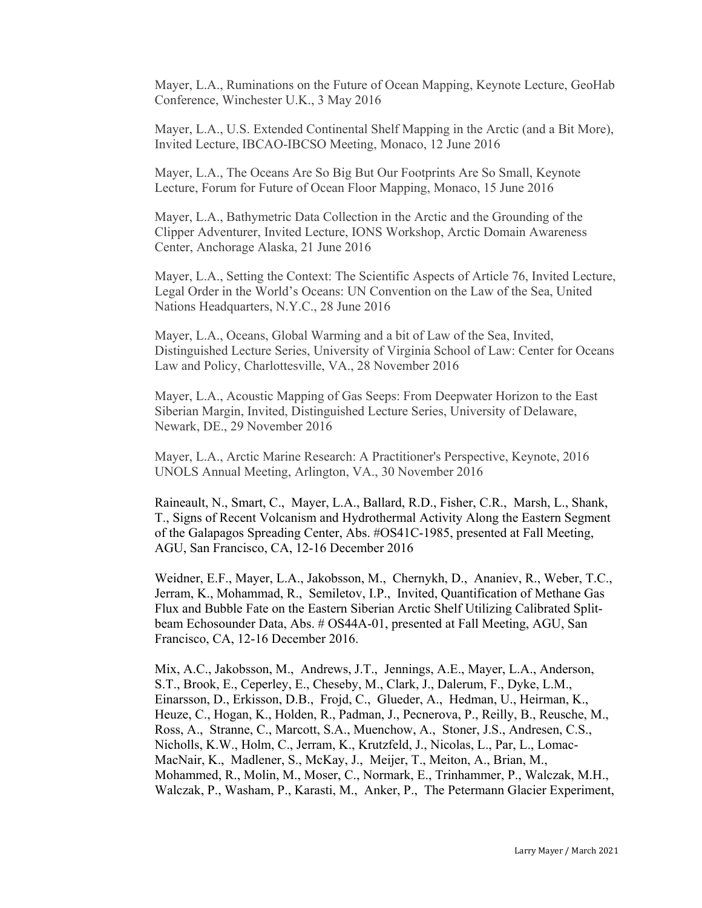Mayer, L.A., Ruminations on the Future of Ocean Mapping, Keynote Lecture, GeoHab Conference, Winchester U.K., 3 May 2016

Mayer, L.A., U.S. Extended Continental Shelf Mapping in the Arctic (and a Bit More), Invited Lecture, IBCAO-IBCSO Meeting, Monaco, 12 June 2016

Mayer, L.A., The Oceans Are So Big But Our Footprints Are So Small, Keynote Lecture, Forum for Future of Ocean Floor Mapping, Monaco, 15 June 2016

Mayer, L.A., Bathymetric Data Collection in the Arctic and the Grounding of the Clipper Adventurer, Invited Lecture, IONS Workshop, Arctic Domain Awareness Center, Anchorage Alaska, 21 June 2016

Mayer, L.A., Setting the Context: The Scientific Aspects of Article 76, Invited Lecture, Legal Order in the World's Oceans: UN Convention on the Law of the Sea, United Nations Headquarters, N.Y.C., 28 June 2016

Mayer, L.A., Oceans, Global Warming and a bit of Law of the Sea, Invited, Distinguished Lecture Series, University of Virginia School of Law: Center for Oceans Law and Policy, Charlottesville, VA., 28 November 2016

Mayer, L.A., Acoustic Mapping of Gas Seeps: From Deepwater Horizon to the East Siberian Margin, Invited, Distinguished Lecture Series, University of Delaware, Newark, DE., 29 November 2016

Mayer, L.A., Arctic Marine Research: A Practitioner's Perspective, Keynote, 2016 UNOLS Annual Meeting, Arlington, VA., 30 November 2016

Raineault, N., Smart, C., Mayer, L.A., Ballard, R.D., Fisher, C.R., Marsh, L., Shank, T., Signs of Recent Volcanism and Hydrothermal Activity Along the Eastern Segment of the Galapagos Spreading Center, Abs. #OS41C-1985, presented at Fall Meeting, AGU, San Francisco, CA, 12-16 December 2016

Weidner, E.F., Mayer, L.A., Jakobsson, M., Chernykh, D., Ananiev, R., Weber, T.C., Jerram, K., Mohammad, R., Semiletov, I.P., Invited, Quantification of Methane Gas Flux and Bubble Fate on the Eastern Siberian Arctic Shelf Utilizing Calibrated Split-beam Echosounder Data, Abs. # OS44A-01, presented at Fall Meeting, AGU, San Francisco, CA, 12-16 December 2016.

Mix, A.C., Jakobsson, M., Andrews, J.T., Jennings, A.E., Mayer, L.A., Anderson, S.T., Brook, E., Ceperley, E., Cheseby, M., Clark, J., Dalerum, F., Dyke, L.M., Einarsson, D., Erkisson, D.B., Frojd, C., Glueder, A., Hedman, U., Heirman, K., Heuze, C., Hogan, K., Holden, R., Padman, J., Pecnerova, P., Reilly, B., Reusche, M., Ross, A., Stranne, C., Marcott, S.A., Muenchow, A., Stoner, J.S., Andresen, C.S., Nicholls, K.W., Holm, C., Jerram, K., Krutzfeld, J., Nicolas, L., Par, L., Lomac-MacNair, K., Madlener, S., McKay, J., Meijer, T., Meiton, A., Brian, M., Mohammed, R., Molin, M., Moser, C., Normark, E., Trinhammer, P., Walczak, M.H., Walczak, P., Washam, P., Karasti, M., Anker, P., The Petermann Glacier Experiment,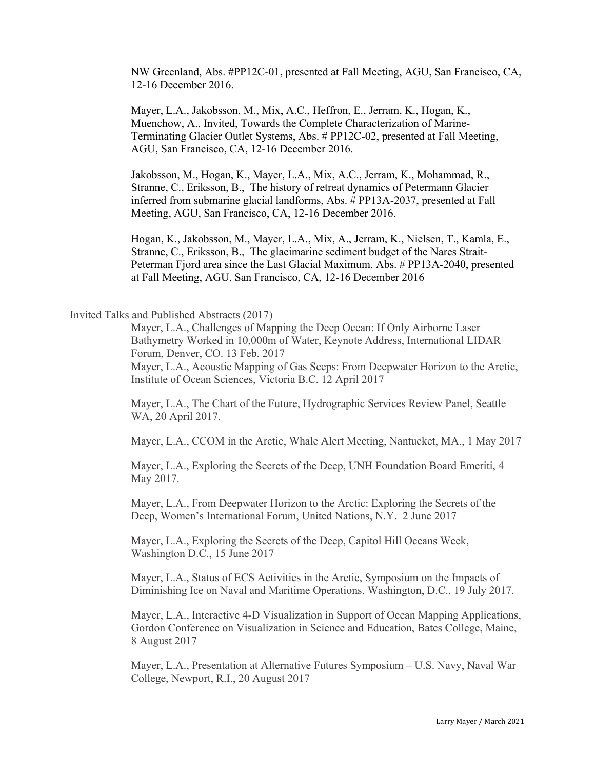NW Greenland, Abs. #PP12C-01, presented at Fall Meeting, AGU, San Francisco, CA, 12-16 December 2016.

Mayer, L.A., Jakobsson, M., Mix, A.C., Heffron, E., Jerram, K., Hogan, K., Muenchow, A., Invited, Towards the Complete Characterization of Marine-Terminating Glacier Outlet Systems, Abs. # PP12C-02, presented at Fall Meeting, AGU, San Francisco, CA, 12-16 December 2016.

Jakobsson, M., Hogan, K., Mayer, L.A., Mix, A.C., Jerram, K., Mohammad, R., Stranne, C., Eriksson, B., The history of retreat dynamics of Petermann Glacier inferred from submarine glacial landforms, Abs. # PP13A-2037, presented at Fall Meeting, AGU, San Francisco, CA, 12-16 December 2016.

Hogan, K., Jakobsson, M., Mayer, L.A., Mix, A., Jerram, K., Nielsen, T., Kamla, E., Stranne, C., Eriksson, B., The glacimarine sediment budget of the Nares Strait-Peterman Fjord area since the Last Glacial Maximum, Abs. # PP13A-2040, presented at Fall Meeting, AGU, San Francisco, CA, 12-16 December 2016

Invited Talks and Published Abstracts (2017)

Mayer, L.A., Challenges of Mapping the Deep Ocean: If Only Airborne Laser Bathymetry Worked in 10,000m of Water, Keynote Address, International LIDAR Forum, Denver, CO. 13 Feb. 2017

Mayer, L.A., Acoustic Mapping of Gas Seeps: From Deepwater Horizon to the Arctic, Institute of Ocean Sciences, Victoria B.C. 12 April 2017

Mayer, L.A., The Chart of the Future, Hydrographic Services Review Panel, Seattle WA, 20 April 2017.

Mayer, L.A., CCOM in the Arctic, Whale Alert Meeting, Nantucket, MA., 1 May 2017

Mayer, L.A., Exploring the Secrets of the Deep, UNH Foundation Board Emeriti, 4 May 2017.

Mayer, L.A., From Deepwater Horizon to the Arctic: Exploring the Secrets of the Deep, Women's International Forum, United Nations, N.Y. 2 June 2017

Mayer, L.A., Exploring the Secrets of the Deep, Capitol Hill Oceans Week, Washington D.C., 15 June 2017

Mayer, L.A., Status of ECS Activities in the Arctic, Symposium on the Impacts of Diminishing Ice on Naval and Maritime Operations, Washington, D.C., 19 July 2017.

Mayer, L.A., Interactive 4-D Visualization in Support of Ocean Mapping Applications, Gordon Conference on Visualization in Science and Education, Bates College, Maine, 8 August 2017

Mayer, L.A., Presentation at Alternative Futures Symposium – U.S. Navy, Naval War College, Newport, R.I., 20 August 2017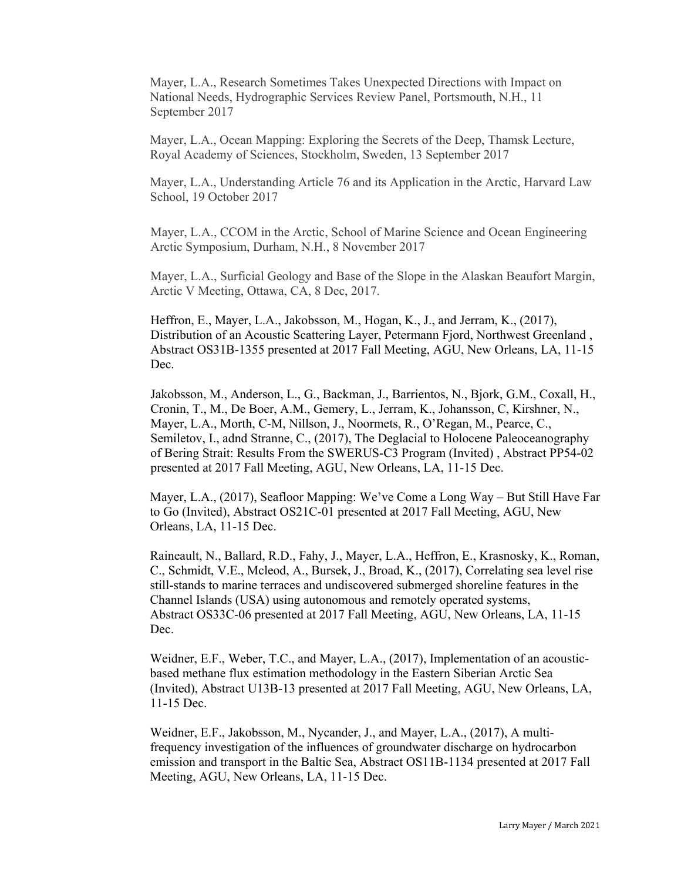Mayer, L.A., Research Sometimes Takes Unexpected Directions with Impact on National Needs, Hydrographic Services Review Panel, Portsmouth, N.H., 11 September 2017

Mayer, L.A., Ocean Mapping: Exploring the Secrets of the Deep, Thamsk Lecture, Royal Academy of Sciences, Stockholm, Sweden, 13 September 2017

Mayer, L.A., Understanding Article 76 and its Application in the Arctic, Harvard Law School, 19 October 2017

Mayer, L.A., CCOM in the Arctic, School of Marine Science and Ocean Engineering Arctic Symposium, Durham, N.H., 8 November 2017

Mayer, L.A., Surficial Geology and Base of the Slope in the Alaskan Beaufort Margin, Arctic V Meeting, Ottawa, CA, 8 Dec, 2017.

Heffron, E., Mayer, L.A., Jakobsson, M., Hogan, K., J., and Jerram, K., (2017), Distribution of an Acoustic Scattering Layer, Petermann Fjord, Northwest Greenland , Abstract OS31B-1355 presented at 2017 Fall Meeting, AGU, New Orleans, LA, 11-15 Dec.

Jakobsson, M., Anderson, L., G., Backman, J., Barrientos, N., Bjork, G.M., Coxall, H., Cronin, T., M., De Boer, A.M., Gemery, L., Jerram, K., Johansson, C, Kirshner, N., Mayer, L.A., Morth, C-M, Nillson, J., Noormets, R., O'Regan, M., Pearce, C., Semiletov, I., adnd Stranne, C., (2017), The Deglacial to Holocene Paleoceanography of Bering Strait: Results From the SWERUS-C3 Program (Invited) , Abstract PP54-02 presented at 2017 Fall Meeting, AGU, New Orleans, LA, 11-15 Dec.

Mayer, L.A., (2017), Seafloor Mapping: We've Come a Long Way – But Still Have Far to Go (Invited), Abstract OS21C-01 presented at 2017 Fall Meeting, AGU, New Orleans, LA, 11-15 Dec.

Raineault, N., Ballard, R.D., Fahy, J., Mayer, L.A., Heffron, E., Krasnosky, K., Roman, C., Schmidt, V.E., Mcleod, A., Bursek, J., Broad, K., (2017), Correlating sea level rise still-stands to marine terraces and undiscovered submerged shoreline features in the Channel Islands (USA) using autonomous and remotely operated systems, Abstract OS33C-06 presented at 2017 Fall Meeting, AGU, New Orleans, LA, 11-15 Dec.

Weidner, E.F., Weber, T.C., and Mayer, L.A., (2017), Implementation of an acoustic-based methane flux estimation methodology in the Eastern Siberian Arctic Sea (Invited), Abstract U13B-13 presented at 2017 Fall Meeting, AGU, New Orleans, LA, 11-15 Dec.

Weidner, E.F., Jakobsson, M., Nycander, J., and Mayer, L.A., (2017), A multi-frequency investigation of the influences of groundwater discharge on hydrocarbon emission and transport in the Baltic Sea, Abstract OS11B-1134 presented at 2017 Fall Meeting, AGU, New Orleans, LA, 11-15 Dec.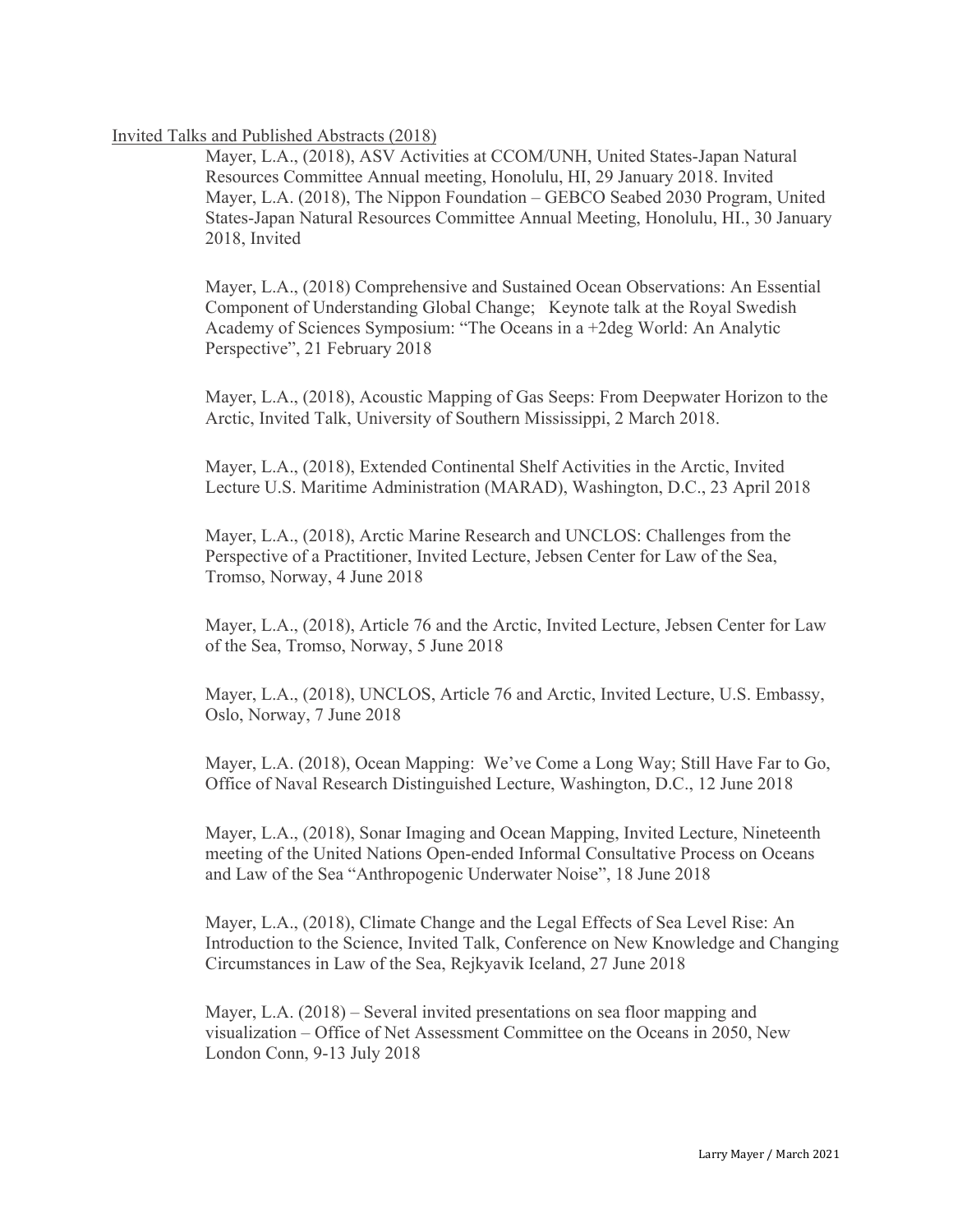Invited Talks and Published Abstracts (2018)

Mayer, L.A., (2018), ASV Activities at CCOM/UNH, United States-Japan Natural Resources Committee Annual meeting, Honolulu, HI, 29 January 2018. Invited
Mayer, L.A. (2018), The Nippon Foundation – GEBCO Seabed 2030 Program, United States-Japan Natural Resources Committee Annual Meeting, Honolulu, HI., 30 January 2018, Invited

Mayer, L.A., (2018) Comprehensive and Sustained Ocean Observations: An Essential Component of Understanding Global Change; Keynote talk at the Royal Swedish Academy of Sciences Symposium: "The Oceans in a +2deg World: An Analytic Perspective", 21 February 2018

Mayer, L.A., (2018), Acoustic Mapping of Gas Seeps: From Deepwater Horizon to the Arctic, Invited Talk, University of Southern Mississippi, 2 March 2018.

Mayer, L.A., (2018), Extended Continental Shelf Activities in the Arctic, Invited Lecture U.S. Maritime Administration (MARAD), Washington, D.C., 23 April 2018

Mayer, L.A., (2018), Arctic Marine Research and UNCLOS: Challenges from the Perspective of a Practitioner, Invited Lecture, Jebsen Center for Law of the Sea, Tromso, Norway, 4 June 2018

Mayer, L.A., (2018), Article 76 and the Arctic, Invited Lecture, Jebsen Center for Law of the Sea, Tromso, Norway, 5 June 2018

Mayer, L.A., (2018), UNCLOS, Article 76 and Arctic, Invited Lecture, U.S. Embassy, Oslo, Norway, 7 June 2018

Mayer, L.A. (2018), Ocean Mapping: We've Come a Long Way; Still Have Far to Go, Office of Naval Research Distinguished Lecture, Washington, D.C., 12 June 2018

Mayer, L.A., (2018), Sonar Imaging and Ocean Mapping, Invited Lecture, Nineteenth meeting of the United Nations Open-ended Informal Consultative Process on Oceans and Law of the Sea "Anthropogenic Underwater Noise", 18 June 2018

Mayer, L.A., (2018), Climate Change and the Legal Effects of Sea Level Rise: An Introduction to the Science, Invited Talk, Conference on New Knowledge and Changing Circumstances in Law of the Sea, Rejkyavik Iceland, 27 June 2018

Mayer, L.A. (2018) – Several invited presentations on sea floor mapping and visualization – Office of Net Assessment Committee on the Oceans in 2050, New London Conn, 9-13 July 2018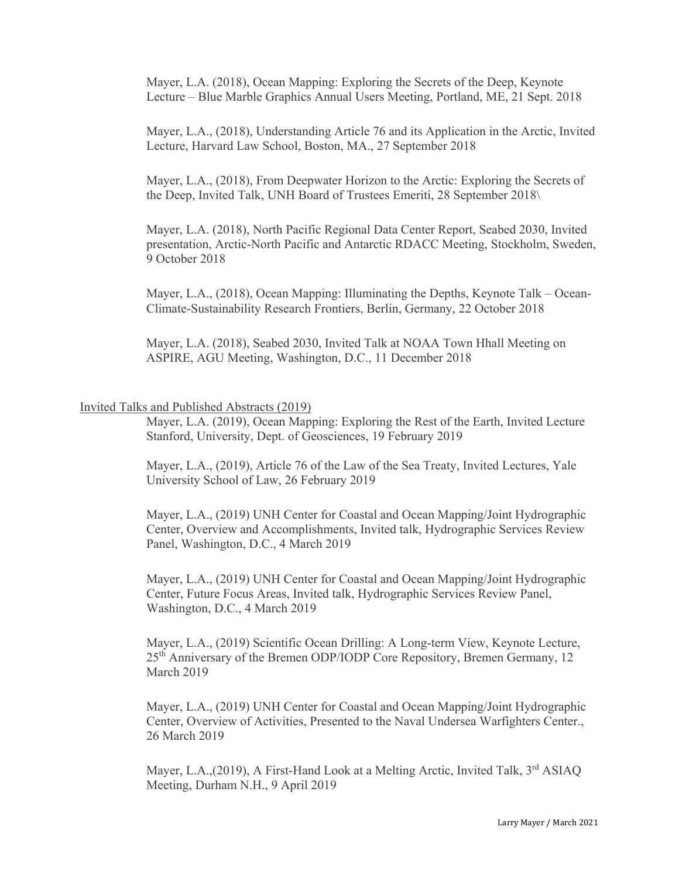Mayer, L.A. (2018), Ocean Mapping: Exploring the Secrets of the Deep, Keynote Lecture – Blue Marble Graphics Annual Users Meeting, Portland, ME, 21 Sept. 2018

Mayer, L.A., (2018), Understanding Article 76 and its Application in the Arctic, Invited Lecture, Harvard Law School, Boston, MA., 27 September 2018

Mayer, L.A., (2018), From Deepwater Horizon to the Arctic: Exploring the Secrets of the Deep, Invited Talk, UNH Board of Trustees Emeriti, 28 September 2018\

Mayer, L.A. (2018), North Pacific Regional Data Center Report, Seabed 2030, Invited presentation, Arctic-North Pacific and Antarctic RDACC Meeting, Stockholm, Sweden, 9 October 2018

Mayer, L.A., (2018), Ocean Mapping: Illuminating the Depths, Keynote Talk – Ocean-Climate-Sustainability Research Frontiers, Berlin, Germany, 22 October 2018

Mayer, L.A. (2018), Seabed 2030, Invited Talk at NOAA Town Hhall Meeting on ASPIRE, AGU Meeting, Washington, D.C., 11 December 2018

<u>Invited Talks and Published Abstracts (2019)</u>

Mayer, L.A. (2019), Ocean Mapping: Exploring the Rest of the Earth, Invited Lecture Stanford, University, Dept. of Geosciences, 19 February 2019

Mayer, L.A., (2019), Article 76 of the Law of the Sea Treaty, Invited Lectures, Yale University School of Law, 26 February 2019

Mayer, L.A., (2019) UNH Center for Coastal and Ocean Mapping/Joint Hydrographic Center, Overview and Accomplishments, Invited talk, Hydrographic Services Review Panel, Washington, D.C., 4 March 2019

Mayer, L.A., (2019) UNH Center for Coastal and Ocean Mapping/Joint Hydrographic Center, Future Focus Areas, Invited talk, Hydrographic Services Review Panel, Washington, D.C., 4 March 2019

Mayer, L.A., (2019) Scientific Ocean Drilling: A Long-term View, Keynote Lecture, 25th Anniversary of the Bremen ODP/IODP Core Repository, Bremen Germany, 12 March 2019

Mayer, L.A., (2019) UNH Center for Coastal and Ocean Mapping/Joint Hydrographic Center, Overview of Activities, Presented to the Naval Undersea Warfighters Center., 26 March 2019

Mayer, L.A.,(2019), A First-Hand Look at a Melting Arctic, Invited Talk, 3rd ASIAQ Meeting, Durham N.H., 9 April 2019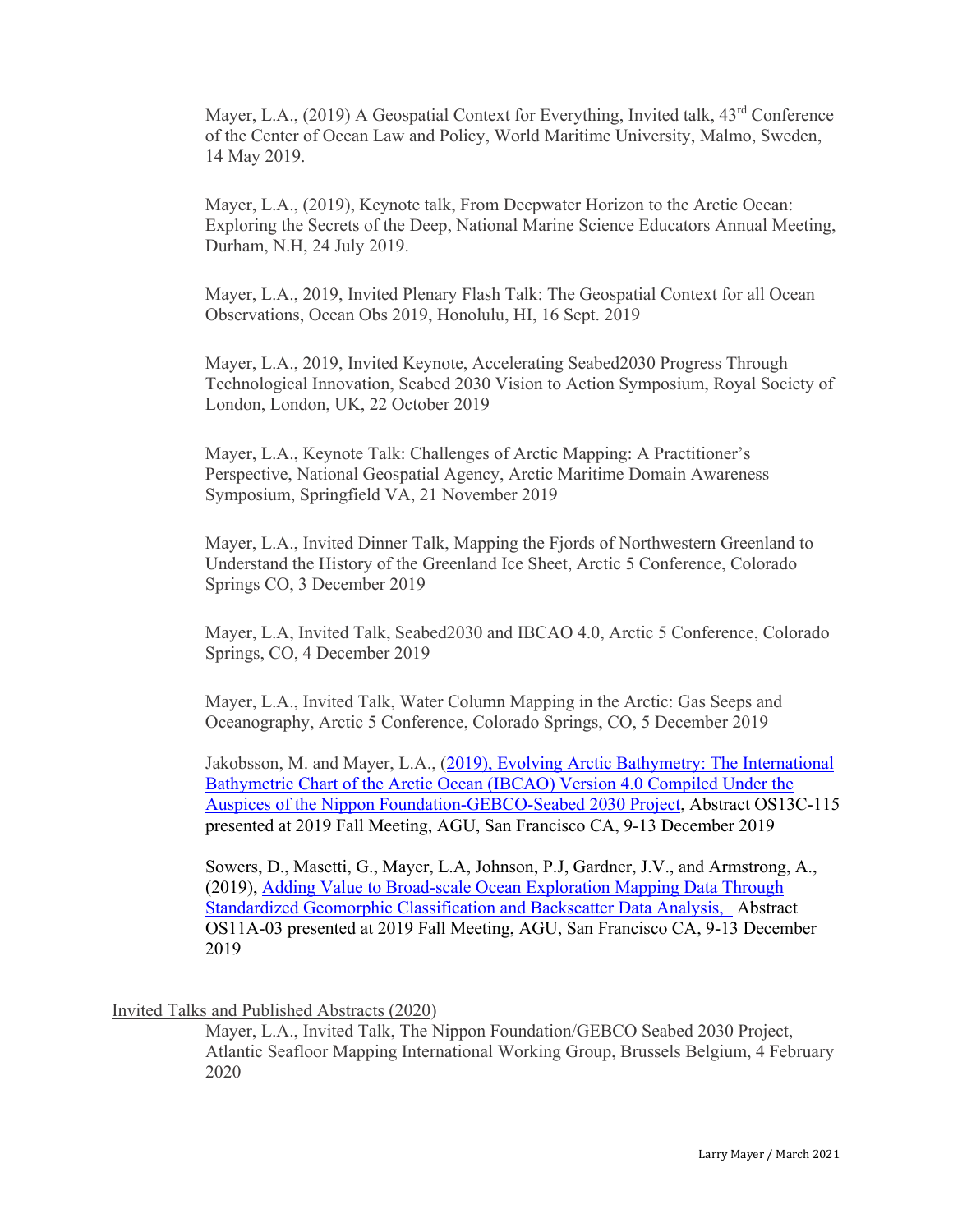Mayer, L.A., (2019) A Geospatial Context for Everything, Invited talk, 43rd Conference of the Center of Ocean Law and Policy, World Maritime University, Malmo, Sweden, 14 May 2019.

Mayer, L.A., (2019), Keynote talk, From Deepwater Horizon to the Arctic Ocean: Exploring the Secrets of the Deep, National Marine Science Educators Annual Meeting, Durham, N.H, 24 July 2019.

Mayer, L.A., 2019, Invited Plenary Flash Talk: The Geospatial Context for all Ocean Observations, Ocean Obs 2019, Honolulu, HI, 16 Sept. 2019

Mayer, L.A., 2019, Invited Keynote, Accelerating Seabed2030 Progress Through Technological Innovation, Seabed 2030 Vision to Action Symposium, Royal Society of London, London, UK, 22 October 2019

Mayer, L.A., Keynote Talk: Challenges of Arctic Mapping: A Practitioner's Perspective, National Geospatial Agency, Arctic Maritime Domain Awareness Symposium, Springfield VA, 21 November 2019

Mayer, L.A., Invited Dinner Talk, Mapping the Fjords of Northwestern Greenland to Understand the History of the Greenland Ice Sheet, Arctic 5 Conference, Colorado Springs CO, 3 December 2019

Mayer, L.A, Invited Talk, Seabed2030 and IBCAO 4.0, Arctic 5 Conference, Colorado Springs, CO, 4 December 2019

Mayer, L.A., Invited Talk, Water Column Mapping in the Arctic: Gas Seeps and Oceanography, Arctic 5 Conference, Colorado Springs, CO, 5 December 2019

Jakobsson, M. and Mayer, L.A., (2019), Evolving Arctic Bathymetry: The International Bathymetric Chart of the Arctic Ocean (IBCAO) Version 4.0 Compiled Under the Auspices of the Nippon Foundation-GEBCO-Seabed 2030 Project, Abstract OS13C-115 presented at 2019 Fall Meeting, AGU, San Francisco CA, 9-13 December 2019

Sowers, D., Masetti, G., Mayer, L.A, Johnson, P.J, Gardner, J.V., and Armstrong, A., (2019), Adding Value to Broad-scale Ocean Exploration Mapping Data Through Standardized Geomorphic Classification and Backscatter Data Analysis, Abstract OS11A-03 presented at 2019 Fall Meeting, AGU, San Francisco CA, 9-13 December 2019

## Invited Talks and Published Abstracts (2020)

Mayer, L.A., Invited Talk, The Nippon Foundation/GEBCO Seabed 2030 Project, Atlantic Seafloor Mapping International Working Group, Brussels Belgium, 4 February 2020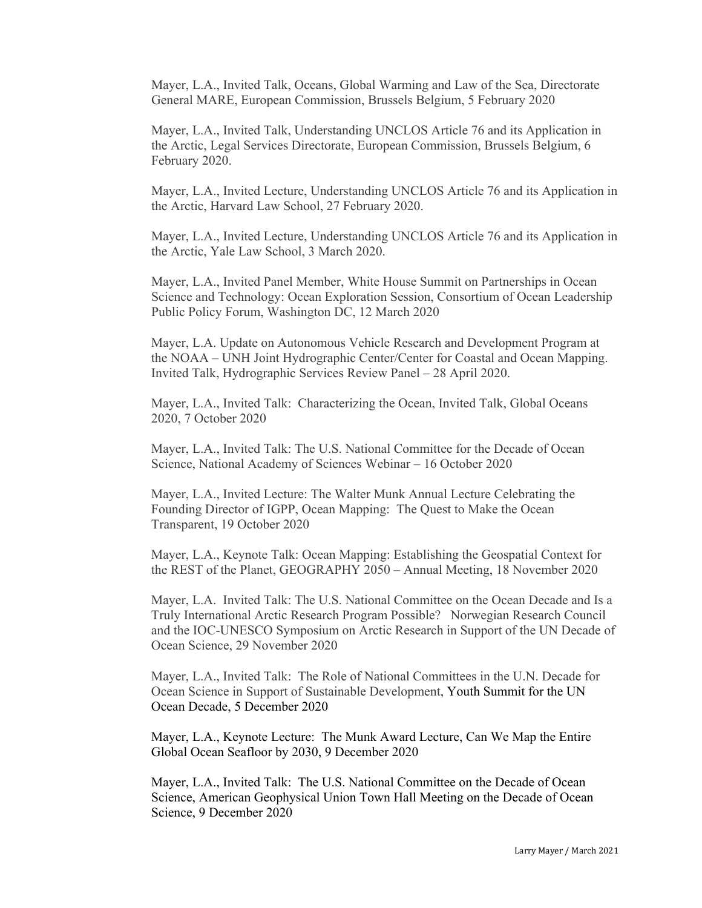Mayer, L.A., Invited Talk, Oceans, Global Warming and Law of the Sea, Directorate General MARE, European Commission, Brussels Belgium, 5 February 2020

Mayer, L.A., Invited Talk, Understanding UNCLOS Article 76 and its Application in the Arctic, Legal Services Directorate, European Commission, Brussels Belgium, 6 February 2020.

Mayer, L.A., Invited Lecture, Understanding UNCLOS Article 76 and its Application in the Arctic, Harvard Law School, 27 February 2020.

Mayer, L.A., Invited Lecture, Understanding UNCLOS Article 76 and its Application in the Arctic, Yale Law School, 3 March 2020.

Mayer, L.A., Invited Panel Member, White House Summit on Partnerships in Ocean Science and Technology: Ocean Exploration Session, Consortium of Ocean Leadership Public Policy Forum, Washington DC, 12 March 2020

Mayer, L.A. Update on Autonomous Vehicle Research and Development Program at the NOAA – UNH Joint Hydrographic Center/Center for Coastal and Ocean Mapping. Invited Talk, Hydrographic Services Review Panel – 28 April 2020.

Mayer, L.A., Invited Talk: Characterizing the Ocean, Invited Talk, Global Oceans 2020, 7 October 2020

Mayer, L.A., Invited Talk: The U.S. National Committee for the Decade of Ocean Science, National Academy of Sciences Webinar – 16 October 2020

Mayer, L.A., Invited Lecture: The Walter Munk Annual Lecture Celebrating the Founding Director of IGPP, Ocean Mapping: The Quest to Make the Ocean Transparent, 19 October 2020

Mayer, L.A., Keynote Talk: Ocean Mapping: Establishing the Geospatial Context for the REST of the Planet, GEOGRAPHY 2050 – Annual Meeting, 18 November 2020

Mayer, L.A. Invited Talk: The U.S. National Committee on the Ocean Decade and Is a Truly International Arctic Research Program Possible? Norwegian Research Council and the IOC-UNESCO Symposium on Arctic Research in Support of the UN Decade of Ocean Science, 29 November 2020

Mayer, L.A., Invited Talk: The Role of National Committees in the U.N. Decade for Ocean Science in Support of Sustainable Development, Youth Summit for the UN Ocean Decade, 5 December 2020

Mayer, L.A., Keynote Lecture: The Munk Award Lecture, Can We Map the Entire Global Ocean Seafloor by 2030, 9 December 2020

Mayer, L.A., Invited Talk: The U.S. National Committee on the Decade of Ocean Science, American Geophysical Union Town Hall Meeting on the Decade of Ocean Science, 9 December 2020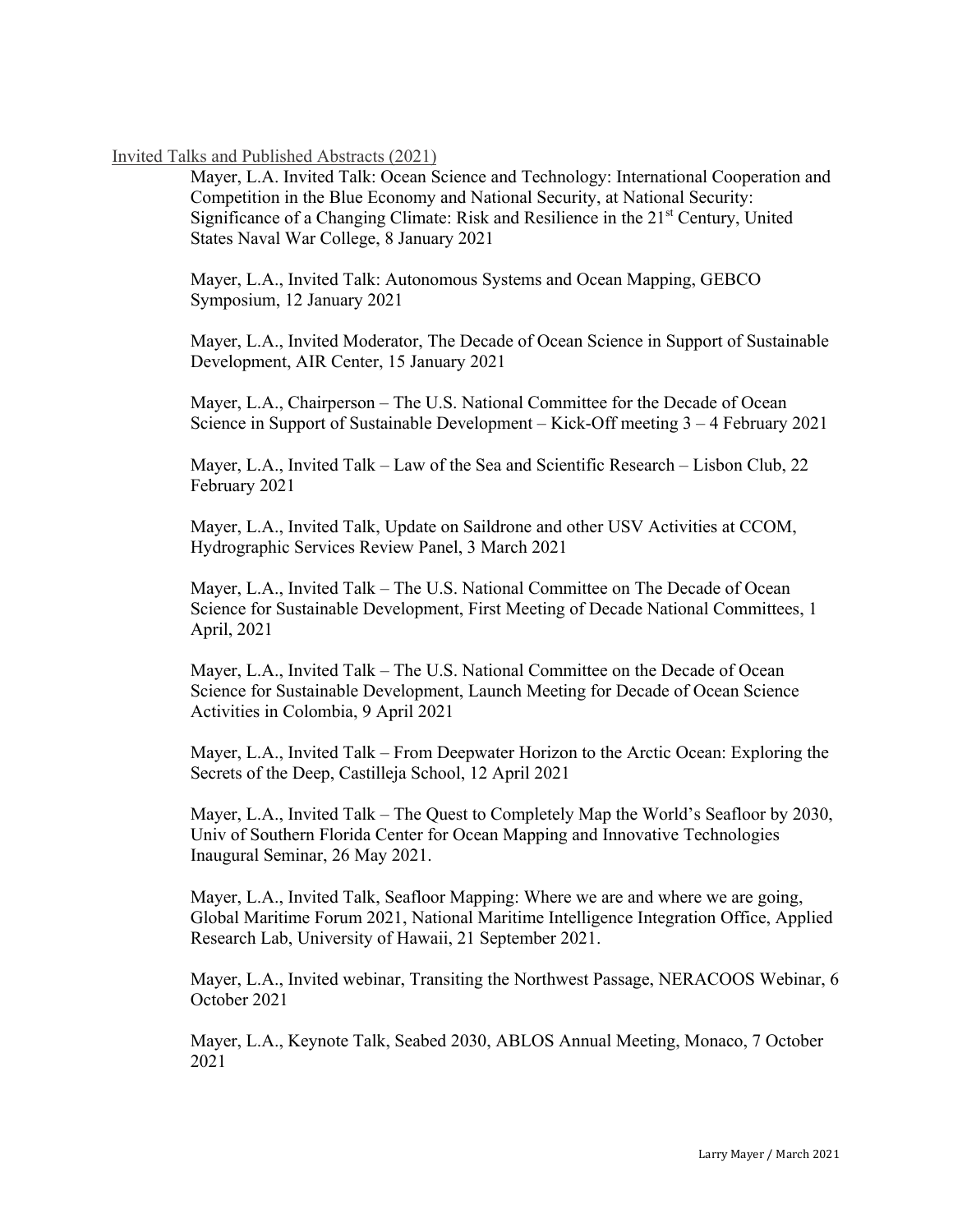## Invited Talks and Published Abstracts (2021)

Mayer, L.A. Invited Talk: Ocean Science and Technology: International Cooperation and Competition in the Blue Economy and National Security, at National Security: Significance of a Changing Climate: Risk and Resilience in the 21st Century, United States Naval War College, 8 January 2021

Mayer, L.A., Invited Talk: Autonomous Systems and Ocean Mapping, GEBCO Symposium, 12 January 2021

Mayer, L.A., Invited Moderator, The Decade of Ocean Science in Support of Sustainable Development, AIR Center, 15 January 2021

Mayer, L.A., Chairperson – The U.S. National Committee for the Decade of Ocean Science in Support of Sustainable Development – Kick-Off meeting 3 – 4 February 2021

Mayer, L.A., Invited Talk – Law of the Sea and Scientific Research – Lisbon Club, 22 February 2021

Mayer, L.A., Invited Talk, Update on Saildrone and other USV Activities at CCOM, Hydrographic Services Review Panel, 3 March 2021

Mayer, L.A., Invited Talk – The U.S. National Committee on The Decade of Ocean Science for Sustainable Development, First Meeting of Decade National Committees, 1 April, 2021

Mayer, L.A., Invited Talk – The U.S. National Committee on the Decade of Ocean Science for Sustainable Development, Launch Meeting for Decade of Ocean Science Activities in Colombia, 9 April 2021

Mayer, L.A., Invited Talk – From Deepwater Horizon to the Arctic Ocean: Exploring the Secrets of the Deep, Castilleja School, 12 April 2021

Mayer, L.A., Invited Talk – The Quest to Completely Map the World's Seafloor by 2030, Univ of Southern Florida Center for Ocean Mapping and Innovative Technologies Inaugural Seminar, 26 May 2021.

Mayer, L.A., Invited Talk, Seafloor Mapping: Where we are and where we are going, Global Maritime Forum 2021, National Maritime Intelligence Integration Office, Applied Research Lab, University of Hawaii, 21 September 2021.

Mayer, L.A., Invited webinar, Transiting the Northwest Passage, NERACOOS Webinar, 6 October 2021

Mayer, L.A., Keynote Talk, Seabed 2030, ABLOS Annual Meeting, Monaco, 7 October 2021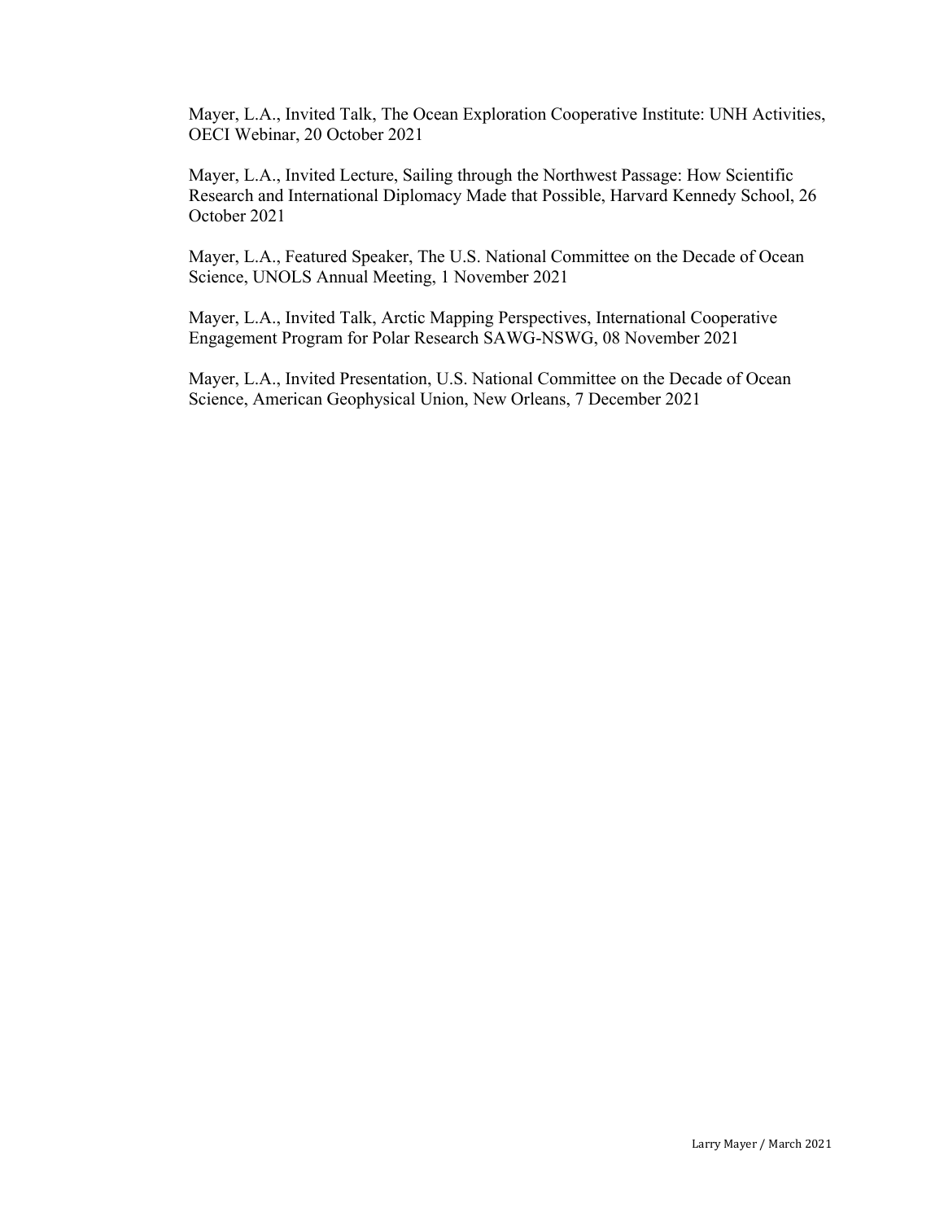Mayer, L.A., Invited Talk, The Ocean Exploration Cooperative Institute: UNH Activities, OECI Webinar, 20 October 2021

Mayer, L.A., Invited Lecture, Sailing through the Northwest Passage: How Scientific Research and International Diplomacy Made that Possible, Harvard Kennedy School, 26 October 2021

Mayer, L.A., Featured Speaker, The U.S. National Committee on the Decade of Ocean Science, UNOLS Annual Meeting, 1 November 2021

Mayer, L.A., Invited Talk, Arctic Mapping Perspectives, International Cooperative Engagement Program for Polar Research SAWG-NSWG, 08 November 2021

Mayer, L.A., Invited Presentation, U.S. National Committee on the Decade of Ocean Science, American Geophysical Union, New Orleans, 7 December 2021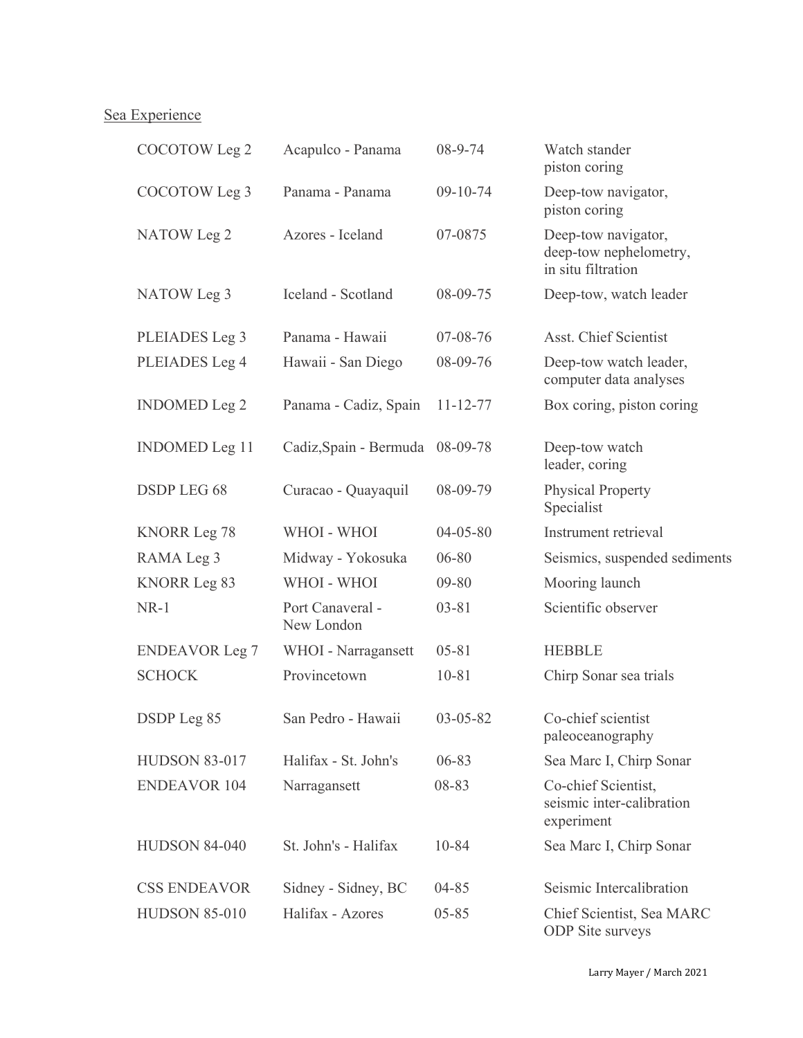Sea Experience

| | | | |
|---|---|---|---|
| COCOTOW Leg 2 | Acapulco - Panama | 08-9-74 | Watch stander piston coring |
| COCOTOW Leg 3 | Panama - Panama | 09-10-74 | Deep-tow navigator, piston coring |
| NATOW Leg 2 | Azores - Iceland | 07-0875 | Deep-tow navigator, deep-tow nephelometry, in situ filtration |
| NATOW Leg 3 | Iceland - Scotland | 08-09-75 | Deep-tow, watch leader |
| PLEIADES Leg 3 | Panama - Hawaii | 07-08-76 | Asst. Chief Scientist |
| PLEIADES Leg 4 | Hawaii - San Diego | 08-09-76 | Deep-tow watch leader, computer data analyses |
| INDOMED Leg 2 | Panama - Cadiz, Spain | 11-12-77 | Box coring, piston coring |
| INDOMED Leg 11 | Cadiz,Spain - Bermuda | 08-09-78 | Deep-tow watch leader, coring |
| DSDP LEG 68 | Curacao - Quayaquil | 08-09-79 | Physical Property Specialist |
| KNORR Leg 78 | WHOI - WHOI | 04-05-80 | Instrument retrieval |
| RAMA Leg 3 | Midway - Yokosuka | 06-80 | Seismics, suspended sediments |
| KNORR Leg 83 | WHOI - WHOI | 09-80 | Mooring launch |
| NR-1 | Port Canaveral - New London | 03-81 | Scientific observer |
| ENDEAVOR Leg 7 | WHOI - Narragansett | 05-81 | HEBBLE |
| SCHOCK | Provincetown | 10-81 | Chirp Sonar sea trials |
| DSDP Leg 85 | San Pedro - Hawaii | 03-05-82 | Co-chief scientist paleoceanography |
| HUDSON 83-017 | Halifax - St. John's | 06-83 | Sea Marc I, Chirp Sonar |
| ENDEAVOR 104 | Narragansett | 08-83 | Co-chief Scientist, seismic inter-calibration experiment |
| HUDSON 84-040 | St. John's - Halifax | 10-84 | Sea Marc I, Chirp Sonar |
| CSS ENDEAVOR | Sidney - Sidney, BC | 04-85 | Seismic Intercalibration |
| HUDSON 85-010 | Halifax - Azores | 05-85 | Chief Scientist, Sea MARC ODP Site surveys |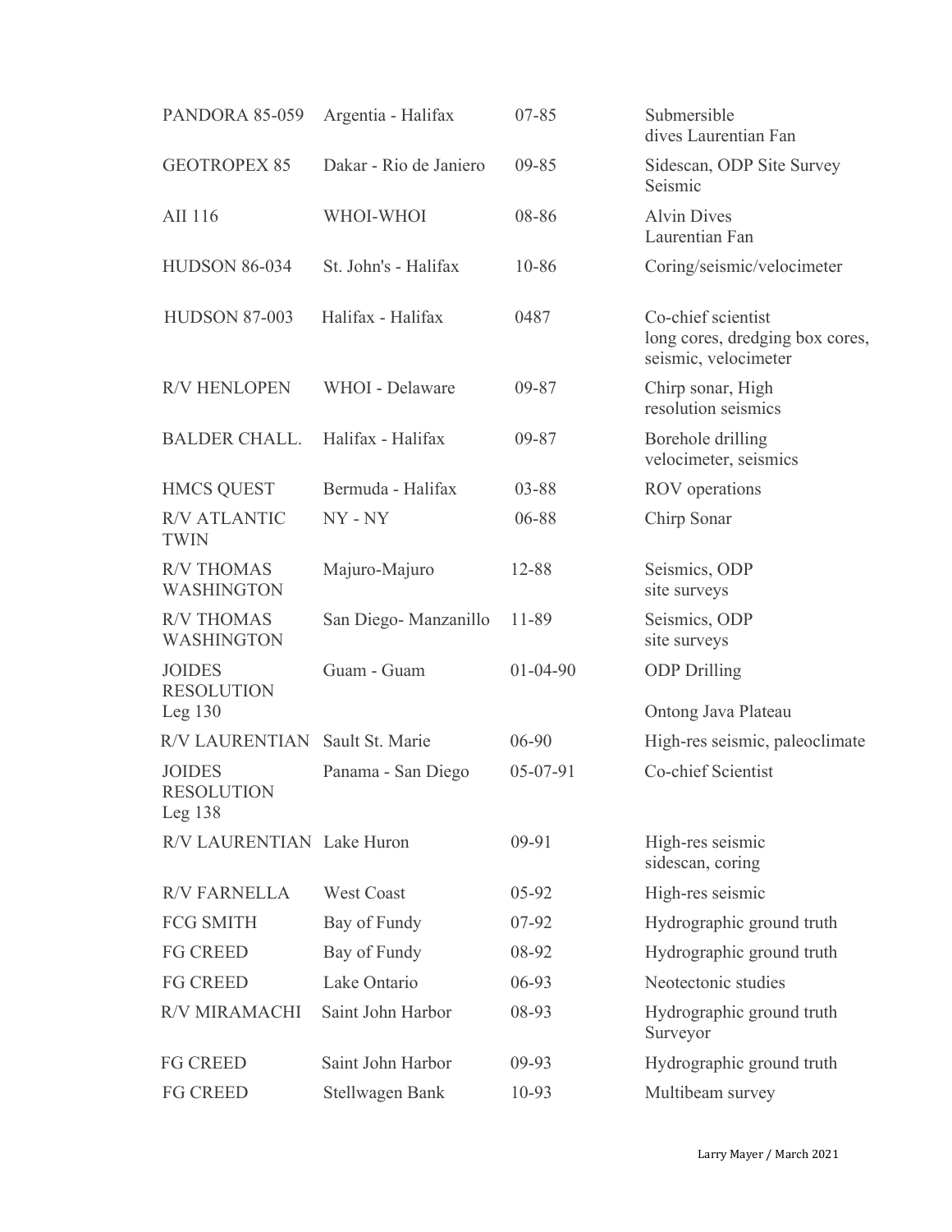| | | | |
|---|---|---|---|
| PANDORA 85-059 | Argentia - Halifax | 07-85 | Submersible dives Laurentian Fan |
| GEOTROPEX 85 | Dakar - Rio de Janiero | 09-85 | Sidescan, ODP Site Survey Seismic |
| AII 116 | WHOI-WHOI | 08-86 | Alvin Dives Laurentian Fan |
| HUDSON 86-034 | St. John's - Halifax | 10-86 | Coring/seismic/velocimeter |
| HUDSON 87-003 | Halifax - Halifax | 0487 | Co-chief scientist long cores, dredging box cores, seismic, velocimeter |
| R/V HENLOPEN | WHOI - Delaware | 09-87 | Chirp sonar, High resolution seismics |
| BALDER CHALL. | Halifax - Halifax | 09-87 | Borehole drilling velocimeter, seismics |
| HMCS QUEST | Bermuda - Halifax | 03-88 | ROV operations |
| R/V ATLANTIC TWIN | NY - NY | 06-88 | Chirp Sonar |
| R/V THOMAS WASHINGTON | Majuro-Majuro | 12-88 | Seismics, ODP site surveys |
| R/V THOMAS WASHINGTON | San Diego- Manzanillo | 11-89 | Seismics, ODP site surveys |
| JOIDES RESOLUTION Leg 130 | Guam - Guam | 01-04-90 | ODP Drilling Ontong Java Plateau |
| R/V LAURENTIAN | Sault St. Marie | 06-90 | High-res seismic, paleoclimate |
| JOIDES RESOLUTION Leg 138 | Panama - San Diego | 05-07-91 | Co-chief Scientist |
| R/V LAURENTIAN | Lake Huron | 09-91 | High-res seismic sidescan, coring |
| R/V FARNELLA | West Coast | 05-92 | High-res seismic |
| FCG SMITH | Bay of Fundy | 07-92 | Hydrographic ground truth |
| FG CREED | Bay of Fundy | 08-92 | Hydrographic ground truth |
| FG CREED | Lake Ontario | 06-93 | Neotectonic studies |
| R/V MIRAMACHI | Saint John Harbor | 08-93 | Hydrographic ground truth Surveyor |
| FG CREED | Saint John Harbor | 09-93 | Hydrographic ground truth |
| FG CREED | Stellwagen Bank | 10-93 | Multibeam survey |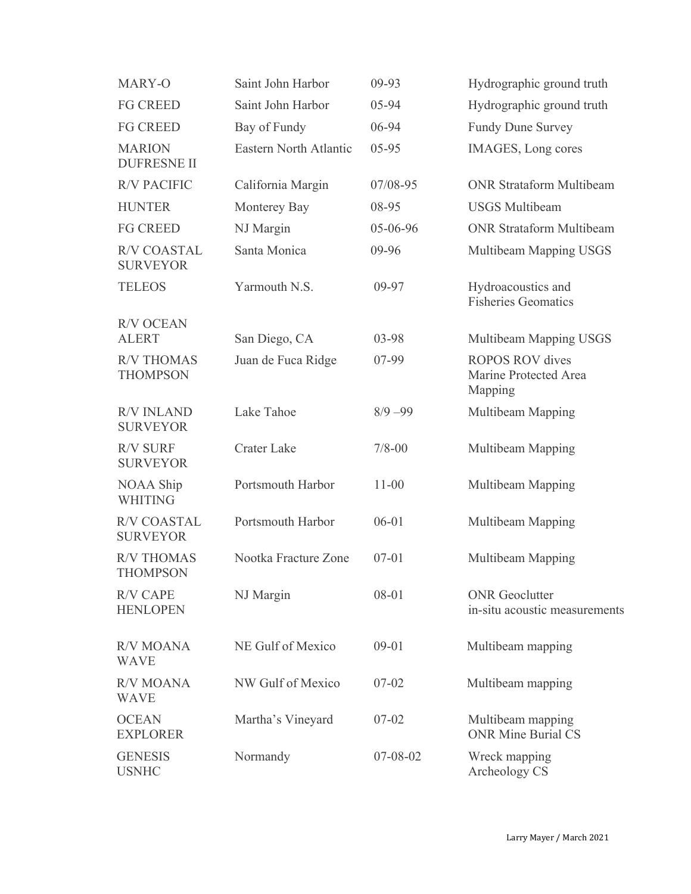| | | | |
|---|---|---|---|
| MARY-O | Saint John Harbor | 09-93 | Hydrographic ground truth |
| FG CREED | Saint John Harbor | 05-94 | Hydrographic ground truth |
| FG CREED | Bay of Fundy | 06-94 | Fundy Dune Survey |
| MARION DUFRESNE II | Eastern North Atlantic | 05-95 | IMAGES, Long cores |
| R/V PACIFIC | California Margin | 07/08-95 | ONR Strataform Multibeam |
| HUNTER | Monterey Bay | 08-95 | USGS Multibeam |
| FG CREED | NJ Margin | 05-06-96 | ONR Strataform Multibeam |
| R/V COASTAL SURVEYOR | Santa Monica | 09-96 | Multibeam Mapping USGS |
| TELEOS | Yarmouth N.S. | 09-97 | Hydroacoustics and Fisheries Geomatics |
| R/V OCEAN ALERT | San Diego, CA | 03-98 | Multibeam Mapping USGS |
| R/V THOMAS THOMPSON | Juan de Fuca Ridge | 07-99 | ROPOS ROV dives Marine Protected Area Mapping |
| R/V INLAND SURVEYOR | Lake Tahoe | 8/9 –99 | Multibeam Mapping |
| R/V SURF SURVEYOR | Crater Lake | 7/8-00 | Multibeam Mapping |
| NOAA Ship WHITING | Portsmouth Harbor | 11-00 | Multibeam Mapping |
| R/V COASTAL SURVEYOR | Portsmouth Harbor | 06-01 | Multibeam Mapping |
| R/V THOMAS THOMPSON | Nootka Fracture Zone | 07-01 | Multibeam Mapping |
| R/V CAPE HENLOPEN | NJ Margin | 08-01 | ONR Geoclutter in-situ acoustic measurements |
| R/V MOANA WAVE | NE Gulf of Mexico | 09-01 | Multibeam mapping |
| R/V MOANA WAVE | NW Gulf of Mexico | 07-02 | Multibeam mapping |
| OCEAN EXPLORER | Martha's Vineyard | 07-02 | Multibeam mapping ONR Mine Burial CS |
| GENESIS USNHC | Normandy | 07-08-02 | Wreck mapping Archeology CS |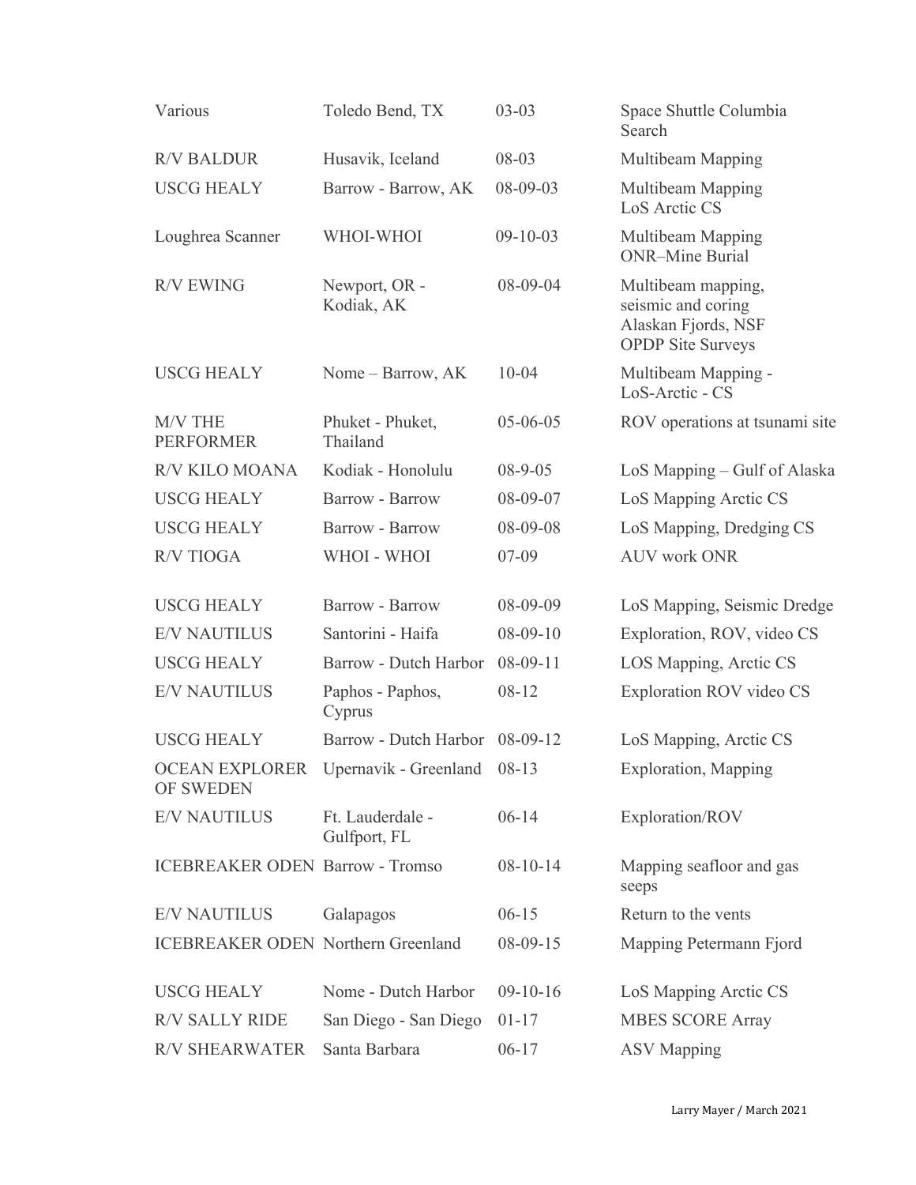| | | | |
|---|---|---|---|
| Various | Toledo Bend, TX | 03-03 | Space Shuttle Columbia Search |
| R/V BALDUR | Husavik, Iceland | 08-03 | Multibeam Mapping |
| USCG HEALY | Barrow - Barrow, AK | 08-09-03 | Multibeam Mapping LoS Arctic CS |
| Loughrea Scanner | WHOI-WHOI | 09-10-03 | Multibeam Mapping ONR–Mine Burial |
| R/V EWING | Newport, OR - Kodiak, AK | 08-09-04 | Multibeam mapping, seismic and coring Alaskan Fjords, NSF OPDP Site Surveys |
| USCG HEALY | Nome – Barrow, AK | 10-04 | Multibeam Mapping - LoS-Arctic - CS |
| M/V THE PERFORMER | Phuket - Phuket, Thailand | 05-06-05 | ROV operations at tsunami site |
| R/V KILO MOANA | Kodiak - Honolulu | 08-9-05 | LoS Mapping – Gulf of Alaska |
| USCG HEALY | Barrow - Barrow | 08-09-07 | LoS Mapping Arctic CS |
| USCG HEALY | Barrow - Barrow | 08-09-08 | LoS Mapping, Dredging CS |
| R/V TIOGA | WHOI - WHOI | 07-09 | AUV work ONR |
| USCG HEALY | Barrow - Barrow | 08-09-09 | LoS Mapping, Seismic Dredge |
| E/V NAUTILUS | Santorini - Haifa | 08-09-10 | Exploration, ROV, video CS |
| USCG HEALY | Barrow - Dutch Harbor | 08-09-11 | LOS Mapping, Arctic CS |
| E/V NAUTILUS | Paphos - Paphos, Cyprus | 08-12 | Exploration ROV video CS |
| USCG HEALY | Barrow - Dutch Harbor | 08-09-12 | LoS Mapping, Arctic CS |
| OCEAN EXPLORER OF SWEDEN | Upernavik - Greenland | 08-13 | Exploration, Mapping |
| E/V NAUTILUS | Ft. Lauderdale - Gulfport, FL | 06-14 | Exploration/ROV |
| ICEBREAKER ODEN | Barrow - Tromso | 08-10-14 | Mapping seafloor and gas seeps |
| E/V NAUTILUS | Galapagos | 06-15 | Return to the vents |
| ICEBREAKER ODEN | Northern Greenland | 08-09-15 | Mapping Petermann Fjord |
| USCG HEALY | Nome - Dutch Harbor | 09-10-16 | LoS Mapping Arctic CS |
| R/V SALLY RIDE | San Diego - San Diego | 01-17 | MBES SCORE Array |
| R/V SHEARWATER | Santa Barbara | 06-17 | ASV Mapping |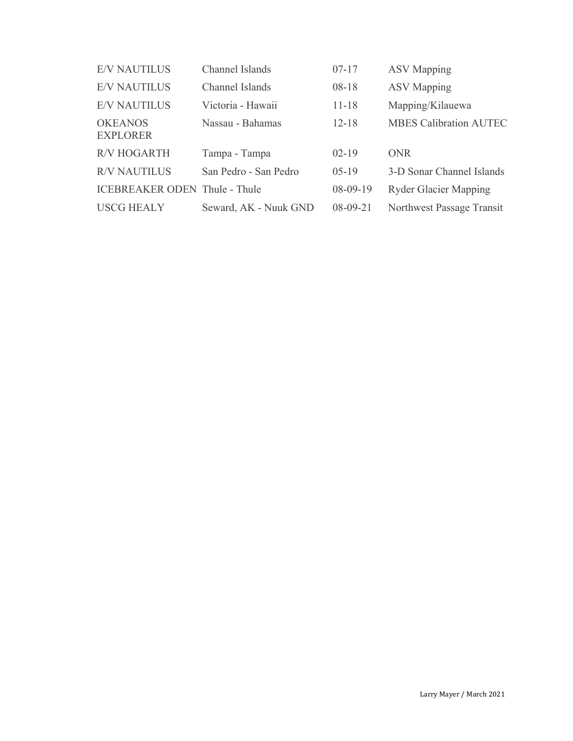| | | | |
|---|---|---|---|
| E/V NAUTILUS | Channel Islands | 07-17 | ASV Mapping |
| E/V NAUTILUS | Channel Islands | 08-18 | ASV Mapping |
| E/V NAUTILUS | Victoria - Hawaii | 11-18 | Mapping/Kilauewa |
| OKEANOS EXPLORER | Nassau - Bahamas | 12-18 | MBES Calibration AUTEC |
| R/V HOGARTH | Tampa - Tampa | 02-19 | ONR |
| R/V NAUTILUS | San Pedro - San Pedro | 05-19 | 3-D Sonar Channel Islands |
| ICEBREAKER ODEN | Thule - Thule | 08-09-19 | Ryder Glacier Mapping |
| USCG HEALY | Seward, AK - Nuuk GND | 08-09-21 | Northwest Passage Transit |